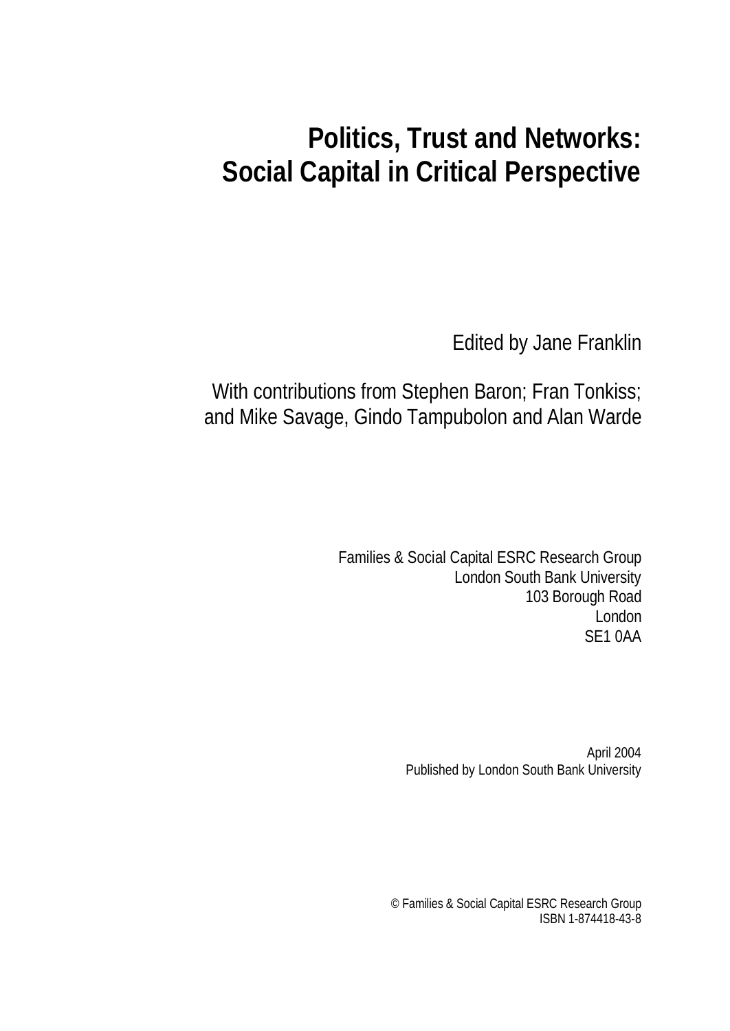# Politics, Trust and Networks: Social Capital in Critical Perspective

Edited by Jane Franklin

With contributions from Stephen Baron; Fran Tonkiss; and Mike Savage, Gindo Tampubolon and Alan Warde

Families & Social Capital ESRC Research Group
London South Bank University
103 Borough Road
London
SE1 0AA

April 2004
Published by London South Bank University

© Families & Social Capital ESRC Research Group
ISBN 1-874418-43-8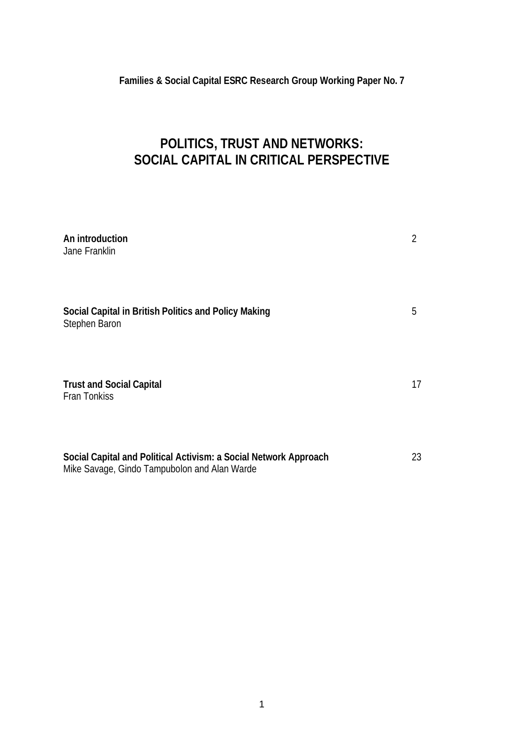**Families & Social Capital ESRC Research Group Working Paper No. 7**

# POLITICS, TRUST AND NETWORKS: SOCIAL CAPITAL IN CRITICAL PERSPECTIVE

| | |
|---|---|
| **An introduction**<br>Jane Franklin | 2 |
| **Social Capital in British Politics and Policy Making**<br>Stephen Baron | 5 |
| **Trust and Social Capital**<br>Fran Tonkiss | 17 |
| **Social Capital and Political Activism: a Social Network Approach**<br>Mike Savage, Gindo Tampubolon and Alan Warde | 23 |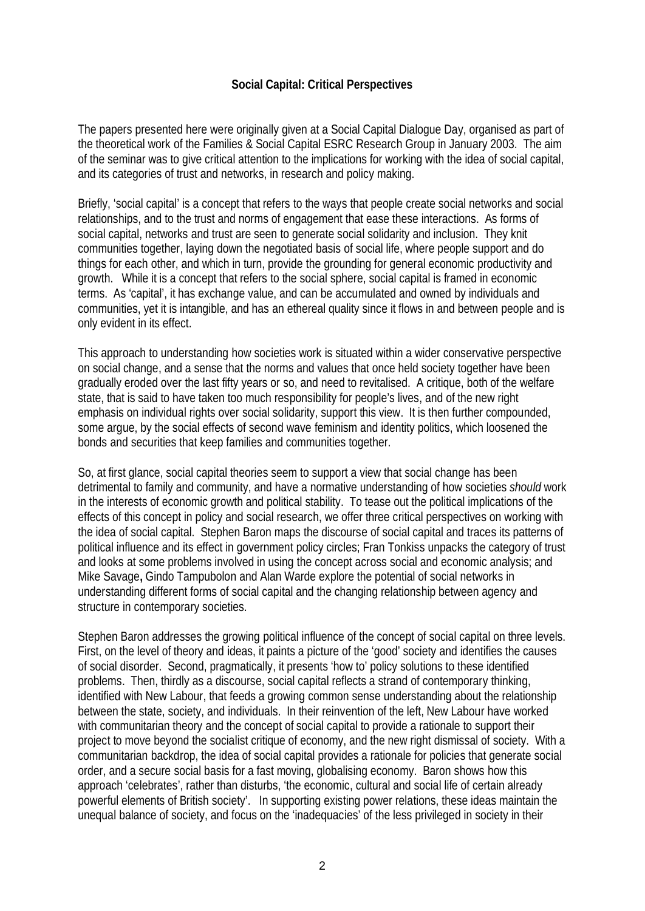**Social Capital: Critical Perspectives**

The papers presented here were originally given at a Social Capital Dialogue Day, organised as part of the theoretical work of the Families & Social Capital ESRC Research Group in January 2003. The aim of the seminar was to give critical attention to the implications for working with the idea of social capital, and its categories of trust and networks, in research and policy making.

Briefly, 'social capital' is a concept that refers to the ways that people create social networks and social relationships, and to the trust and norms of engagement that ease these interactions. As forms of social capital, networks and trust are seen to generate social solidarity and inclusion. They knit communities together, laying down the negotiated basis of social life, where people support and do things for each other, and which in turn, provide the grounding for general economic productivity and growth. While it is a concept that refers to the social sphere, social capital is framed in economic terms. As 'capital', it has exchange value, and can be accumulated and owned by individuals and communities, yet it is intangible, and has an ethereal quality since it flows in and between people and is only evident in its effect.

This approach to understanding how societies work is situated within a wider conservative perspective on social change, and a sense that the norms and values that once held society together have been gradually eroded over the last fifty years or so, and need to revitalised. A critique, both of the welfare state, that is said to have taken too much responsibility for people's lives, and of the new right emphasis on individual rights over social solidarity, support this view. It is then further compounded, some argue, by the social effects of second wave feminism and identity politics, which loosened the bonds and securities that keep families and communities together.

So, at first glance, social capital theories seem to support a view that social change has been detrimental to family and community, and have a normative understanding of how societies *should* work in the interests of economic growth and political stability. To tease out the political implications of the effects of this concept in policy and social research, we offer three critical perspectives on working with the idea of social capital. Stephen Baron maps the discourse of social capital and traces its patterns of political influence and its effect in government policy circles; Fran Tonkiss unpacks the category of trust and looks at some problems involved in using the concept across social and economic analysis; and Mike Savage**,** Gindo Tampubolon and Alan Warde explore the potential of social networks in understanding different forms of social capital and the changing relationship between agency and structure in contemporary societies.

Stephen Baron addresses the growing political influence of the concept of social capital on three levels. First, on the level of theory and ideas, it paints a picture of the 'good' society and identifies the causes of social disorder. Second, pragmatically, it presents 'how to' policy solutions to these identified problems. Then, thirdly as a discourse, social capital reflects a strand of contemporary thinking, identified with New Labour, that feeds a growing common sense understanding about the relationship between the state, society, and individuals. In their reinvention of the left, New Labour have worked with communitarian theory and the concept of social capital to provide a rationale to support their project to move beyond the socialist critique of economy, and the new right dismissal of society. With a communitarian backdrop, the idea of social capital provides a rationale for policies that generate social order, and a secure social basis for a fast moving, globalising economy. Baron shows how this approach 'celebrates', rather than disturbs, 'the economic, cultural and social life of certain already powerful elements of British society'. In supporting existing power relations, these ideas maintain the unequal balance of society, and focus on the 'inadequacies' of the less privileged in society in their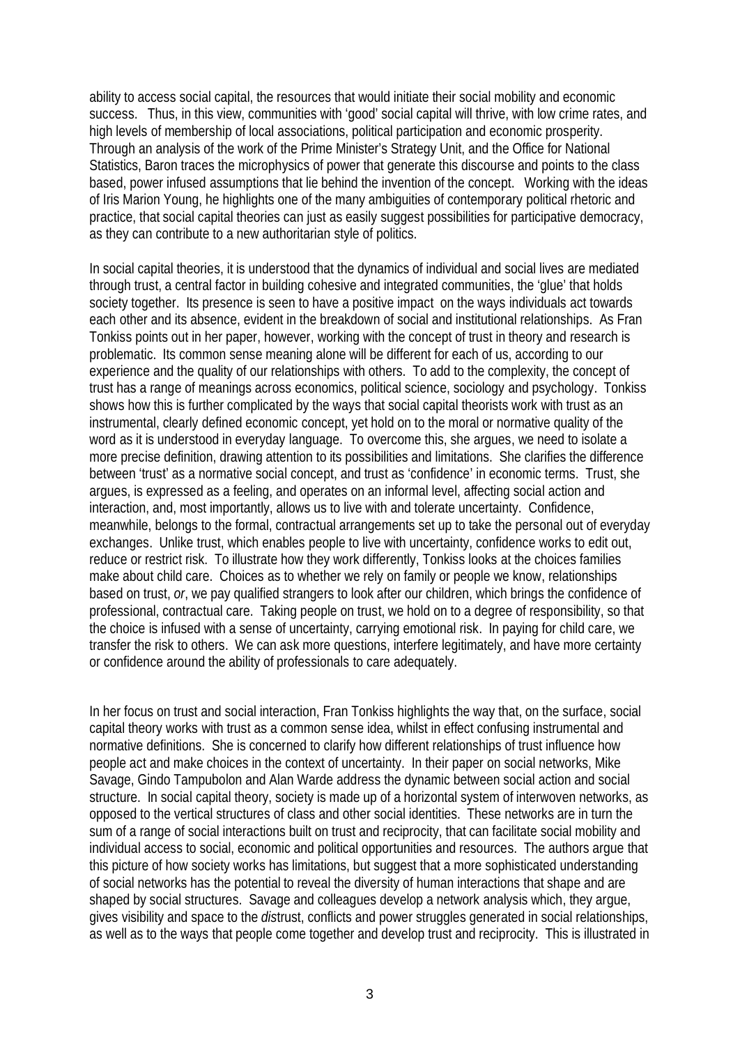ability to access social capital, the resources that would initiate their social mobility and economic success. Thus, in this view, communities with 'good' social capital will thrive, with low crime rates, and high levels of membership of local associations, political participation and economic prosperity. Through an analysis of the work of the Prime Minister's Strategy Unit, and the Office for National Statistics, Baron traces the microphysics of power that generate this discourse and points to the class based, power infused assumptions that lie behind the invention of the concept. Working with the ideas of Iris Marion Young, he highlights one of the many ambiguities of contemporary political rhetoric and practice, that social capital theories can just as easily suggest possibilities for participative democracy, as they can contribute to a new authoritarian style of politics.

In social capital theories, it is understood that the dynamics of individual and social lives are mediated through trust, a central factor in building cohesive and integrated communities, the 'glue' that holds society together. Its presence is seen to have a positive impact on the ways individuals act towards each other and its absence, evident in the breakdown of social and institutional relationships. As Fran Tonkiss points out in her paper, however, working with the concept of trust in theory and research is problematic. Its common sense meaning alone will be different for each of us, according to our experience and the quality of our relationships with others. To add to the complexity, the concept of trust has a range of meanings across economics, political science, sociology and psychology. Tonkiss shows how this is further complicated by the ways that social capital theorists work with trust as an instrumental, clearly defined economic concept, yet hold on to the moral or normative quality of the word as it is understood in everyday language. To overcome this, she argues, we need to isolate a more precise definition, drawing attention to its possibilities and limitations. She clarifies the difference between 'trust' as a normative social concept, and trust as 'confidence' in economic terms. Trust, she argues, is expressed as a feeling, and operates on an informal level, affecting social action and interaction, and, most importantly, allows us to live with and tolerate uncertainty. Confidence, meanwhile, belongs to the formal, contractual arrangements set up to take the personal out of everyday exchanges. Unlike trust, which enables people to live with uncertainty, confidence works to edit out, reduce or restrict risk. To illustrate how they work differently, Tonkiss looks at the choices families make about child care. Choices as to whether we rely on family or people we know, relationships based on trust, *or*, we pay qualified strangers to look after our children, which brings the confidence of professional, contractual care. Taking people on trust, we hold on to a degree of responsibility, so that the choice is infused with a sense of uncertainty, carrying emotional risk. In paying for child care, we transfer the risk to others. We can ask more questions, interfere legitimately, and have more certainty or confidence around the ability of professionals to care adequately.

In her focus on trust and social interaction, Fran Tonkiss highlights the way that, on the surface, social capital theory works with trust as a common sense idea, whilst in effect confusing instrumental and normative definitions. She is concerned to clarify how different relationships of trust influence how people act and make choices in the context of uncertainty. In their paper on social networks, Mike Savage, Gindo Tampubolon and Alan Warde address the dynamic between social action and social structure. In social capital theory, society is made up of a horizontal system of interwoven networks, as opposed to the vertical structures of class and other social identities. These networks are in turn the sum of a range of social interactions built on trust and reciprocity, that can facilitate social mobility and individual access to social, economic and political opportunities and resources. The authors argue that this picture of how society works has limitations, but suggest that a more sophisticated understanding of social networks has the potential to reveal the diversity of human interactions that shape and are shaped by social structures. Savage and colleagues develop a network analysis which, they argue, gives visibility and space to the *dis*trust, conflicts and power struggles generated in social relationships, as well as to the ways that people come together and develop trust and reciprocity. This is illustrated in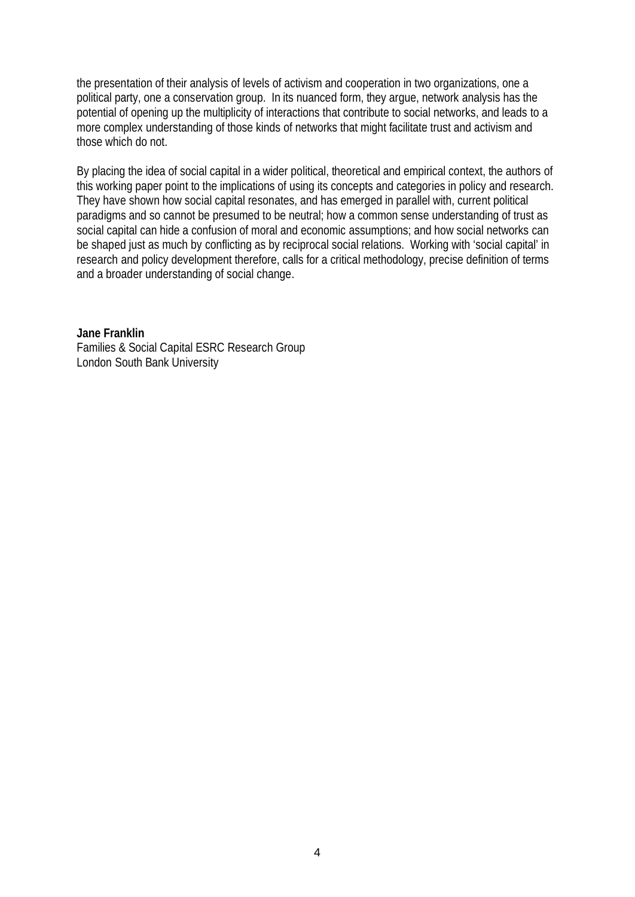the presentation of their analysis of levels of activism and cooperation in two organizations, one a political party, one a conservation group. In its nuanced form, they argue, network analysis has the potential of opening up the multiplicity of interactions that contribute to social networks, and leads to a more complex understanding of those kinds of networks that might facilitate trust and activism and those which do not.

By placing the idea of social capital in a wider political, theoretical and empirical context, the authors of this working paper point to the implications of using its concepts and categories in policy and research. They have shown how social capital resonates, and has emerged in parallel with, current political paradigms and so cannot be presumed to be neutral; how a common sense understanding of trust as social capital can hide a confusion of moral and economic assumptions; and how social networks can be shaped just as much by conflicting as by reciprocal social relations. Working with 'social capital' in research and policy development therefore, calls for a critical methodology, precise definition of terms and a broader understanding of social change.

**Jane Franklin**
Families & Social Capital ESRC Research Group
London South Bank University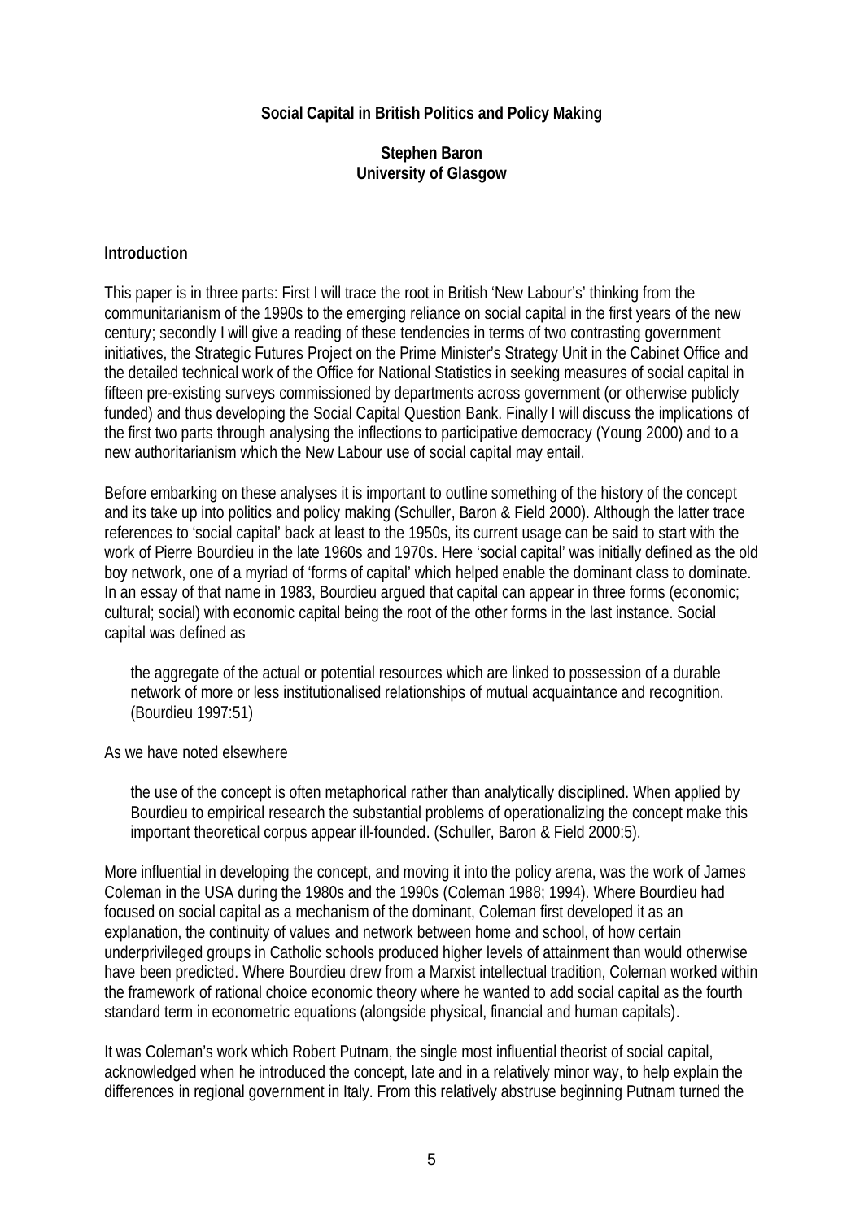**Social Capital in British Politics and Policy Making**

**Stephen Baron**
**University of Glasgow**

**Introduction**

This paper is in three parts: First I will trace the root in British 'New Labour's' thinking from the communitarianism of the 1990s to the emerging reliance on social capital in the first years of the new century; secondly I will give a reading of these tendencies in terms of two contrasting government initiatives, the Strategic Futures Project on the Prime Minister's Strategy Unit in the Cabinet Office and the detailed technical work of the Office for National Statistics in seeking measures of social capital in fifteen pre-existing surveys commissioned by departments across government (or otherwise publicly funded) and thus developing the Social Capital Question Bank. Finally I will discuss the implications of the first two parts through analysing the inflections to participative democracy (Young 2000) and to a new authoritarianism which the New Labour use of social capital may entail.

Before embarking on these analyses it is important to outline something of the history of the concept and its take up into politics and policy making (Schuller, Baron & Field 2000). Although the latter trace references to 'social capital' back at least to the 1950s, its current usage can be said to start with the work of Pierre Bourdieu in the late 1960s and 1970s. Here 'social capital' was initially defined as the old boy network, one of a myriad of 'forms of capital' which helped enable the dominant class to dominate. In an essay of that name in 1983, Bourdieu argued that capital can appear in three forms (economic; cultural; social) with economic capital being the root of the other forms in the last instance. Social capital was defined as

> the aggregate of the actual or potential resources which are linked to possession of a durable network of more or less institutionalised relationships of mutual acquaintance and recognition. (Bourdieu 1997:51)

As we have noted elsewhere

> the use of the concept is often metaphorical rather than analytically disciplined. When applied by Bourdieu to empirical research the substantial problems of operationalizing the concept make this important theoretical corpus appear ill-founded. (Schuller, Baron & Field 2000:5).

More influential in developing the concept, and moving it into the policy arena, was the work of James Coleman in the USA during the 1980s and the 1990s (Coleman 1988; 1994). Where Bourdieu had focused on social capital as a mechanism of the dominant, Coleman first developed it as an explanation, the continuity of values and network between home and school, of how certain underprivileged groups in Catholic schools produced higher levels of attainment than would otherwise have been predicted. Where Bourdieu drew from a Marxist intellectual tradition, Coleman worked within the framework of rational choice economic theory where he wanted to add social capital as the fourth standard term in econometric equations (alongside physical, financial and human capitals).

It was Coleman's work which Robert Putnam, the single most influential theorist of social capital, acknowledged when he introduced the concept, late and in a relatively minor way, to help explain the differences in regional government in Italy. From this relatively abstruse beginning Putnam turned the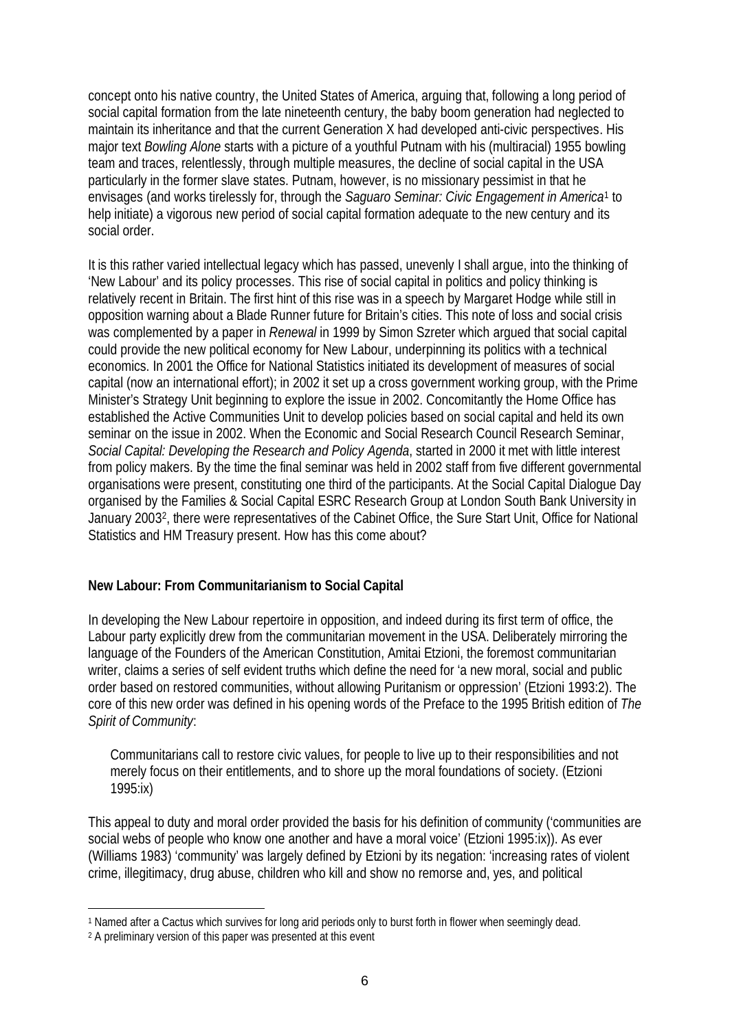concept onto his native country, the United States of America, arguing that, following a long period of social capital formation from the late nineteenth century, the baby boom generation had neglected to maintain its inheritance and that the current Generation X had developed anti-civic perspectives. His major text *Bowling Alone* starts with a picture of a youthful Putnam with his (multiracial) 1955 bowling team and traces, relentlessly, through multiple measures, the decline of social capital in the USA particularly in the former slave states. Putnam, however, is no missionary pessimist in that he envisages (and works tirelessly for, through the *Saguaro Seminar: Civic Engagement in America*[1] to help initiate) a vigorous new period of social capital formation adequate to the new century and its social order.

It is this rather varied intellectual legacy which has passed, unevenly I shall argue, into the thinking of 'New Labour' and its policy processes. This rise of social capital in politics and policy thinking is relatively recent in Britain. The first hint of this rise was in a speech by Margaret Hodge while still in opposition warning about a Blade Runner future for Britain's cities. This note of loss and social crisis was complemented by a paper in *Renewal* in 1999 by Simon Szreter which argued that social capital could provide the new political economy for New Labour, underpinning its politics with a technical economics. In 2001 the Office for National Statistics initiated its development of measures of social capital (now an international effort); in 2002 it set up a cross government working group, with the Prime Minister's Strategy Unit beginning to explore the issue in 2002. Concomitantly the Home Office has established the Active Communities Unit to develop policies based on social capital and held its own seminar on the issue in 2002. When the Economic and Social Research Council Research Seminar, *Social Capital: Developing the Research and Policy Agenda*, started in 2000 it met with little interest from policy makers. By the time the final seminar was held in 2002 staff from five different governmental organisations were present, constituting one third of the participants. At the Social Capital Dialogue Day organised by the Families & Social Capital ESRC Research Group at London South Bank University in January 2003[2], there were representatives of the Cabinet Office, the Sure Start Unit, Office for National Statistics and HM Treasury present. How has this come about?

## New Labour: From Communitarianism to Social Capital

In developing the New Labour repertoire in opposition, and indeed during its first term of office, the Labour party explicitly drew from the communitarian movement in the USA. Deliberately mirroring the language of the Founders of the American Constitution, Amitai Etzioni, the foremost communitarian writer, claims a series of self evident truths which define the need for 'a new moral, social and public order based on restored communities, without allowing Puritanism or oppression' (Etzioni 1993:2). The core of this new order was defined in his opening words of the Preface to the 1995 British edition of *The Spirit of Community*:

> Communitarians call to restore civic values, for people to live up to their responsibilities and not merely focus on their entitlements, and to shore up the moral foundations of society. (Etzioni 1995:ix)

This appeal to duty and moral order provided the basis for his definition of community ('communities are social webs of people who know one another and have a moral voice' (Etzioni 1995:ix)). As ever (Williams 1983) 'community' was largely defined by Etzioni by its negation: 'increasing rates of violent crime, illegitimacy, drug abuse, children who kill and show no remorse and, yes, and political

---

[1] Named after a Cactus which survives for long arid periods only to burst forth in flower when seemingly dead.

[2] A preliminary version of this paper was presented at this event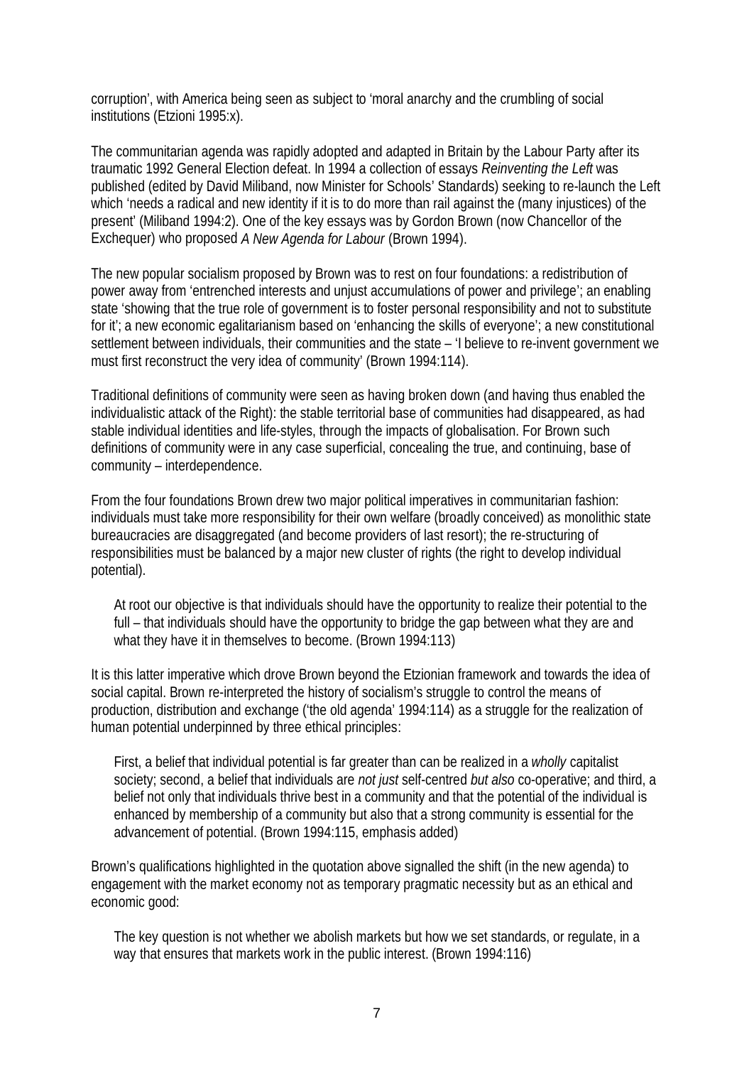corruption', with America being seen as subject to 'moral anarchy and the crumbling of social institutions (Etzioni 1995:x).

The communitarian agenda was rapidly adopted and adapted in Britain by the Labour Party after its traumatic 1992 General Election defeat. In 1994 a collection of essays *Reinventing the Left* was published (edited by David Miliband, now Minister for Schools' Standards) seeking to re-launch the Left which 'needs a radical and new identity if it is to do more than rail against the (many injustices) of the present' (Miliband 1994:2). One of the key essays was by Gordon Brown (now Chancellor of the Exchequer) who proposed *A New Agenda for Labour* (Brown 1994).

The new popular socialism proposed by Brown was to rest on four foundations: a redistribution of power away from 'entrenched interests and unjust accumulations of power and privilege'; an enabling state 'showing that the true role of government is to foster personal responsibility and not to substitute for it'; a new economic egalitarianism based on 'enhancing the skills of everyone'; a new constitutional settlement between individuals, their communities and the state – 'I believe to re-invent government we must first reconstruct the very idea of community' (Brown 1994:114).

Traditional definitions of community were seen as having broken down (and having thus enabled the individualistic attack of the Right): the stable territorial base of communities had disappeared, as had stable individual identities and life-styles, through the impacts of globalisation. For Brown such definitions of community were in any case superficial, concealing the true, and continuing, base of community – interdependence.

From the four foundations Brown drew two major political imperatives in communitarian fashion: individuals must take more responsibility for their own welfare (broadly conceived) as monolithic state bureaucracies are disaggregated (and become providers of last resort); the re-structuring of responsibilities must be balanced by a major new cluster of rights (the right to develop individual potential).

> At root our objective is that individuals should have the opportunity to realize their potential to the full – that individuals should have the opportunity to bridge the gap between what they are and what they have it in themselves to become. (Brown 1994:113)

It is this latter imperative which drove Brown beyond the Etzionian framework and towards the idea of social capital. Brown re-interpreted the history of socialism's struggle to control the means of production, distribution and exchange ('the old agenda' 1994:114) as a struggle for the realization of human potential underpinned by three ethical principles:

> First, a belief that individual potential is far greater than can be realized in a *wholly* capitalist society; second, a belief that individuals are *not just* self-centred *but also* co-operative; and third, a belief not only that individuals thrive best in a community and that the potential of the individual is enhanced by membership of a community but also that a strong community is essential for the advancement of potential. (Brown 1994:115, emphasis added)

Brown's qualifications highlighted in the quotation above signalled the shift (in the new agenda) to engagement with the market economy not as temporary pragmatic necessity but as an ethical and economic good:

> The key question is not whether we abolish markets but how we set standards, or regulate, in a way that ensures that markets work in the public interest. (Brown 1994:116)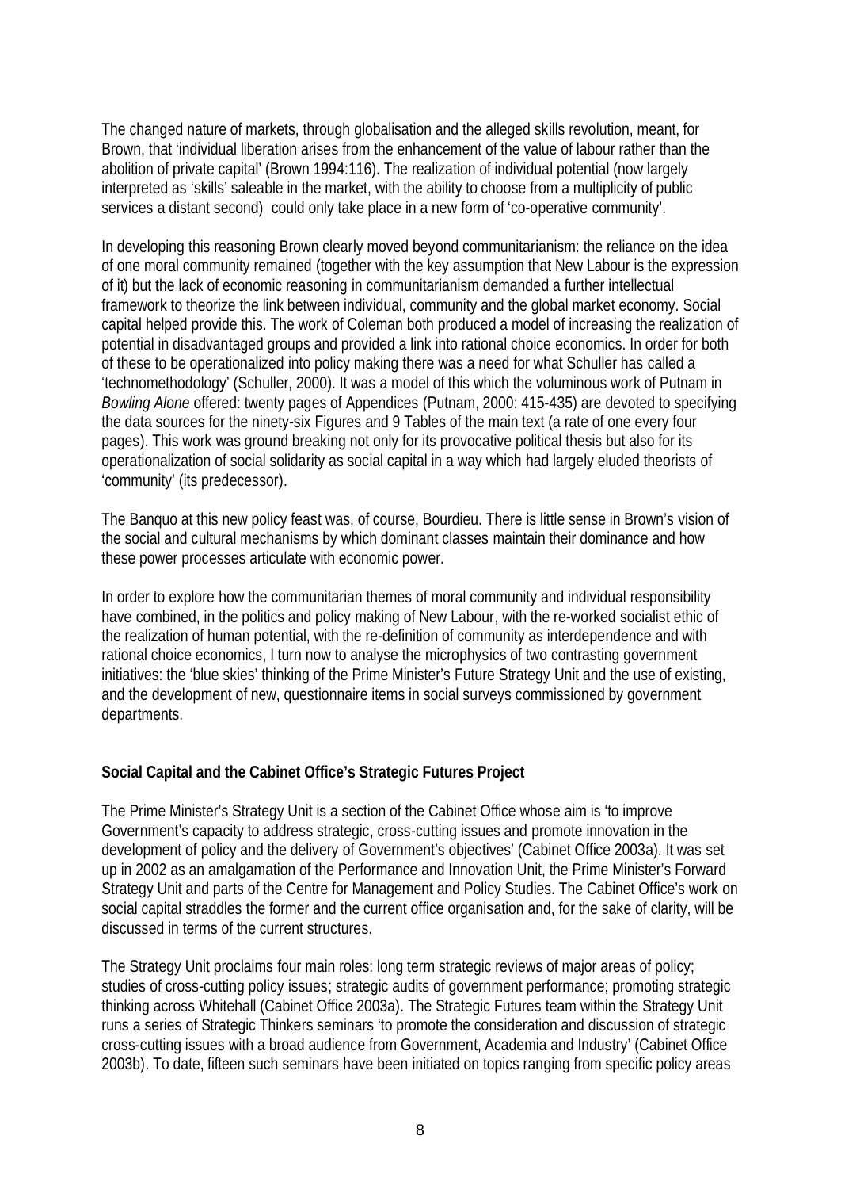The changed nature of markets, through globalisation and the alleged skills revolution, meant, for Brown, that 'individual liberation arises from the enhancement of the value of labour rather than the abolition of private capital' (Brown 1994:116). The realization of individual potential (now largely interpreted as 'skills' saleable in the market, with the ability to choose from a multiplicity of public services a distant second) could only take place in a new form of 'co-operative community'.

In developing this reasoning Brown clearly moved beyond communitarianism: the reliance on the idea of one moral community remained (together with the key assumption that New Labour is the expression of it) but the lack of economic reasoning in communitarianism demanded a further intellectual framework to theorize the link between individual, community and the global market economy. Social capital helped provide this. The work of Coleman both produced a model of increasing the realization of potential in disadvantaged groups and provided a link into rational choice economics. In order for both of these to be operationalized into policy making there was a need for what Schuller has called a 'technomethodology' (Schuller, 2000). It was a model of this which the voluminous work of Putnam in *Bowling Alone* offered: twenty pages of Appendices (Putnam, 2000: 415-435) are devoted to specifying the data sources for the ninety-six Figures and 9 Tables of the main text (a rate of one every four pages). This work was ground breaking not only for its provocative political thesis but also for its operationalization of social solidarity as social capital in a way which had largely eluded theorists of 'community' (its predecessor).

The Banquo at this new policy feast was, of course, Bourdieu. There is little sense in Brown's vision of the social and cultural mechanisms by which dominant classes maintain their dominance and how these power processes articulate with economic power.

In order to explore how the communitarian themes of moral community and individual responsibility have combined, in the politics and policy making of New Labour, with the re-worked socialist ethic of the realization of human potential, with the re-definition of community as interdependence and with rational choice economics, I turn now to analyse the microphysics of two contrasting government initiatives: the 'blue skies' thinking of the Prime Minister's Future Strategy Unit and the use of existing, and the development of new, questionnaire items in social surveys commissioned by government departments.

**Social Capital and the Cabinet Office's Strategic Futures Project**

The Prime Minister's Strategy Unit is a section of the Cabinet Office whose aim is 'to improve Government's capacity to address strategic, cross-cutting issues and promote innovation in the development of policy and the delivery of Government's objectives' (Cabinet Office 2003a). It was set up in 2002 as an amalgamation of the Performance and Innovation Unit, the Prime Minister's Forward Strategy Unit and parts of the Centre for Management and Policy Studies. The Cabinet Office's work on social capital straddles the former and the current office organisation and, for the sake of clarity, will be discussed in terms of the current structures.

The Strategy Unit proclaims four main roles: long term strategic reviews of major areas of policy; studies of cross-cutting policy issues; strategic audits of government performance; promoting strategic thinking across Whitehall (Cabinet Office 2003a). The Strategic Futures team within the Strategy Unit runs a series of Strategic Thinkers seminars 'to promote the consideration and discussion of strategic cross-cutting issues with a broad audience from Government, Academia and Industry' (Cabinet Office 2003b). To date, fifteen such seminars have been initiated on topics ranging from specific policy areas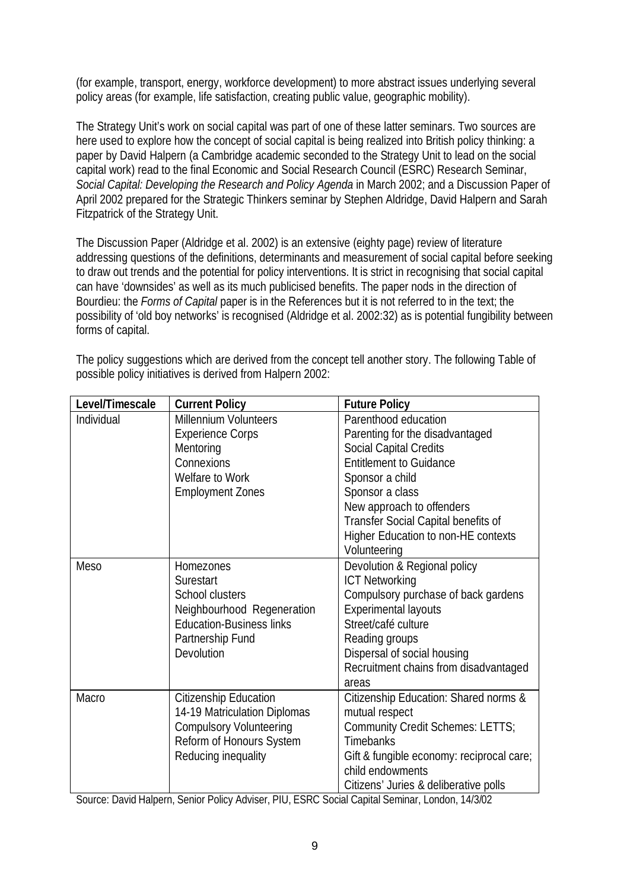(for example, transport, energy, workforce development) to more abstract issues underlying several policy areas (for example, life satisfaction, creating public value, geographic mobility).

The Strategy Unit's work on social capital was part of one of these latter seminars. Two sources are here used to explore how the concept of social capital is being realized into British policy thinking: a paper by David Halpern (a Cambridge academic seconded to the Strategy Unit to lead on the social capital work) read to the final Economic and Social Research Council (ESRC) Research Seminar, *Social Capital: Developing the Research and Policy Agenda* in March 2002; and a Discussion Paper of April 2002 prepared for the Strategic Thinkers seminar by Stephen Aldridge, David Halpern and Sarah Fitzpatrick of the Strategy Unit.

The Discussion Paper (Aldridge et al. 2002) is an extensive (eighty page) review of literature addressing questions of the definitions, determinants and measurement of social capital before seeking to draw out trends and the potential for policy interventions. It is strict in recognising that social capital can have 'downsides' as well as its much publicised benefits. The paper nods in the direction of Bourdieu: the *Forms of Capital* paper is in the References but it is not referred to in the text; the possibility of 'old boy networks' is recognised (Aldridge et al. 2002:32) as is potential fungibility between forms of capital.

The policy suggestions which are derived from the concept tell another story. The following Table of possible policy initiatives is derived from Halpern 2002:

| Level/Timescale | Current Policy | Future Policy |
|---|---|---|
| Individual | Millennium Volunteers<br>Experience Corps<br>Mentoring<br>Connexions<br>Welfare to Work<br>Employment Zones | Parenthood education<br>Parenting for the disadvantaged<br>Social Capital Credits<br>Entitlement to Guidance<br>Sponsor a child<br>Sponsor a class<br>New approach to offenders<br>Transfer Social Capital benefits of Higher Education to non-HE contexts<br>Volunteering |
| Meso | Homezones<br>Surestart<br>School clusters<br>Neighbourhood Regeneration<br>Education-Business links<br>Partnership Fund<br>Devolution | Devolution & Regional policy<br>ICT Networking<br>Compulsory purchase of back gardens<br>Experimental layouts<br>Street/café culture<br>Reading groups<br>Dispersal of social housing<br>Recruitment chains from disadvantaged areas |
| Macro | Citizenship Education<br>14-19 Matriculation Diplomas<br>Compulsory Volunteering<br>Reform of Honours System<br>Reducing inequality | Citizenship Education: Shared norms & mutual respect<br>Community Credit Schemes: LETTS; Timebanks<br>Gift & fungible economy: reciprocal care; child endowments<br>Citizens' Juries & deliberative polls |

Source: David Halpern, Senior Policy Adviser, PIU, ESRC Social Capital Seminar, London, 14/3/02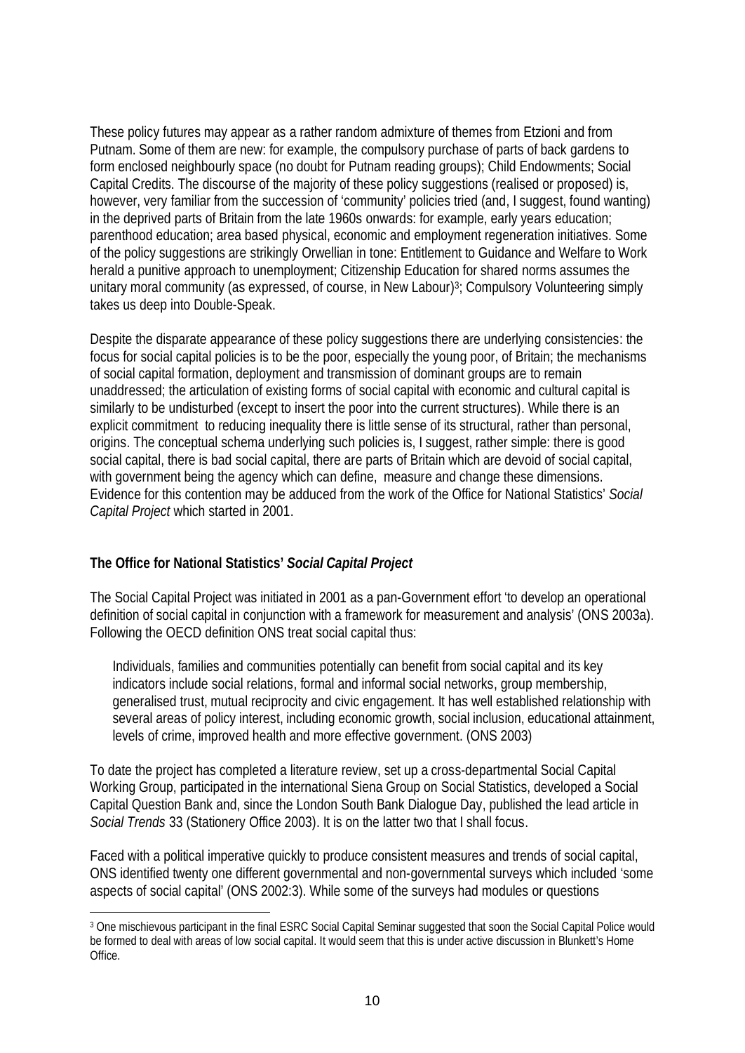These policy futures may appear as a rather random admixture of themes from Etzioni and from Putnam. Some of them are new: for example, the compulsory purchase of parts of back gardens to form enclosed neighbourly space (no doubt for Putnam reading groups); Child Endowments; Social Capital Credits. The discourse of the majority of these policy suggestions (realised or proposed) is, however, very familiar from the succession of 'community' policies tried (and, I suggest, found wanting) in the deprived parts of Britain from the late 1960s onwards: for example, early years education; parenthood education; area based physical, economic and employment regeneration initiatives. Some of the policy suggestions are strikingly Orwellian in tone: Entitlement to Guidance and Welfare to Work herald a punitive approach to unemployment; Citizenship Education for shared norms assumes the unitary moral community (as expressed, of course, in New Labour)[3]; Compulsory Volunteering simply takes us deep into Double-Speak.

Despite the disparate appearance of these policy suggestions there are underlying consistencies: the focus for social capital policies is to be the poor, especially the young poor, of Britain; the mechanisms of social capital formation, deployment and transmission of dominant groups are to remain unaddressed; the articulation of existing forms of social capital with economic and cultural capital is similarly to be undisturbed (except to insert the poor into the current structures). While there is an explicit commitment to reducing inequality there is little sense of its structural, rather than personal, origins. The conceptual schema underlying such policies is, I suggest, rather simple: there is good social capital, there is bad social capital, there are parts of Britain which are devoid of social capital, with government being the agency which can define, measure and change these dimensions. Evidence for this contention may be adduced from the work of the Office for National Statistics' *Social Capital Project* which started in 2001.

### The Office for National Statistics' *Social Capital Project*

The Social Capital Project was initiated in 2001 as a pan-Government effort 'to develop an operational definition of social capital in conjunction with a framework for measurement and analysis' (ONS 2003a). Following the OECD definition ONS treat social capital thus:

> Individuals, families and communities potentially can benefit from social capital and its key indicators include social relations, formal and informal social networks, group membership, generalised trust, mutual reciprocity and civic engagement. It has well established relationship with several areas of policy interest, including economic growth, social inclusion, educational attainment, levels of crime, improved health and more effective government. (ONS 2003)

To date the project has completed a literature review, set up a cross-departmental Social Capital Working Group, participated in the international Siena Group on Social Statistics, developed a Social Capital Question Bank and, since the London South Bank Dialogue Day, published the lead article in *Social Trends* 33 (Stationery Office 2003). It is on the latter two that I shall focus.

Faced with a political imperative quickly to produce consistent measures and trends of social capital, ONS identified twenty one different governmental and non-governmental surveys which included 'some aspects of social capital' (ONS 2002:3). While some of the surveys had modules or questions

[3] One mischievous participant in the final ESRC Social Capital Seminar suggested that soon the Social Capital Police would be formed to deal with areas of low social capital. It would seem that this is under active discussion in Blunkett's Home Office.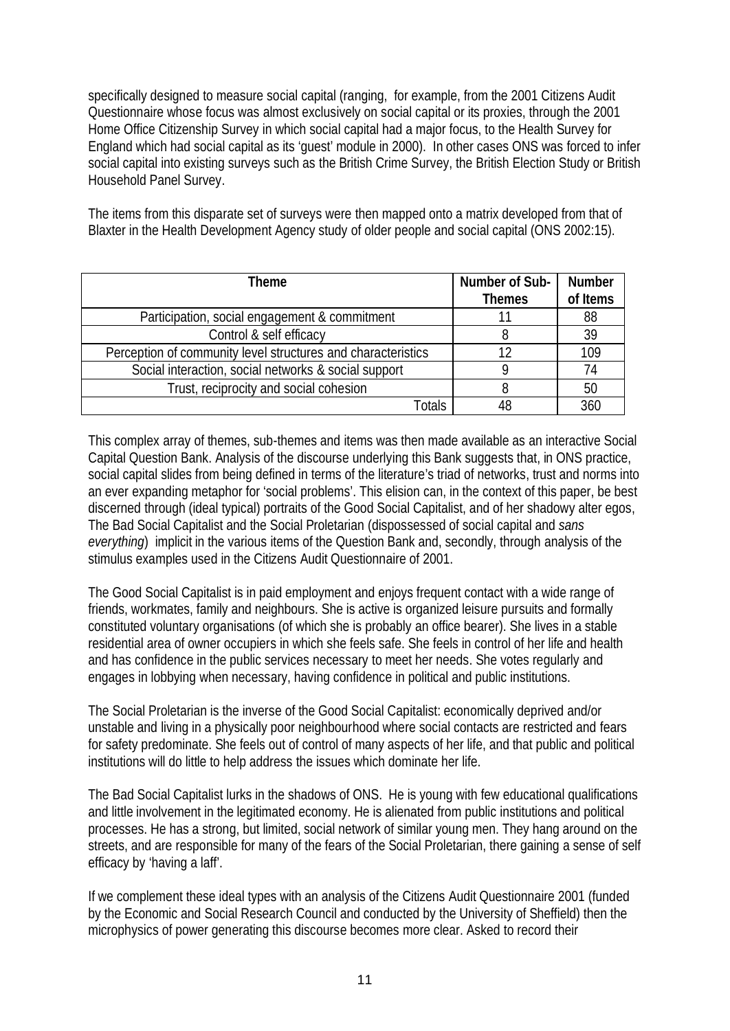specifically designed to measure social capital (ranging, for example, from the 2001 Citizens Audit Questionnaire whose focus was almost exclusively on social capital or its proxies, through the 2001 Home Office Citizenship Survey in which social capital had a major focus, to the Health Survey for England which had social capital as its 'guest' module in 2000). In other cases ONS was forced to infer social capital into existing surveys such as the British Crime Survey, the British Election Study or British Household Panel Survey.

The items from this disparate set of surveys were then mapped onto a matrix developed from that of Blaxter in the Health Development Agency study of older people and social capital (ONS 2002:15).

| Theme | Number of Sub-Themes | Number of Items |
|---|---|---|
| Participation, social engagement & commitment | 11 | 88 |
| Control & self efficacy | 8 | 39 |
| Perception of community level structures and characteristics | 12 | 109 |
| Social interaction, social networks & social support | 9 | 74 |
| Trust, reciprocity and social cohesion | 8 | 50 |
| Totals | 48 | 360 |

This complex array of themes, sub-themes and items was then made available as an interactive Social Capital Question Bank. Analysis of the discourse underlying this Bank suggests that, in ONS practice, social capital slides from being defined in terms of the literature's triad of networks, trust and norms into an ever expanding metaphor for 'social problems'. This elision can, in the context of this paper, be best discerned through (ideal typical) portraits of the Good Social Capitalist, and of her shadowy alter egos, The Bad Social Capitalist and the Social Proletarian (dispossessed of social capital and *sans everything*) implicit in the various items of the Question Bank and, secondly, through analysis of the stimulus examples used in the Citizens Audit Questionnaire of 2001.

The Good Social Capitalist is in paid employment and enjoys frequent contact with a wide range of friends, workmates, family and neighbours. She is active is organized leisure pursuits and formally constituted voluntary organisations (of which she is probably an office bearer). She lives in a stable residential area of owner occupiers in which she feels safe. She feels in control of her life and health and has confidence in the public services necessary to meet her needs. She votes regularly and engages in lobbying when necessary, having confidence in political and public institutions.

The Social Proletarian is the inverse of the Good Social Capitalist: economically deprived and/or unstable and living in a physically poor neighbourhood where social contacts are restricted and fears for safety predominate. She feels out of control of many aspects of her life, and that public and political institutions will do little to help address the issues which dominate her life.

The Bad Social Capitalist lurks in the shadows of ONS. He is young with few educational qualifications and little involvement in the legitimated economy. He is alienated from public institutions and political processes. He has a strong, but limited, social network of similar young men. They hang around on the streets, and are responsible for many of the fears of the Social Proletarian, there gaining a sense of self efficacy by 'having a laff'.

If we complement these ideal types with an analysis of the Citizens Audit Questionnaire 2001 (funded by the Economic and Social Research Council and conducted by the University of Sheffield) then the microphysics of power generating this discourse becomes more clear. Asked to record their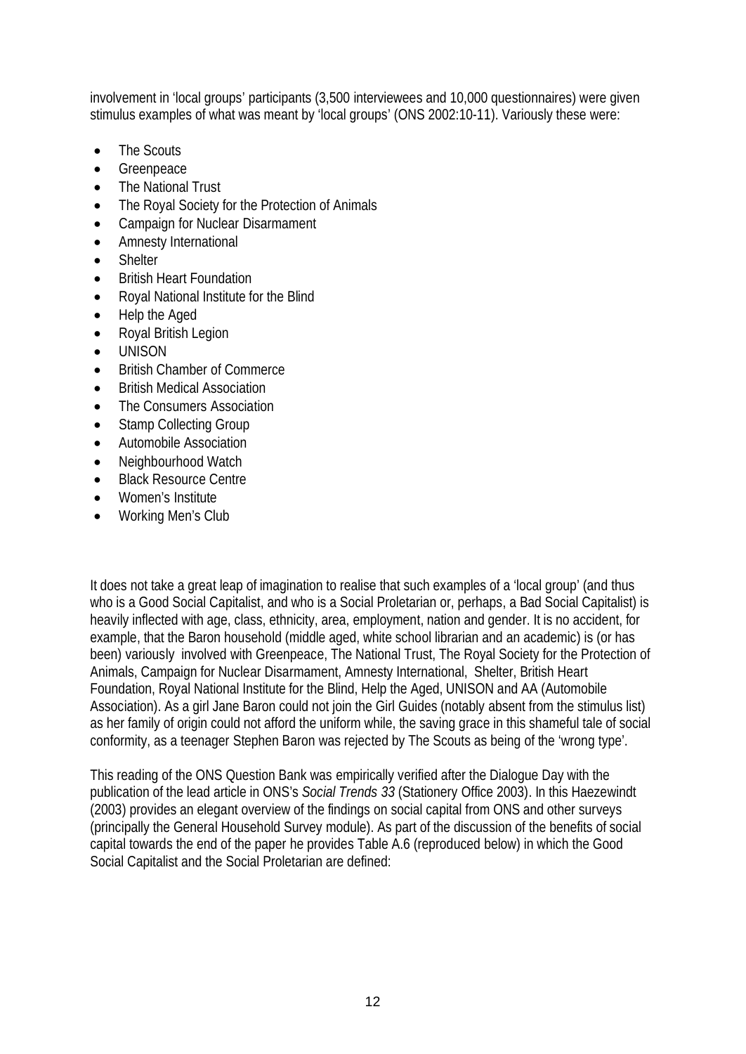involvement in 'local groups' participants (3,500 interviewees and 10,000 questionnaires) were given stimulus examples of what was meant by 'local groups' (ONS 2002:10-11). Variously these were:

- The Scouts
- Greenpeace
- The National Trust
- The Royal Society for the Protection of Animals
- Campaign for Nuclear Disarmament
- Amnesty International
- Shelter
- British Heart Foundation
- Royal National Institute for the Blind
- Help the Aged
- Royal British Legion
- UNISON
- British Chamber of Commerce
- British Medical Association
- The Consumers Association
- Stamp Collecting Group
- Automobile Association
- Neighbourhood Watch
- Black Resource Centre
- Women's Institute
- Working Men's Club

It does not take a great leap of imagination to realise that such examples of a 'local group' (and thus who is a Good Social Capitalist, and who is a Social Proletarian or, perhaps, a Bad Social Capitalist) is heavily inflected with age, class, ethnicity, area, employment, nation and gender. It is no accident, for example, that the Baron household (middle aged, white school librarian and an academic) is (or has been) variously involved with Greenpeace, The National Trust, The Royal Society for the Protection of Animals, Campaign for Nuclear Disarmament, Amnesty International, Shelter, British Heart Foundation, Royal National Institute for the Blind, Help the Aged, UNISON and AA (Automobile Association). As a girl Jane Baron could not join the Girl Guides (notably absent from the stimulus list) as her family of origin could not afford the uniform while, the saving grace in this shameful tale of social conformity, as a teenager Stephen Baron was rejected by The Scouts as being of the 'wrong type'.

This reading of the ONS Question Bank was empirically verified after the Dialogue Day with the publication of the lead article in ONS's *Social Trends 33* (Stationery Office 2003). In this Haezewindt (2003) provides an elegant overview of the findings on social capital from ONS and other surveys (principally the General Household Survey module). As part of the discussion of the benefits of social capital towards the end of the paper he provides Table A.6 (reproduced below) in which the Good Social Capitalist and the Social Proletarian are defined: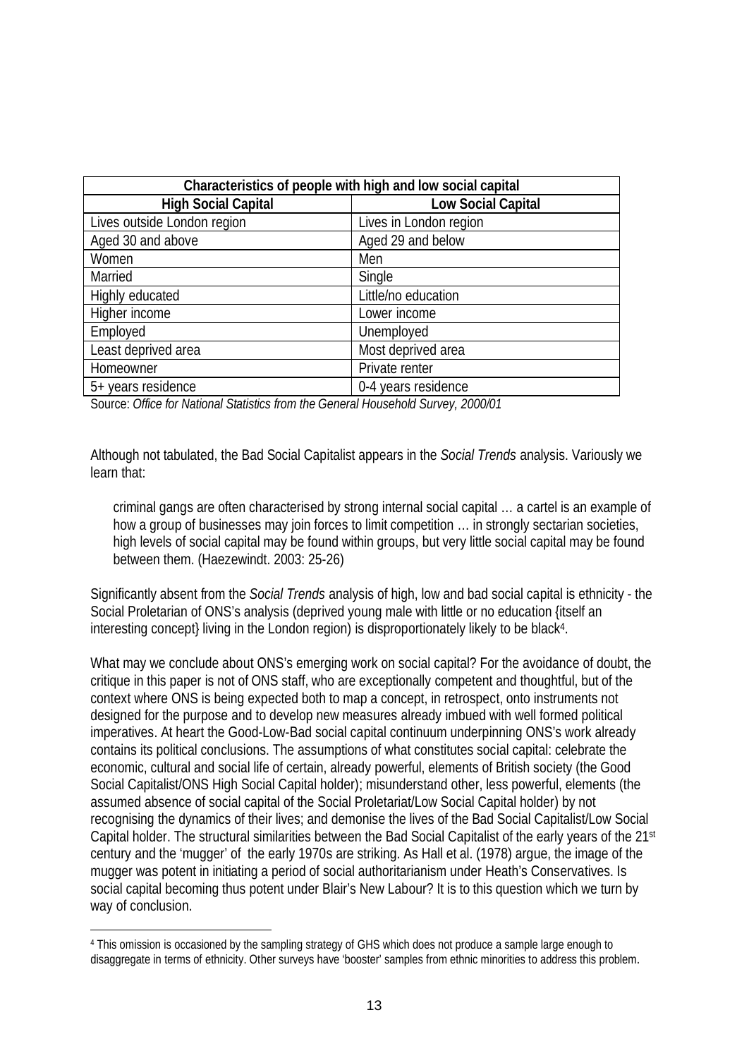| Characteristics of people with high and low social capital | |
|---|---|
| **High Social Capital** | **Low Social Capital** |
| Lives outside London region | Lives in London region |
| Aged 30 and above | Aged 29 and below |
| Women | Men |
| Married | Single |
| Highly educated | Little/no education |
| Higher income | Lower income |
| Employed | Unemployed |
| Least deprived area | Most deprived area |
| Homeowner | Private renter |
| 5+ years residence | 0-4 years residence |

Source: *Office for National Statistics from the General Household Survey, 2000/01*

Although not tabulated, the Bad Social Capitalist appears in the *Social Trends* analysis. Variously we learn that:

> criminal gangs are often characterised by strong internal social capital … a cartel is an example of how a group of businesses may join forces to limit competition … in strongly sectarian societies, high levels of social capital may be found within groups, but very little social capital may be found between them. (Haezewindt. 2003: 25-26)

Significantly absent from the *Social Trends* analysis of high, low and bad social capital is ethnicity - the Social Proletarian of ONS's analysis (deprived young male with little or no education {itself an interesting concept} living in the London region) is disproportionately likely to be black[4].

What may we conclude about ONS's emerging work on social capital? For the avoidance of doubt, the critique in this paper is not of ONS staff, who are exceptionally competent and thoughtful, but of the context where ONS is being expected both to map a concept, in retrospect, onto instruments not designed for the purpose and to develop new measures already imbued with well formed political imperatives. At heart the Good-Low-Bad social capital continuum underpinning ONS's work already contains its political conclusions. The assumptions of what constitutes social capital: celebrate the economic, cultural and social life of certain, already powerful, elements of British society (the Good Social Capitalist/ONS High Social Capital holder); misunderstand other, less powerful, elements (the assumed absence of social capital of the Social Proletariat/Low Social Capital holder) by not recognising the dynamics of their lives; and demonise the lives of the Bad Social Capitalist/Low Social Capital holder. The structural similarities between the Bad Social Capitalist of the early years of the 21st century and the 'mugger' of the early 1970s are striking. As Hall et al. (1978) argue, the image of the mugger was potent in initiating a period of social authoritarianism under Heath's Conservatives. Is social capital becoming thus potent under Blair's New Labour? It is to this question which we turn by way of conclusion.

---

[4] This omission is occasioned by the sampling strategy of GHS which does not produce a sample large enough to disaggregate in terms of ethnicity. Other surveys have 'booster' samples from ethnic minorities to address this problem.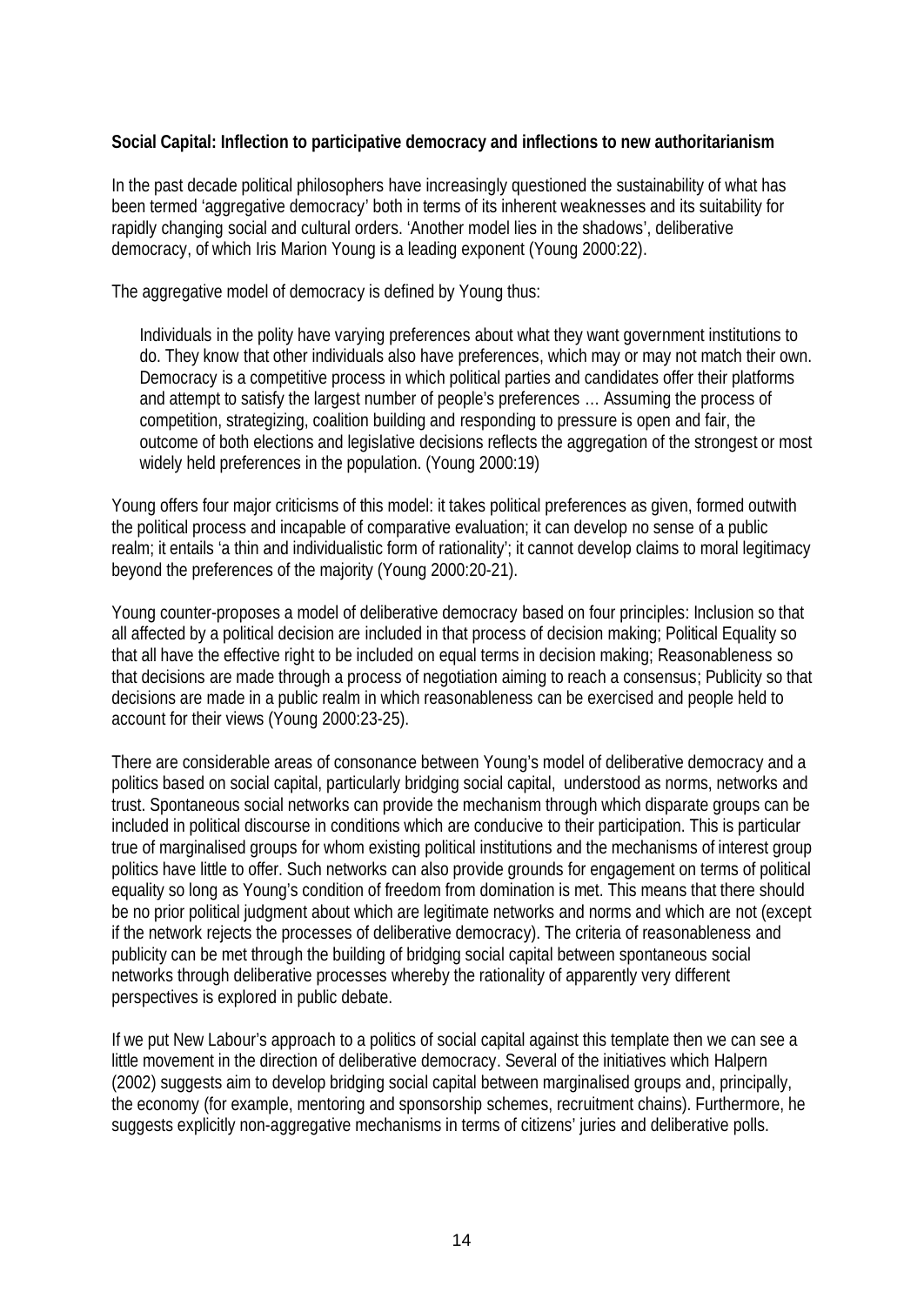**Social Capital: Inflection to participative democracy and inflections to new authoritarianism**

In the past decade political philosophers have increasingly questioned the sustainability of what has been termed 'aggregative democracy' both in terms of its inherent weaknesses and its suitability for rapidly changing social and cultural orders. 'Another model lies in the shadows', deliberative democracy, of which Iris Marion Young is a leading exponent (Young 2000:22).

The aggregative model of democracy is defined by Young thus:

> Individuals in the polity have varying preferences about what they want government institutions to do. They know that other individuals also have preferences, which may or may not match their own. Democracy is a competitive process in which political parties and candidates offer their platforms and attempt to satisfy the largest number of people's preferences … Assuming the process of competition, strategizing, coalition building and responding to pressure is open and fair, the outcome of both elections and legislative decisions reflects the aggregation of the strongest or most widely held preferences in the population. (Young 2000:19)

Young offers four major criticisms of this model: it takes political preferences as given, formed outwith the political process and incapable of comparative evaluation; it can develop no sense of a public realm; it entails 'a thin and individualistic form of rationality'; it cannot develop claims to moral legitimacy beyond the preferences of the majority (Young 2000:20-21).

Young counter-proposes a model of deliberative democracy based on four principles: Inclusion so that all affected by a political decision are included in that process of decision making; Political Equality so that all have the effective right to be included on equal terms in decision making; Reasonableness so that decisions are made through a process of negotiation aiming to reach a consensus; Publicity so that decisions are made in a public realm in which reasonableness can be exercised and people held to account for their views (Young 2000:23-25).

There are considerable areas of consonance between Young's model of deliberative democracy and a politics based on social capital, particularly bridging social capital, understood as norms, networks and trust. Spontaneous social networks can provide the mechanism through which disparate groups can be included in political discourse in conditions which are conducive to their participation. This is particular true of marginalised groups for whom existing political institutions and the mechanisms of interest group politics have little to offer. Such networks can also provide grounds for engagement on terms of political equality so long as Young's condition of freedom from domination is met. This means that there should be no prior political judgment about which are legitimate networks and norms and which are not (except if the network rejects the processes of deliberative democracy). The criteria of reasonableness and publicity can be met through the building of bridging social capital between spontaneous social networks through deliberative processes whereby the rationality of apparently very different perspectives is explored in public debate.

If we put New Labour's approach to a politics of social capital against this template then we can see a little movement in the direction of deliberative democracy. Several of the initiatives which Halpern (2002) suggests aim to develop bridging social capital between marginalised groups and, principally, the economy (for example, mentoring and sponsorship schemes, recruitment chains). Furthermore, he suggests explicitly non-aggregative mechanisms in terms of citizens' juries and deliberative polls.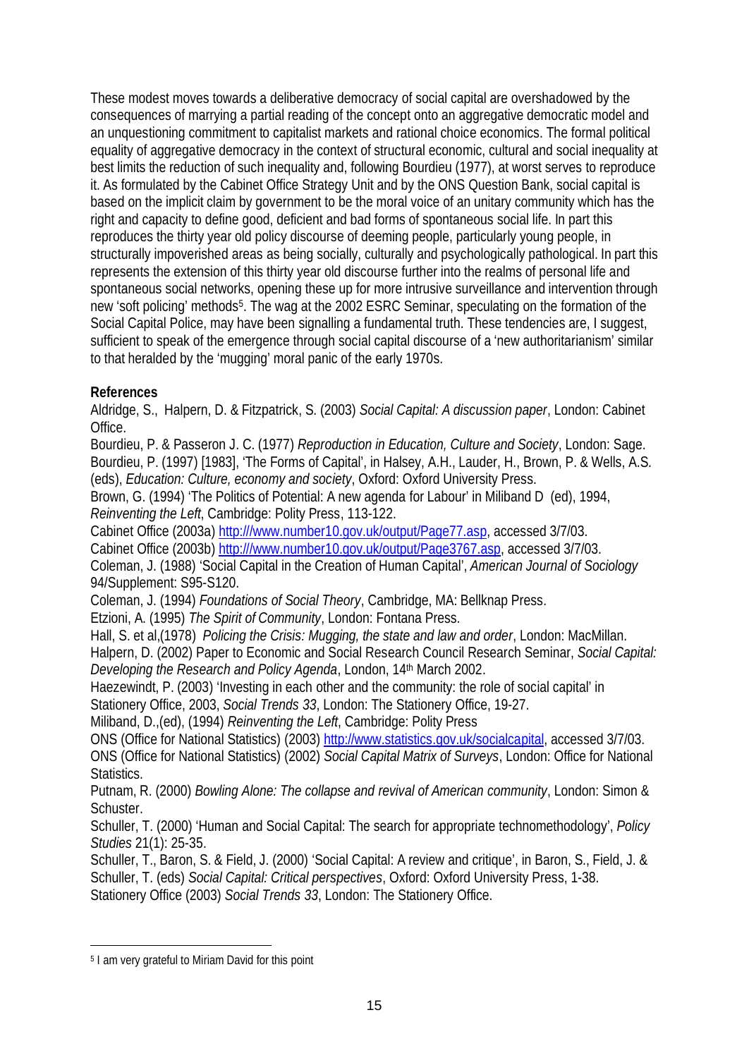These modest moves towards a deliberative democracy of social capital are overshadowed by the consequences of marrying a partial reading of the concept onto an aggregative democratic model and an unquestioning commitment to capitalist markets and rational choice economics. The formal political equality of aggregative democracy in the context of structural economic, cultural and social inequality at best limits the reduction of such inequality and, following Bourdieu (1977), at worst serves to reproduce it. As formulated by the Cabinet Office Strategy Unit and by the ONS Question Bank, social capital is based on the implicit claim by government to be the moral voice of an unitary community which has the right and capacity to define good, deficient and bad forms of spontaneous social life. In part this reproduces the thirty year old policy discourse of deeming people, particularly young people, in structurally impoverished areas as being socially, culturally and psychologically pathological. In part this represents the extension of this thirty year old discourse further into the realms of personal life and spontaneous social networks, opening these up for more intrusive surveillance and intervention through new 'soft policing' methods[5]. The wag at the 2002 ESRC Seminar, speculating on the formation of the Social Capital Police, may have been signalling a fundamental truth. These tendencies are, I suggest, sufficient to speak of the emergence through social capital discourse of a 'new authoritarianism' similar to that heralded by the 'mugging' moral panic of the early 1970s.

**References**

Aldridge, S., Halpern, D. & Fitzpatrick, S. (2003) *Social Capital: A discussion paper*, London: Cabinet Office.

Bourdieu, P. & Passeron J. C. (1977) *Reproduction in Education, Culture and Society*, London: Sage.

Bourdieu, P. (1997) [1983], 'The Forms of Capital', in Halsey, A.H., Lauder, H., Brown, P. & Wells, A.S. (eds), *Education: Culture, economy and society*, Oxford: Oxford University Press.

Brown, G. (1994) 'The Politics of Potential: A new agenda for Labour' in Miliband D (ed), 1994, *Reinventing the Left*, Cambridge: Polity Press, 113-122.

Cabinet Office (2003a) http:///www.number10.gov.uk/output/Page77.asp, accessed 3/7/03.

Cabinet Office (2003b) http:///www.number10.gov.uk/output/Page3767.asp, accessed 3/7/03.

Coleman, J. (1988) 'Social Capital in the Creation of Human Capital', *American Journal of Sociology* 94/Supplement: S95-S120.

Coleman, J. (1994) *Foundations of Social Theory*, Cambridge, MA: Bellknap Press.

Etzioni, A. (1995) *The Spirit of Community*, London: Fontana Press.

Hall, S. et al,(1978) *Policing the Crisis: Mugging, the state and law and order*, London: MacMillan.

Halpern, D. (2002) Paper to Economic and Social Research Council Research Seminar, *Social Capital: Developing the Research and Policy Agenda*, London, 14th March 2002.

Haezewindt, P. (2003) 'Investing in each other and the community: the role of social capital' in Stationery Office, 2003, *Social Trends 33*, London: The Stationery Office, 19-27.

Miliband, D.,(ed), (1994) *Reinventing the Left*, Cambridge: Polity Press

ONS (Office for National Statistics) (2003) http://www.statistics.gov.uk/socialcapital, accessed 3/7/03.

ONS (Office for National Statistics) (2002) *Social Capital Matrix of Surveys*, London: Office for National Statistics.

Putnam, R. (2000) *Bowling Alone: The collapse and revival of American community*, London: Simon & Schuster.

Schuller, T. (2000) 'Human and Social Capital: The search for appropriate technomethodology', *Policy Studies* 21(1): 25-35.

Schuller, T., Baron, S. & Field, J. (2000) 'Social Capital: A review and critique', in Baron, S., Field, J. & Schuller, T. (eds) *Social Capital: Critical perspectives*, Oxford: Oxford University Press, 1-38.

Stationery Office (2003) *Social Trends 33*, London: The Stationery Office.

---

[5] I am very grateful to Miriam David for this point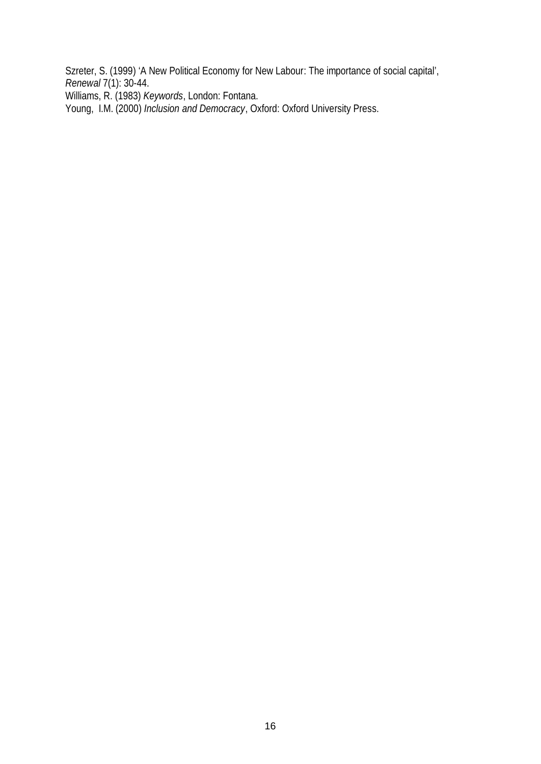Szreter, S. (1999) 'A New Political Economy for New Labour: The importance of social capital', *Renewal* 7(1): 30-44.

Williams, R. (1983) *Keywords*, London: Fontana.

Young, I.M. (2000) *Inclusion and Democracy*, Oxford: Oxford University Press.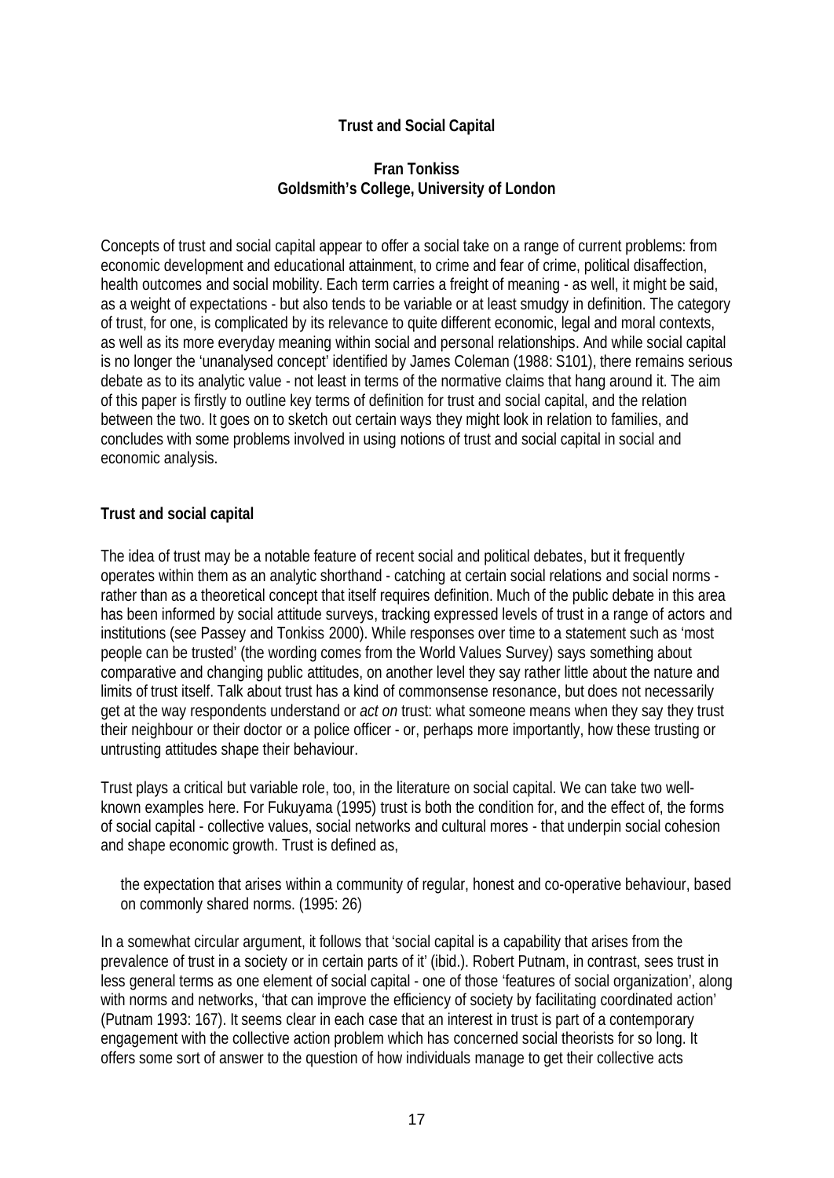**Trust and Social Capital**

**Fran Tonkiss**
**Goldsmith's College, University of London**

Concepts of trust and social capital appear to offer a social take on a range of current problems: from economic development and educational attainment, to crime and fear of crime, political disaffection, health outcomes and social mobility. Each term carries a freight of meaning - as well, it might be said, as a weight of expectations - but also tends to be variable or at least smudgy in definition. The category of trust, for one, is complicated by its relevance to quite different economic, legal and moral contexts, as well as its more everyday meaning within social and personal relationships. And while social capital is no longer the 'unanalysed concept' identified by James Coleman (1988: S101), there remains serious debate as to its analytic value - not least in terms of the normative claims that hang around it. The aim of this paper is firstly to outline key terms of definition for trust and social capital, and the relation between the two. It goes on to sketch out certain ways they might look in relation to families, and concludes with some problems involved in using notions of trust and social capital in social and economic analysis.

**Trust and social capital**

The idea of trust may be a notable feature of recent social and political debates, but it frequently operates within them as an analytic shorthand - catching at certain social relations and social norms - rather than as a theoretical concept that itself requires definition. Much of the public debate in this area has been informed by social attitude surveys, tracking expressed levels of trust in a range of actors and institutions (see Passey and Tonkiss 2000). While responses over time to a statement such as 'most people can be trusted' (the wording comes from the World Values Survey) says something about comparative and changing public attitudes, on another level they say rather little about the nature and limits of trust itself. Talk about trust has a kind of commonsense resonance, but does not necessarily get at the way respondents understand or *act on* trust: what someone means when they say they trust their neighbour or their doctor or a police officer - or, perhaps more importantly, how these trusting or untrusting attitudes shape their behaviour.

Trust plays a critical but variable role, too, in the literature on social capital. We can take two well-known examples here. For Fukuyama (1995) trust is both the condition for, and the effect of, the forms of social capital - collective values, social networks and cultural mores - that underpin social cohesion and shape economic growth. Trust is defined as,

> the expectation that arises within a community of regular, honest and co-operative behaviour, based on commonly shared norms. (1995: 26)

In a somewhat circular argument, it follows that 'social capital is a capability that arises from the prevalence of trust in a society or in certain parts of it' (ibid.). Robert Putnam, in contrast, sees trust in less general terms as one element of social capital - one of those 'features of social organization', along with norms and networks, 'that can improve the efficiency of society by facilitating coordinated action' (Putnam 1993: 167). It seems clear in each case that an interest in trust is part of a contemporary engagement with the collective action problem which has concerned social theorists for so long. It offers some sort of answer to the question of how individuals manage to get their collective acts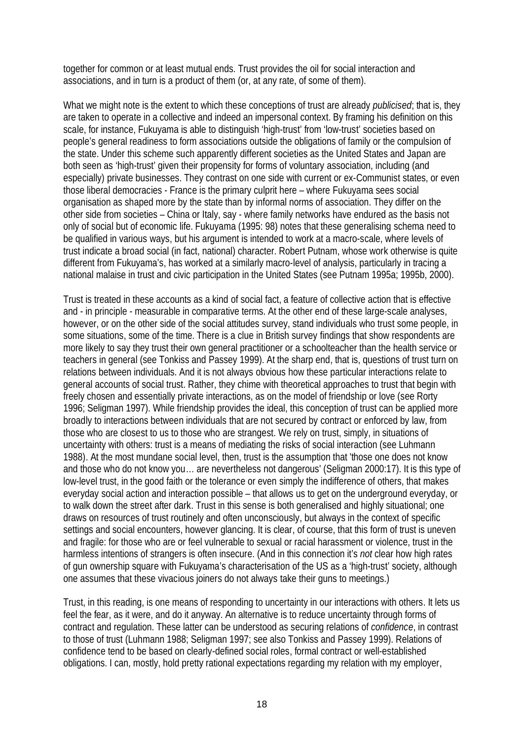together for common or at least mutual ends. Trust provides the oil for social interaction and associations, and in turn is a product of them (or, at any rate, of some of them).

What we might note is the extent to which these conceptions of trust are already *publicised*; that is, they are taken to operate in a collective and indeed an impersonal context. By framing his definition on this scale, for instance, Fukuyama is able to distinguish 'high-trust' from 'low-trust' societies based on people's general readiness to form associations outside the obligations of family or the compulsion of the state. Under this scheme such apparently different societies as the United States and Japan are both seen as 'high-trust' given their propensity for forms of voluntary association, including (and especially) private businesses. They contrast on one side with current or ex-Communist states, or even those liberal democracies - France is the primary culprit here – where Fukuyama sees social organisation as shaped more by the state than by informal norms of association. They differ on the other side from societies – China or Italy, say - where family networks have endured as the basis not only of social but of economic life. Fukuyama (1995: 98) notes that these generalising schema need to be qualified in various ways, but his argument is intended to work at a macro-scale, where levels of trust indicate a broad social (in fact, national) character. Robert Putnam, whose work otherwise is quite different from Fukuyama's, has worked at a similarly macro-level of analysis, particularly in tracing a national malaise in trust and civic participation in the United States (see Putnam 1995a; 1995b, 2000).

Trust is treated in these accounts as a kind of social fact, a feature of collective action that is effective and - in principle - measurable in comparative terms. At the other end of these large-scale analyses, however, or on the other side of the social attitudes survey, stand individuals who trust some people, in some situations, some of the time. There is a clue in British survey findings that show respondents are more likely to say they trust their own general practitioner or a schoolteacher than the health service or teachers in general (see Tonkiss and Passey 1999). At the sharp end, that is, questions of trust turn on relations between individuals. And it is not always obvious how these particular interactions relate to general accounts of social trust. Rather, they chime with theoretical approaches to trust that begin with freely chosen and essentially private interactions, as on the model of friendship or love (see Rorty 1996; Seligman 1997). While friendship provides the ideal, this conception of trust can be applied more broadly to interactions between individuals that are not secured by contract or enforced by law, from those who are closest to us to those who are strangest. We rely on trust, simply, in situations of uncertainty with others: trust is a means of mediating the risks of social interaction (see Luhmann 1988). At the most mundane social level, then, trust is the assumption that 'those one does not know and those who do not know you… are nevertheless not dangerous' (Seligman 2000:17). It is this type of low-level trust, in the good faith or the tolerance or even simply the indifference of others, that makes everyday social action and interaction possible – that allows us to get on the underground everyday, or to walk down the street after dark. Trust in this sense is both generalised and highly situational; one draws on resources of trust routinely and often unconsciously, but always in the context of specific settings and social encounters, however glancing. It is clear, of course, that this form of trust is uneven and fragile: for those who are or feel vulnerable to sexual or racial harassment or violence, trust in the harmless intentions of strangers is often insecure. (And in this connection it's *not* clear how high rates of gun ownership square with Fukuyama's characterisation of the US as a 'high-trust' society, although one assumes that these vivacious joiners do not always take their guns to meetings.)

Trust, in this reading, is one means of responding to uncertainty in our interactions with others. It lets us feel the fear, as it were, and do it anyway. An alternative is to reduce uncertainty through forms of contract and regulation. These latter can be understood as securing relations of *confidence*, in contrast to those of trust (Luhmann 1988; Seligman 1997; see also Tonkiss and Passey 1999). Relations of confidence tend to be based on clearly-defined social roles, formal contract or well-established obligations. I can, mostly, hold pretty rational expectations regarding my relation with my employer,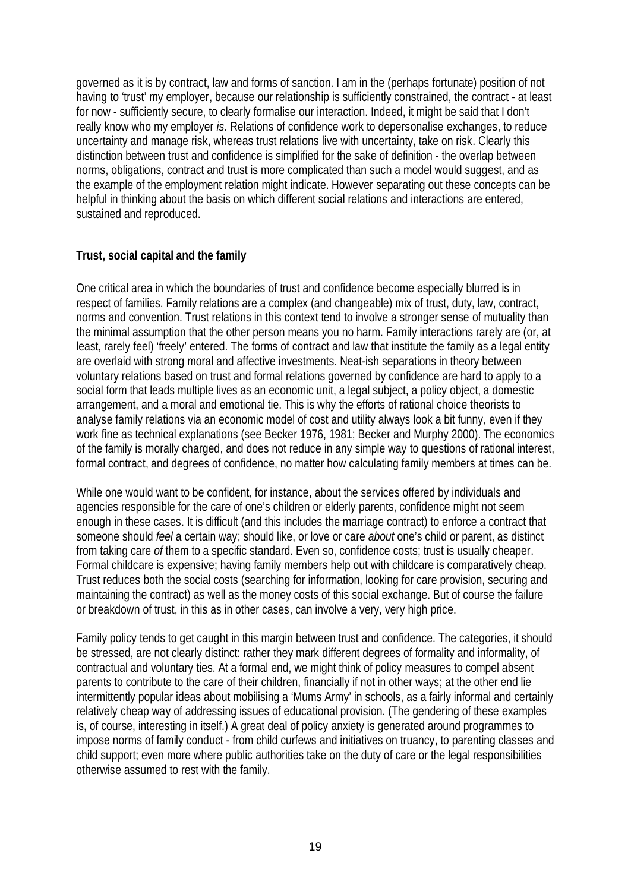governed as it is by contract, law and forms of sanction. I am in the (perhaps fortunate) position of not having to 'trust' my employer, because our relationship is sufficiently constrained, the contract - at least for now - sufficiently secure, to clearly formalise our interaction. Indeed, it might be said that I don't really know who my employer *is*. Relations of confidence work to depersonalise exchanges, to reduce uncertainty and manage risk, whereas trust relations live with uncertainty, take on risk. Clearly this distinction between trust and confidence is simplified for the sake of definition - the overlap between norms, obligations, contract and trust is more complicated than such a model would suggest, and as the example of the employment relation might indicate. However separating out these concepts can be helpful in thinking about the basis on which different social relations and interactions are entered, sustained and reproduced.

**Trust, social capital and the family**

One critical area in which the boundaries of trust and confidence become especially blurred is in respect of families. Family relations are a complex (and changeable) mix of trust, duty, law, contract, norms and convention. Trust relations in this context tend to involve a stronger sense of mutuality than the minimal assumption that the other person means you no harm. Family interactions rarely are (or, at least, rarely feel) 'freely' entered. The forms of contract and law that institute the family as a legal entity are overlaid with strong moral and affective investments. Neat-ish separations in theory between voluntary relations based on trust and formal relations governed by confidence are hard to apply to a social form that leads multiple lives as an economic unit, a legal subject, a policy object, a domestic arrangement, and a moral and emotional tie. This is why the efforts of rational choice theorists to analyse family relations via an economic model of cost and utility always look a bit funny, even if they work fine as technical explanations (see Becker 1976, 1981; Becker and Murphy 2000). The economics of the family is morally charged, and does not reduce in any simple way to questions of rational interest, formal contract, and degrees of confidence, no matter how calculating family members at times can be.

While one would want to be confident, for instance, about the services offered by individuals and agencies responsible for the care of one's children or elderly parents, confidence might not seem enough in these cases. It is difficult (and this includes the marriage contract) to enforce a contract that someone should *feel* a certain way; should like, or love or care *about* one's child or parent, as distinct from taking care *of* them to a specific standard. Even so, confidence costs; trust is usually cheaper. Formal childcare is expensive; having family members help out with childcare is comparatively cheap. Trust reduces both the social costs (searching for information, looking for care provision, securing and maintaining the contract) as well as the money costs of this social exchange. But of course the failure or breakdown of trust, in this as in other cases, can involve a very, very high price.

Family policy tends to get caught in this margin between trust and confidence. The categories, it should be stressed, are not clearly distinct: rather they mark different degrees of formality and informality, of contractual and voluntary ties. At a formal end, we might think of policy measures to compel absent parents to contribute to the care of their children, financially if not in other ways; at the other end lie intermittently popular ideas about mobilising a 'Mums Army' in schools, as a fairly informal and certainly relatively cheap way of addressing issues of educational provision. (The gendering of these examples is, of course, interesting in itself.) A great deal of policy anxiety is generated around programmes to impose norms of family conduct - from child curfews and initiatives on truancy, to parenting classes and child support; even more where public authorities take on the duty of care or the legal responsibilities otherwise assumed to rest with the family.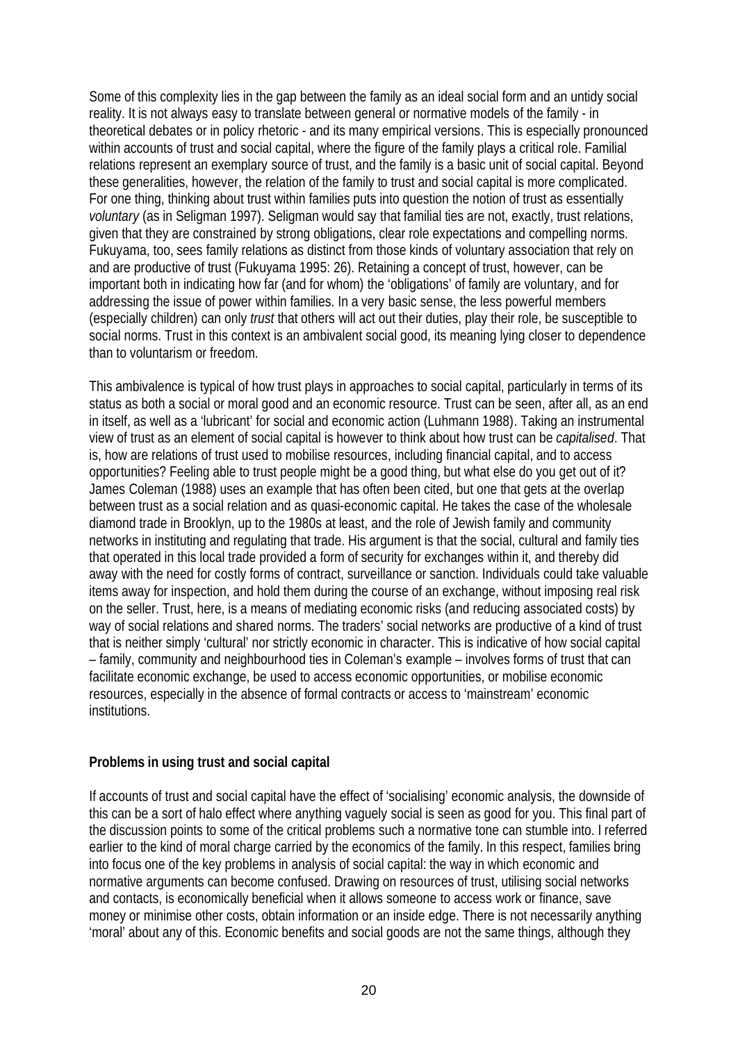Some of this complexity lies in the gap between the family as an ideal social form and an untidy social reality. It is not always easy to translate between general or normative models of the family - in theoretical debates or in policy rhetoric - and its many empirical versions. This is especially pronounced within accounts of trust and social capital, where the figure of the family plays a critical role. Familial relations represent an exemplary source of trust, and the family is a basic unit of social capital. Beyond these generalities, however, the relation of the family to trust and social capital is more complicated. For one thing, thinking about trust within families puts into question the notion of trust as essentially *voluntary* (as in Seligman 1997). Seligman would say that familial ties are not, exactly, trust relations, given that they are constrained by strong obligations, clear role expectations and compelling norms. Fukuyama, too, sees family relations as distinct from those kinds of voluntary association that rely on and are productive of trust (Fukuyama 1995: 26). Retaining a concept of trust, however, can be important both in indicating how far (and for whom) the 'obligations' of family are voluntary, and for addressing the issue of power within families. In a very basic sense, the less powerful members (especially children) can only *trust* that others will act out their duties, play their role, be susceptible to social norms. Trust in this context is an ambivalent social good, its meaning lying closer to dependence than to voluntarism or freedom.

This ambivalence is typical of how trust plays in approaches to social capital, particularly in terms of its status as both a social or moral good and an economic resource. Trust can be seen, after all, as an end in itself, as well as a 'lubricant' for social and economic action (Luhmann 1988). Taking an instrumental view of trust as an element of social capital is however to think about how trust can be *capitalised*. That is, how are relations of trust used to mobilise resources, including financial capital, and to access opportunities? Feeling able to trust people might be a good thing, but what else do you get out of it? James Coleman (1988) uses an example that has often been cited, but one that gets at the overlap between trust as a social relation and as quasi-economic capital. He takes the case of the wholesale diamond trade in Brooklyn, up to the 1980s at least, and the role of Jewish family and community networks in instituting and regulating that trade. His argument is that the social, cultural and family ties that operated in this local trade provided a form of security for exchanges within it, and thereby did away with the need for costly forms of contract, surveillance or sanction. Individuals could take valuable items away for inspection, and hold them during the course of an exchange, without imposing real risk on the seller. Trust, here, is a means of mediating economic risks (and reducing associated costs) by way of social relations and shared norms. The traders' social networks are productive of a kind of trust that is neither simply 'cultural' nor strictly economic in character. This is indicative of how social capital – family, community and neighbourhood ties in Coleman's example – involves forms of trust that can facilitate economic exchange, be used to access economic opportunities, or mobilise economic resources, especially in the absence of formal contracts or access to 'mainstream' economic institutions.

**Problems in using trust and social capital**

If accounts of trust and social capital have the effect of 'socialising' economic analysis, the downside of this can be a sort of halo effect where anything vaguely social is seen as good for you. This final part of the discussion points to some of the critical problems such a normative tone can stumble into. I referred earlier to the kind of moral charge carried by the economics of the family. In this respect, families bring into focus one of the key problems in analysis of social capital: the way in which economic and normative arguments can become confused. Drawing on resources of trust, utilising social networks and contacts, is economically beneficial when it allows someone to access work or finance, save money or minimise other costs, obtain information or an inside edge. There is not necessarily anything 'moral' about any of this. Economic benefits and social goods are not the same things, although they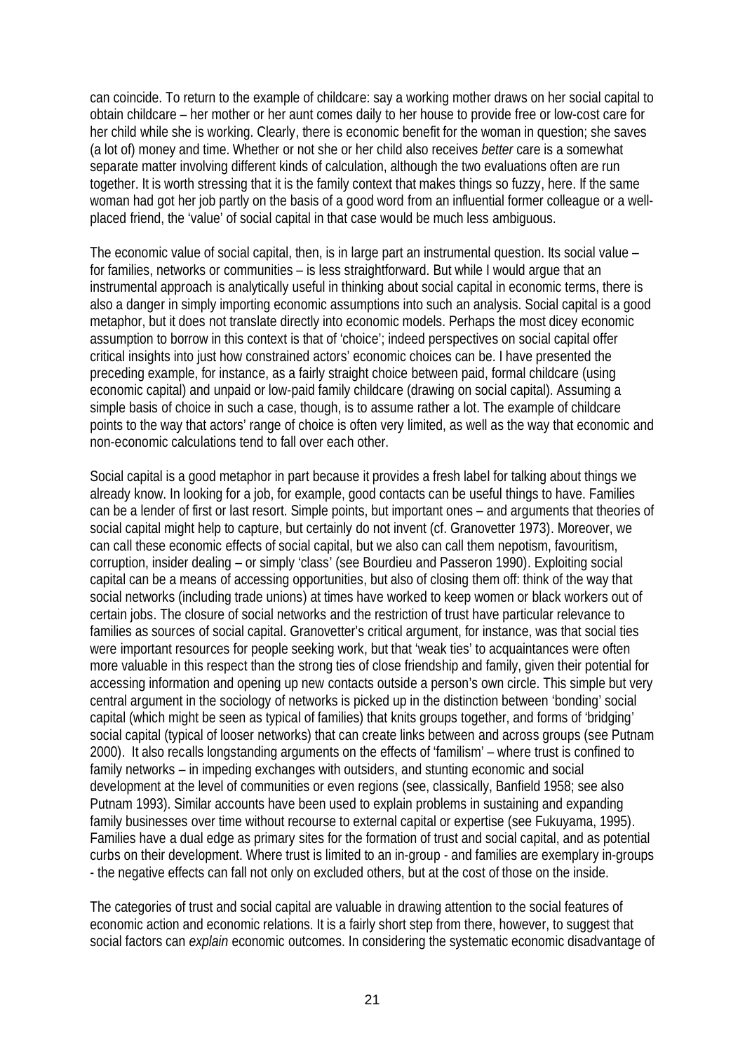can coincide. To return to the example of childcare: say a working mother draws on her social capital to obtain childcare – her mother or her aunt comes daily to her house to provide free or low-cost care for her child while she is working. Clearly, there is economic benefit for the woman in question; she saves (a lot of) money and time. Whether or not she or her child also receives *better* care is a somewhat separate matter involving different kinds of calculation, although the two evaluations often are run together. It is worth stressing that it is the family context that makes things so fuzzy, here. If the same woman had got her job partly on the basis of a good word from an influential former colleague or a well-placed friend, the 'value' of social capital in that case would be much less ambiguous.

The economic value of social capital, then, is in large part an instrumental question. Its social value – for families, networks or communities – is less straightforward. But while I would argue that an instrumental approach is analytically useful in thinking about social capital in economic terms, there is also a danger in simply importing economic assumptions into such an analysis. Social capital is a good metaphor, but it does not translate directly into economic models. Perhaps the most dicey economic assumption to borrow in this context is that of 'choice'; indeed perspectives on social capital offer critical insights into just how constrained actors' economic choices can be. I have presented the preceding example, for instance, as a fairly straight choice between paid, formal childcare (using economic capital) and unpaid or low-paid family childcare (drawing on social capital). Assuming a simple basis of choice in such a case, though, is to assume rather a lot. The example of childcare points to the way that actors' range of choice is often very limited, as well as the way that economic and non-economic calculations tend to fall over each other.

Social capital is a good metaphor in part because it provides a fresh label for talking about things we already know. In looking for a job, for example, good contacts can be useful things to have. Families can be a lender of first or last resort. Simple points, but important ones – and arguments that theories of social capital might help to capture, but certainly do not invent (cf. Granovetter 1973). Moreover, we can call these economic effects of social capital, but we also can call them nepotism, favouritism, corruption, insider dealing – or simply 'class' (see Bourdieu and Passeron 1990). Exploiting social capital can be a means of accessing opportunities, but also of closing them off: think of the way that social networks (including trade unions) at times have worked to keep women or black workers out of certain jobs. The closure of social networks and the restriction of trust have particular relevance to families as sources of social capital. Granovetter's critical argument, for instance, was that social ties were important resources for people seeking work, but that 'weak ties' to acquaintances were often more valuable in this respect than the strong ties of close friendship and family, given their potential for accessing information and opening up new contacts outside a person's own circle. This simple but very central argument in the sociology of networks is picked up in the distinction between 'bonding' social capital (which might be seen as typical of families) that knits groups together, and forms of 'bridging' social capital (typical of looser networks) that can create links between and across groups (see Putnam 2000). It also recalls longstanding arguments on the effects of 'familism' – where trust is confined to family networks – in impeding exchanges with outsiders, and stunting economic and social development at the level of communities or even regions (see, classically, Banfield 1958; see also Putnam 1993). Similar accounts have been used to explain problems in sustaining and expanding family businesses over time without recourse to external capital or expertise (see Fukuyama, 1995). Families have a dual edge as primary sites for the formation of trust and social capital, and as potential curbs on their development. Where trust is limited to an in-group - and families are exemplary in-groups - the negative effects can fall not only on excluded others, but at the cost of those on the inside.

The categories of trust and social capital are valuable in drawing attention to the social features of economic action and economic relations. It is a fairly short step from there, however, to suggest that social factors can *explain* economic outcomes. In considering the systematic economic disadvantage of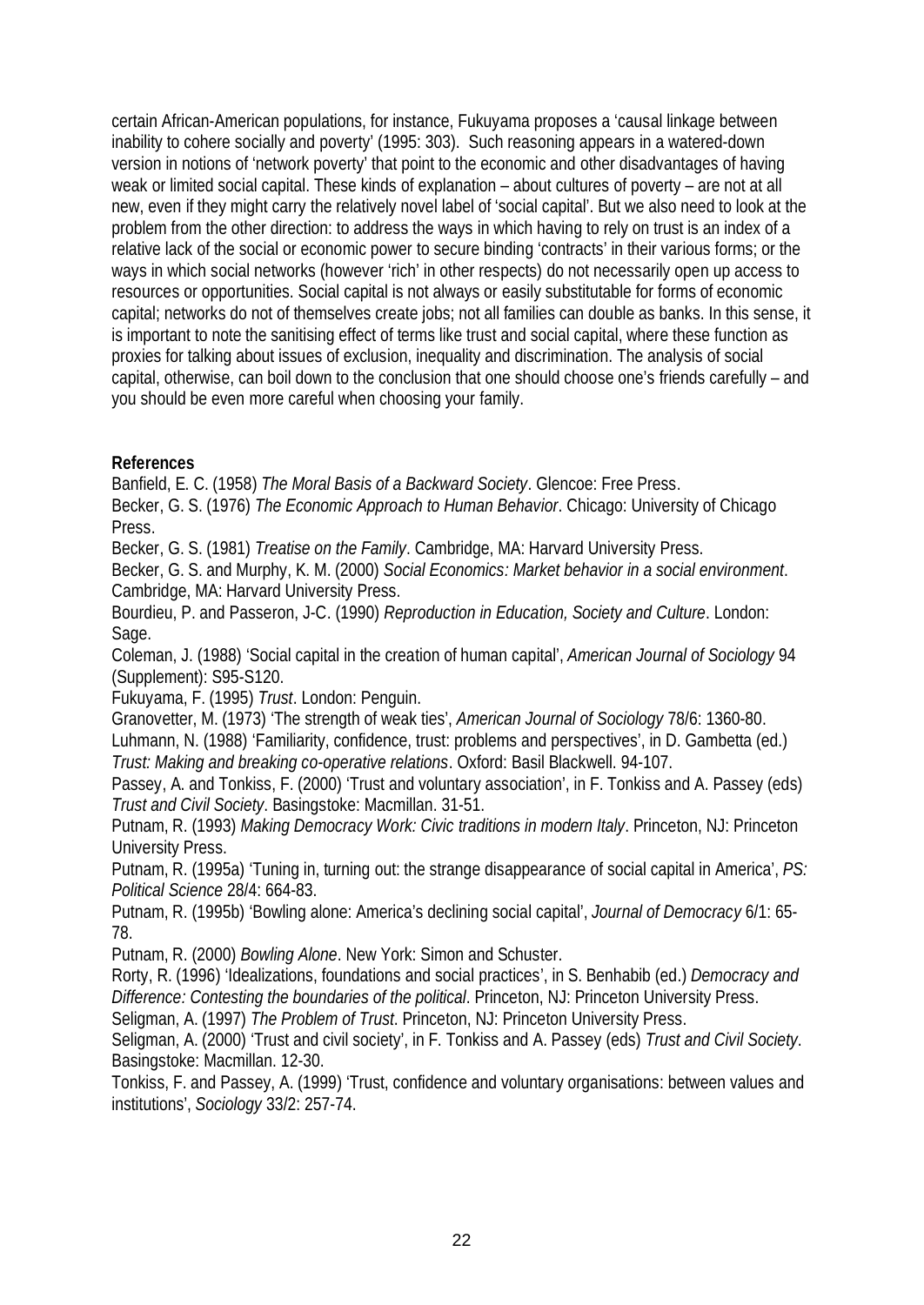certain African-American populations, for instance, Fukuyama proposes a 'causal linkage between inability to cohere socially and poverty' (1995: 303). Such reasoning appears in a watered-down version in notions of 'network poverty' that point to the economic and other disadvantages of having weak or limited social capital. These kinds of explanation – about cultures of poverty – are not at all new, even if they might carry the relatively novel label of 'social capital'. But we also need to look at the problem from the other direction: to address the ways in which having to rely on trust is an index of a relative lack of the social or economic power to secure binding 'contracts' in their various forms; or the ways in which social networks (however 'rich' in other respects) do not necessarily open up access to resources or opportunities. Social capital is not always or easily substitutable for forms of economic capital; networks do not of themselves create jobs; not all families can double as banks. In this sense, it is important to note the sanitising effect of terms like trust and social capital, where these function as proxies for talking about issues of exclusion, inequality and discrimination. The analysis of social capital, otherwise, can boil down to the conclusion that one should choose one's friends carefully – and you should be even more careful when choosing your family.

**References**

Banfield, E. C. (1958) *The Moral Basis of a Backward Society*. Glencoe: Free Press.

Becker, G. S. (1976) *The Economic Approach to Human Behavior*. Chicago: University of Chicago Press.

Becker, G. S. (1981) *Treatise on the Family*. Cambridge, MA: Harvard University Press.

Becker, G. S. and Murphy, K. M. (2000) *Social Economics: Market behavior in a social environment*. Cambridge, MA: Harvard University Press.

Bourdieu, P. and Passeron, J-C. (1990) *Reproduction in Education, Society and Culture*. London: Sage.

Coleman, J. (1988) 'Social capital in the creation of human capital', *American Journal of Sociology* 94 (Supplement): S95-S120.

Fukuyama, F. (1995) *Trust*. London: Penguin.

Granovetter, M. (1973) 'The strength of weak ties', *American Journal of Sociology* 78/6: 1360-80.

Luhmann, N. (1988) 'Familiarity, confidence, trust: problems and perspectives', in D. Gambetta (ed.) *Trust: Making and breaking co-operative relations*. Oxford: Basil Blackwell. 94-107.

Passey, A. and Tonkiss, F. (2000) 'Trust and voluntary association', in F. Tonkiss and A. Passey (eds) *Trust and Civil Society*. Basingstoke: Macmillan. 31-51.

Putnam, R. (1993) *Making Democracy Work: Civic traditions in modern Italy*. Princeton, NJ: Princeton University Press.

Putnam, R. (1995a) 'Tuning in, turning out: the strange disappearance of social capital in America', *PS: Political Science* 28/4: 664-83.

Putnam, R. (1995b) 'Bowling alone: America's declining social capital', *Journal of Democracy* 6/1: 65-78.

Putnam, R. (2000) *Bowling Alone*. New York: Simon and Schuster.

Rorty, R. (1996) 'Idealizations, foundations and social practices', in S. Benhabib (ed.) *Democracy and Difference: Contesting the boundaries of the political*. Princeton, NJ: Princeton University Press.

Seligman, A. (1997) *The Problem of Trust*. Princeton, NJ: Princeton University Press.

Seligman, A. (2000) 'Trust and civil society', in F. Tonkiss and A. Passey (eds) *Trust and Civil Society*. Basingstoke: Macmillan. 12-30.

Tonkiss, F. and Passey, A. (1999) 'Trust, confidence and voluntary organisations: between values and institutions', *Sociology* 33/2: 257-74.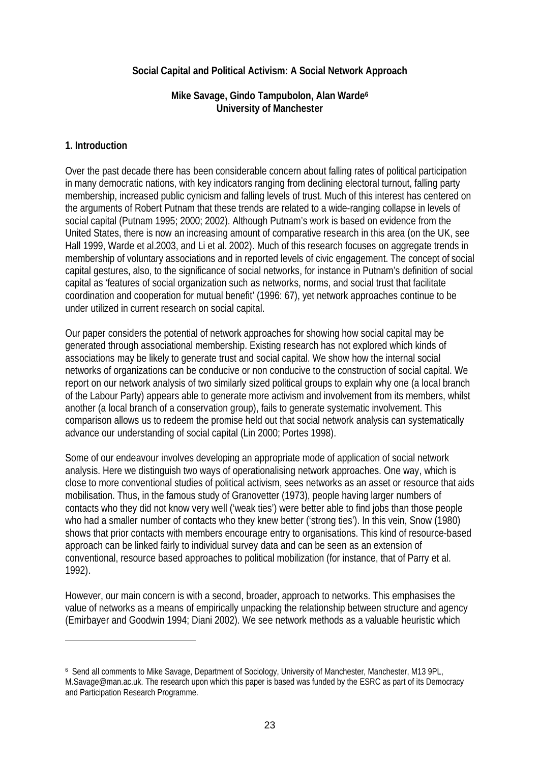**Social Capital and Political Activism: A Social Network Approach**

**Mike Savage, Gindo Tampubolon, Alan Warde[6]**
**University of Manchester**

## 1. Introduction

Over the past decade there has been considerable concern about falling rates of political participation in many democratic nations, with key indicators ranging from declining electoral turnout, falling party membership, increased public cynicism and falling levels of trust. Much of this interest has centered on the arguments of Robert Putnam that these trends are related to a wide-ranging collapse in levels of social capital (Putnam 1995; 2000; 2002). Although Putnam's work is based on evidence from the United States, there is now an increasing amount of comparative research in this area (on the UK, see Hall 1999, Warde et al.2003, and Li et al. 2002). Much of this research focuses on aggregate trends in membership of voluntary associations and in reported levels of civic engagement. The concept of social capital gestures, also, to the significance of social networks, for instance in Putnam's definition of social capital as 'features of social organization such as networks, norms, and social trust that facilitate coordination and cooperation for mutual benefit' (1996: 67), yet network approaches continue to be under utilized in current research on social capital.

Our paper considers the potential of network approaches for showing how social capital may be generated through associational membership. Existing research has not explored which kinds of associations may be likely to generate trust and social capital. We show how the internal social networks of organizations can be conducive or non conducive to the construction of social capital. We report on our network analysis of two similarly sized political groups to explain why one (a local branch of the Labour Party) appears able to generate more activism and involvement from its members, whilst another (a local branch of a conservation group), fails to generate systematic involvement. This comparison allows us to redeem the promise held out that social network analysis can systematically advance our understanding of social capital (Lin 2000; Portes 1998).

Some of our endeavour involves developing an appropriate mode of application of social network analysis. Here we distinguish two ways of operationalising network approaches. One way, which is close to more conventional studies of political activism, sees networks as an asset or resource that aids mobilisation. Thus, in the famous study of Granovetter (1973), people having larger numbers of contacts who they did not know very well ('weak ties') were better able to find jobs than those people who had a smaller number of contacts who they knew better ('strong ties'). In this vein, Snow (1980) shows that prior contacts with members encourage entry to organisations. This kind of resource-based approach can be linked fairly to individual survey data and can be seen as an extension of conventional, resource based approaches to political mobilization (for instance, that of Parry et al. 1992).

However, our main concern is with a second, broader, approach to networks. This emphasises the value of networks as a means of empirically unpacking the relationship between structure and agency (Emirbayer and Goodwin 1994; Diani 2002). We see network methods as a valuable heuristic which

---

[6] Send all comments to Mike Savage, Department of Sociology, University of Manchester, Manchester, M13 9PL, M.Savage@man.ac.uk. The research upon which this paper is based was funded by the ESRC as part of its Democracy and Participation Research Programme.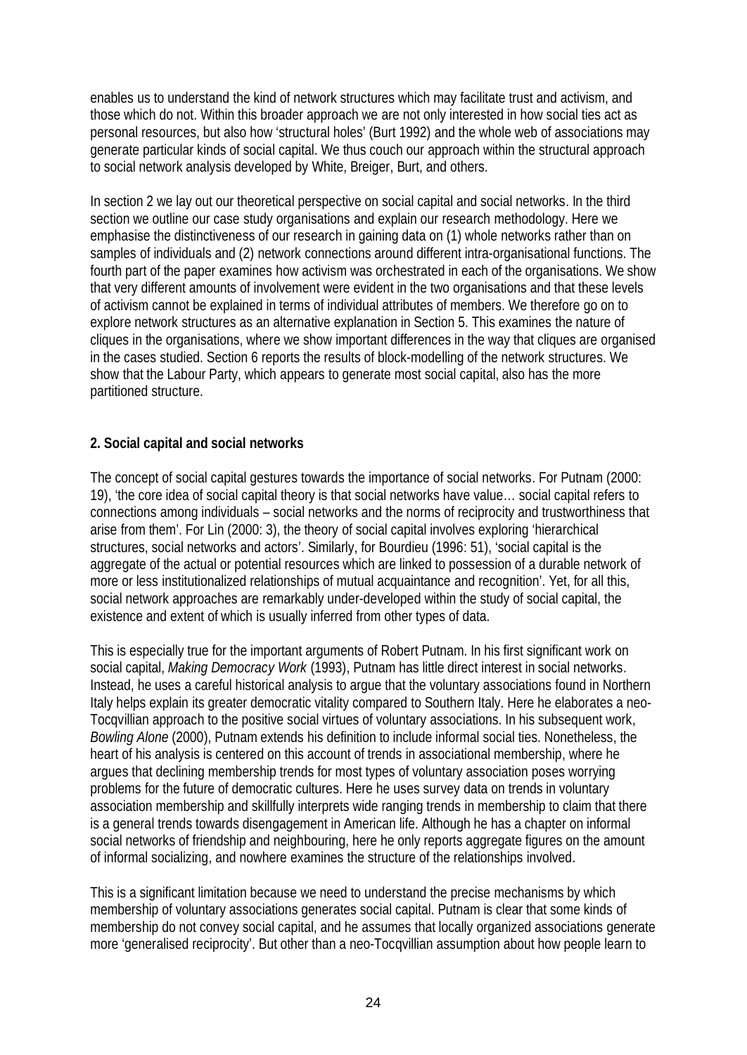enables us to understand the kind of network structures which may facilitate trust and activism, and those which do not. Within this broader approach we are not only interested in how social ties act as personal resources, but also how 'structural holes' (Burt 1992) and the whole web of associations may generate particular kinds of social capital. We thus couch our approach within the structural approach to social network analysis developed by White, Breiger, Burt, and others.

In section 2 we lay out our theoretical perspective on social capital and social networks. In the third section we outline our case study organisations and explain our research methodology. Here we emphasise the distinctiveness of our research in gaining data on (1) whole networks rather than on samples of individuals and (2) network connections around different intra-organisational functions. The fourth part of the paper examines how activism was orchestrated in each of the organisations. We show that very different amounts of involvement were evident in the two organisations and that these levels of activism cannot be explained in terms of individual attributes of members. We therefore go on to explore network structures as an alternative explanation in Section 5. This examines the nature of cliques in the organisations, where we show important differences in the way that cliques are organised in the cases studied. Section 6 reports the results of block-modelling of the network structures. We show that the Labour Party, which appears to generate most social capital, also has the more partitioned structure.

## 2. Social capital and social networks

The concept of social capital gestures towards the importance of social networks. For Putnam (2000: 19), 'the core idea of social capital theory is that social networks have value… social capital refers to connections among individuals – social networks and the norms of reciprocity and trustworthiness that arise from them'. For Lin (2000: 3), the theory of social capital involves exploring 'hierarchical structures, social networks and actors'. Similarly, for Bourdieu (1996: 51), 'social capital is the aggregate of the actual or potential resources which are linked to possession of a durable network of more or less institutionalized relationships of mutual acquaintance and recognition'. Yet, for all this, social network approaches are remarkably under-developed within the study of social capital, the existence and extent of which is usually inferred from other types of data.

This is especially true for the important arguments of Robert Putnam. In his first significant work on social capital, *Making Democracy Work* (1993), Putnam has little direct interest in social networks. Instead, he uses a careful historical analysis to argue that the voluntary associations found in Northern Italy helps explain its greater democratic vitality compared to Southern Italy. Here he elaborates a neo-Tocqvillian approach to the positive social virtues of voluntary associations. In his subsequent work, *Bowling Alone* (2000), Putnam extends his definition to include informal social ties. Nonetheless, the heart of his analysis is centered on this account of trends in associational membership, where he argues that declining membership trends for most types of voluntary association poses worrying problems for the future of democratic cultures. Here he uses survey data on trends in voluntary association membership and skillfully interprets wide ranging trends in membership to claim that there is a general trends towards disengagement in American life. Although he has a chapter on informal social networks of friendship and neighbouring, here he only reports aggregate figures on the amount of informal socializing, and nowhere examines the structure of the relationships involved.

This is a significant limitation because we need to understand the precise mechanisms by which membership of voluntary associations generates social capital. Putnam is clear that some kinds of membership do not convey social capital, and he assumes that locally organized associations generate more 'generalised reciprocity'. But other than a neo-Tocqvillian assumption about how people learn to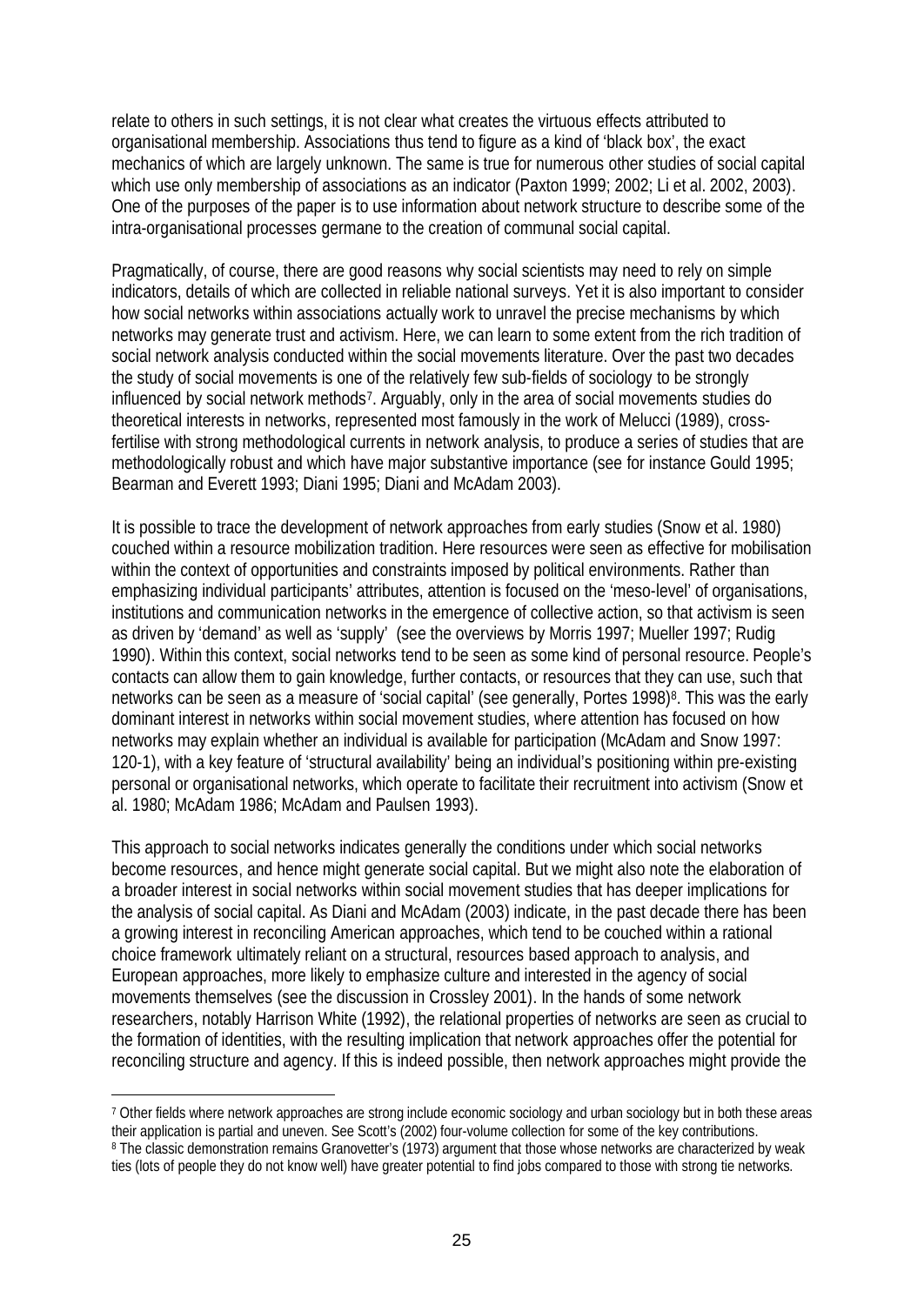relate to others in such settings, it is not clear what creates the virtuous effects attributed to organisational membership. Associations thus tend to figure as a kind of 'black box', the exact mechanics of which are largely unknown. The same is true for numerous other studies of social capital which use only membership of associations as an indicator (Paxton 1999; 2002; Li et al. 2002, 2003). One of the purposes of the paper is to use information about network structure to describe some of the intra-organisational processes germane to the creation of communal social capital.

Pragmatically, of course, there are good reasons why social scientists may need to rely on simple indicators, details of which are collected in reliable national surveys. Yet it is also important to consider how social networks within associations actually work to unravel the precise mechanisms by which networks may generate trust and activism. Here, we can learn to some extent from the rich tradition of social network analysis conducted within the social movements literature. Over the past two decades the study of social movements is one of the relatively few sub-fields of sociology to be strongly influenced by social network methods[7]. Arguably, only in the area of social movements studies do theoretical interests in networks, represented most famously in the work of Melucci (1989), cross-fertilise with strong methodological currents in network analysis, to produce a series of studies that are methodologically robust and which have major substantive importance (see for instance Gould 1995; Bearman and Everett 1993; Diani 1995; Diani and McAdam 2003).

It is possible to trace the development of network approaches from early studies (Snow et al. 1980) couched within a resource mobilization tradition. Here resources were seen as effective for mobilisation within the context of opportunities and constraints imposed by political environments. Rather than emphasizing individual participants' attributes, attention is focused on the 'meso-level' of organisations, institutions and communication networks in the emergence of collective action, so that activism is seen as driven by 'demand' as well as 'supply' (see the overviews by Morris 1997; Mueller 1997; Rudig 1990). Within this context, social networks tend to be seen as some kind of personal resource. People's contacts can allow them to gain knowledge, further contacts, or resources that they can use, such that networks can be seen as a measure of 'social capital' (see generally, Portes 1998)[8]. This was the early dominant interest in networks within social movement studies, where attention has focused on how networks may explain whether an individual is available for participation (McAdam and Snow 1997: 120-1), with a key feature of 'structural availability' being an individual's positioning within pre-existing personal or organisational networks, which operate to facilitate their recruitment into activism (Snow et al. 1980; McAdam 1986; McAdam and Paulsen 1993).

This approach to social networks indicates generally the conditions under which social networks become resources, and hence might generate social capital. But we might also note the elaboration of a broader interest in social networks within social movement studies that has deeper implications for the analysis of social capital. As Diani and McAdam (2003) indicate, in the past decade there has been a growing interest in reconciling American approaches, which tend to be couched within a rational choice framework ultimately reliant on a structural, resources based approach to analysis, and European approaches, more likely to emphasize culture and interested in the agency of social movements themselves (see the discussion in Crossley 2001). In the hands of some network researchers, notably Harrison White (1992), the relational properties of networks are seen as crucial to the formation of identities, with the resulting implication that network approaches offer the potential for reconciling structure and agency. If this is indeed possible, then network approaches might provide the

---

[7] Other fields where network approaches are strong include economic sociology and urban sociology but in both these areas their application is partial and uneven. See Scott's (2002) four-volume collection for some of the key contributions.

[8] The classic demonstration remains Granovetter's (1973) argument that those whose networks are characterized by weak ties (lots of people they do not know well) have greater potential to find jobs compared to those with strong tie networks.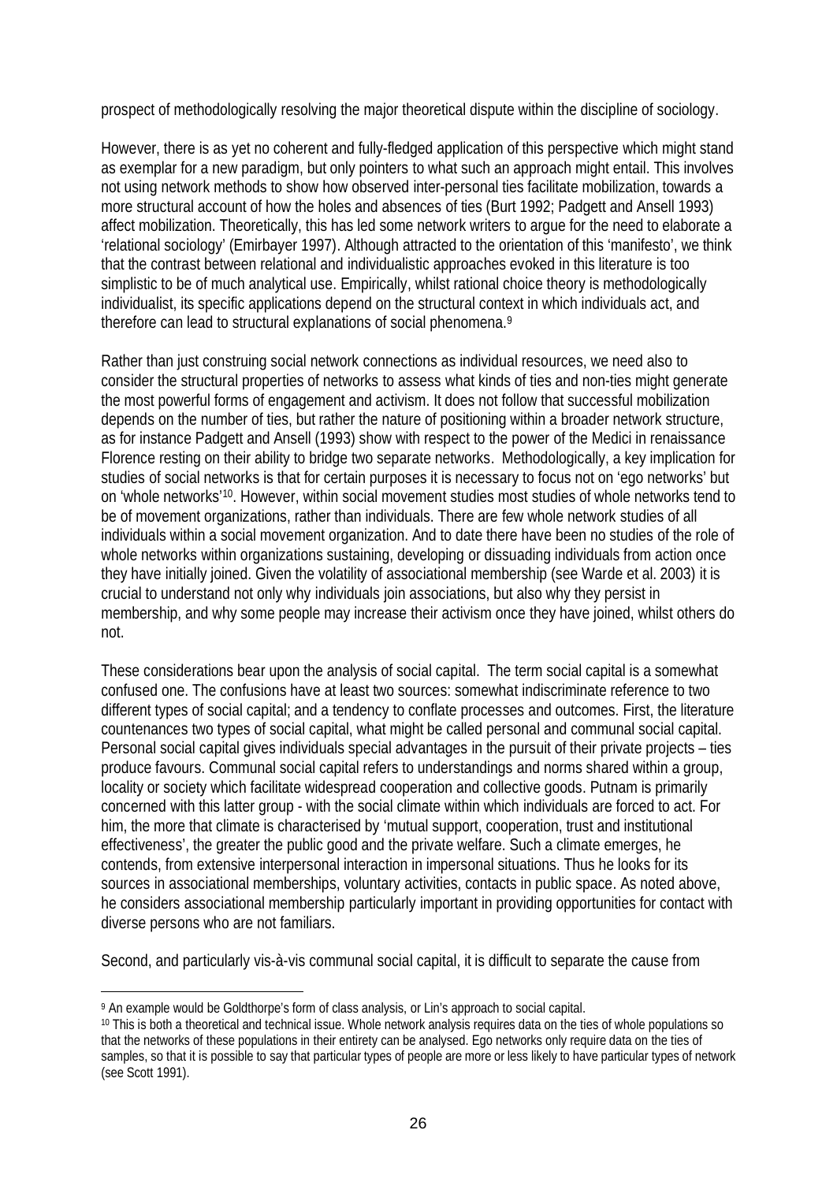prospect of methodologically resolving the major theoretical dispute within the discipline of sociology.

However, there is as yet no coherent and fully-fledged application of this perspective which might stand as exemplar for a new paradigm, but only pointers to what such an approach might entail. This involves not using network methods to show how observed inter-personal ties facilitate mobilization, towards a more structural account of how the holes and absences of ties (Burt 1992; Padgett and Ansell 1993) affect mobilization. Theoretically, this has led some network writers to argue for the need to elaborate a 'relational sociology' (Emirbayer 1997). Although attracted to the orientation of this 'manifesto', we think that the contrast between relational and individualistic approaches evoked in this literature is too simplistic to be of much analytical use. Empirically, whilst rational choice theory is methodologically individualist, its specific applications depend on the structural context in which individuals act, and therefore can lead to structural explanations of social phenomena.[9]

Rather than just construing social network connections as individual resources, we need also to consider the structural properties of networks to assess what kinds of ties and non-ties might generate the most powerful forms of engagement and activism. It does not follow that successful mobilization depends on the number of ties, but rather the nature of positioning within a broader network structure, as for instance Padgett and Ansell (1993) show with respect to the power of the Medici in renaissance Florence resting on their ability to bridge two separate networks. Methodologically, a key implication for studies of social networks is that for certain purposes it is necessary to focus not on 'ego networks' but on 'whole networks'[10]. However, within social movement studies most studies of whole networks tend to be of movement organizations, rather than individuals. There are few whole network studies of all individuals within a social movement organization. And to date there have been no studies of the role of whole networks within organizations sustaining, developing or dissuading individuals from action once they have initially joined. Given the volatility of associational membership (see Warde et al. 2003) it is crucial to understand not only why individuals join associations, but also why they persist in membership, and why some people may increase their activism once they have joined, whilst others do not.

These considerations bear upon the analysis of social capital. The term social capital is a somewhat confused one. The confusions have at least two sources: somewhat indiscriminate reference to two different types of social capital; and a tendency to conflate processes and outcomes. First, the literature countenances two types of social capital, what might be called personal and communal social capital. Personal social capital gives individuals special advantages in the pursuit of their private projects – ties produce favours. Communal social capital refers to understandings and norms shared within a group, locality or society which facilitate widespread cooperation and collective goods. Putnam is primarily concerned with this latter group - with the social climate within which individuals are forced to act. For him, the more that climate is characterised by 'mutual support, cooperation, trust and institutional effectiveness', the greater the public good and the private welfare. Such a climate emerges, he contends, from extensive interpersonal interaction in impersonal situations. Thus he looks for its sources in associational memberships, voluntary activities, contacts in public space. As noted above, he considers associational membership particularly important in providing opportunities for contact with diverse persons who are not familiars.

Second, and particularly vis-à-vis communal social capital, it is difficult to separate the cause from

[9] An example would be Goldthorpe's form of class analysis, or Lin's approach to social capital.

[10] This is both a theoretical and technical issue. Whole network analysis requires data on the ties of whole populations so that the networks of these populations in their entirety can be analysed. Ego networks only require data on the ties of samples, so that it is possible to say that particular types of people are more or less likely to have particular types of network (see Scott 1991).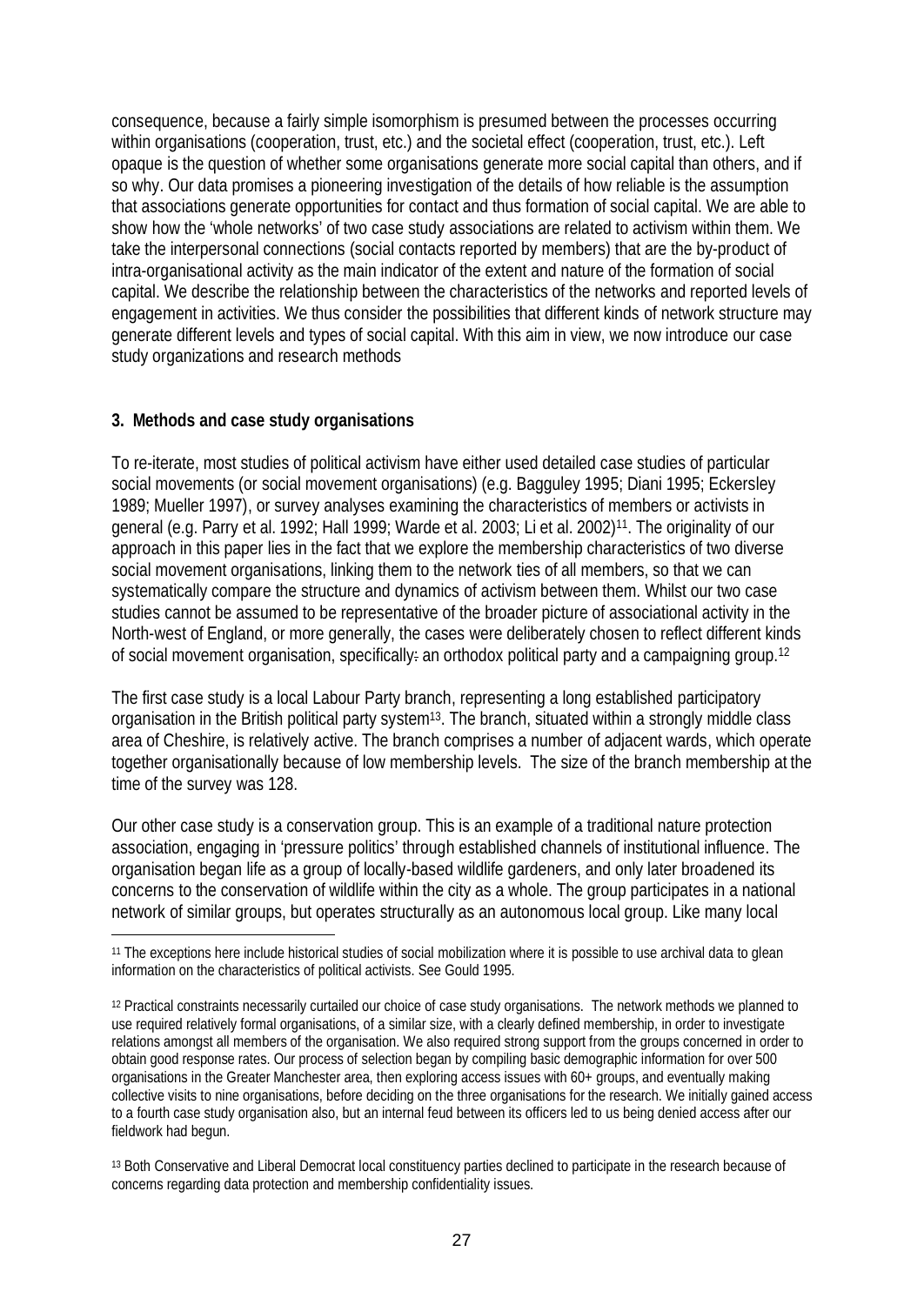consequence, because a fairly simple isomorphism is presumed between the processes occurring within organisations (cooperation, trust, etc.) and the societal effect (cooperation, trust, etc.). Left opaque is the question of whether some organisations generate more social capital than others, and if so why. Our data promises a pioneering investigation of the details of how reliable is the assumption that associations generate opportunities for contact and thus formation of social capital. We are able to show how the 'whole networks' of two case study associations are related to activism within them. We take the interpersonal connections (social contacts reported by members) that are the by-product of intra-organisational activity as the main indicator of the extent and nature of the formation of social capital. We describe the relationship between the characteristics of the networks and reported levels of engagement in activities. We thus consider the possibilities that different kinds of network structure may generate different levels and types of social capital. With this aim in view, we now introduce our case study organizations and research methods

### 3. Methods and case study organisations

To re-iterate, most studies of political activism have either used detailed case studies of particular social movements (or social movement organisations) (e.g. Bagguley 1995; Diani 1995; Eckersley 1989; Mueller 1997), or survey analyses examining the characteristics of members or activists in general (e.g. Parry et al. 1992; Hall 1999; Warde et al. 2003; Li et al. 2002)[11]. The originality of our approach in this paper lies in the fact that we explore the membership characteristics of two diverse social movement organisations, linking them to the network ties of all members, so that we can systematically compare the structure and dynamics of activism between them. Whilst our two case studies cannot be assumed to be representative of the broader picture of associational activity in the North-west of England, or more generally, the cases were deliberately chosen to reflect different kinds of social movement organisation, specifically: an orthodox political party and a campaigning group.[12]

The first case study is a local Labour Party branch, representing a long established participatory organisation in the British political party system[13]. The branch, situated within a strongly middle class area of Cheshire, is relatively active. The branch comprises a number of adjacent wards, which operate together organisationally because of low membership levels. The size of the branch membership at the time of the survey was 128.

Our other case study is a conservation group. This is an example of a traditional nature protection association, engaging in 'pressure politics' through established channels of institutional influence. The organisation began life as a group of locally-based wildlife gardeners, and only later broadened its concerns to the conservation of wildlife within the city as a whole. The group participates in a national network of similar groups, but operates structurally as an autonomous local group. Like many local

---

[11] The exceptions here include historical studies of social mobilization where it is possible to use archival data to glean information on the characteristics of political activists. See Gould 1995.

[12] Practical constraints necessarily curtailed our choice of case study organisations. The network methods we planned to use required relatively formal organisations, of a similar size, with a clearly defined membership, in order to investigate relations amongst all members of the organisation. We also required strong support from the groups concerned in order to obtain good response rates. Our process of selection began by compiling basic demographic information for over 500 organisations in the Greater Manchester area, then exploring access issues with 60+ groups, and eventually making collective visits to nine organisations, before deciding on the three organisations for the research. We initially gained access to a fourth case study organisation also, but an internal feud between its officers led to us being denied access after our fieldwork had begun.

[13] Both Conservative and Liberal Democrat local constituency parties declined to participate in the research because of concerns regarding data protection and membership confidentiality issues.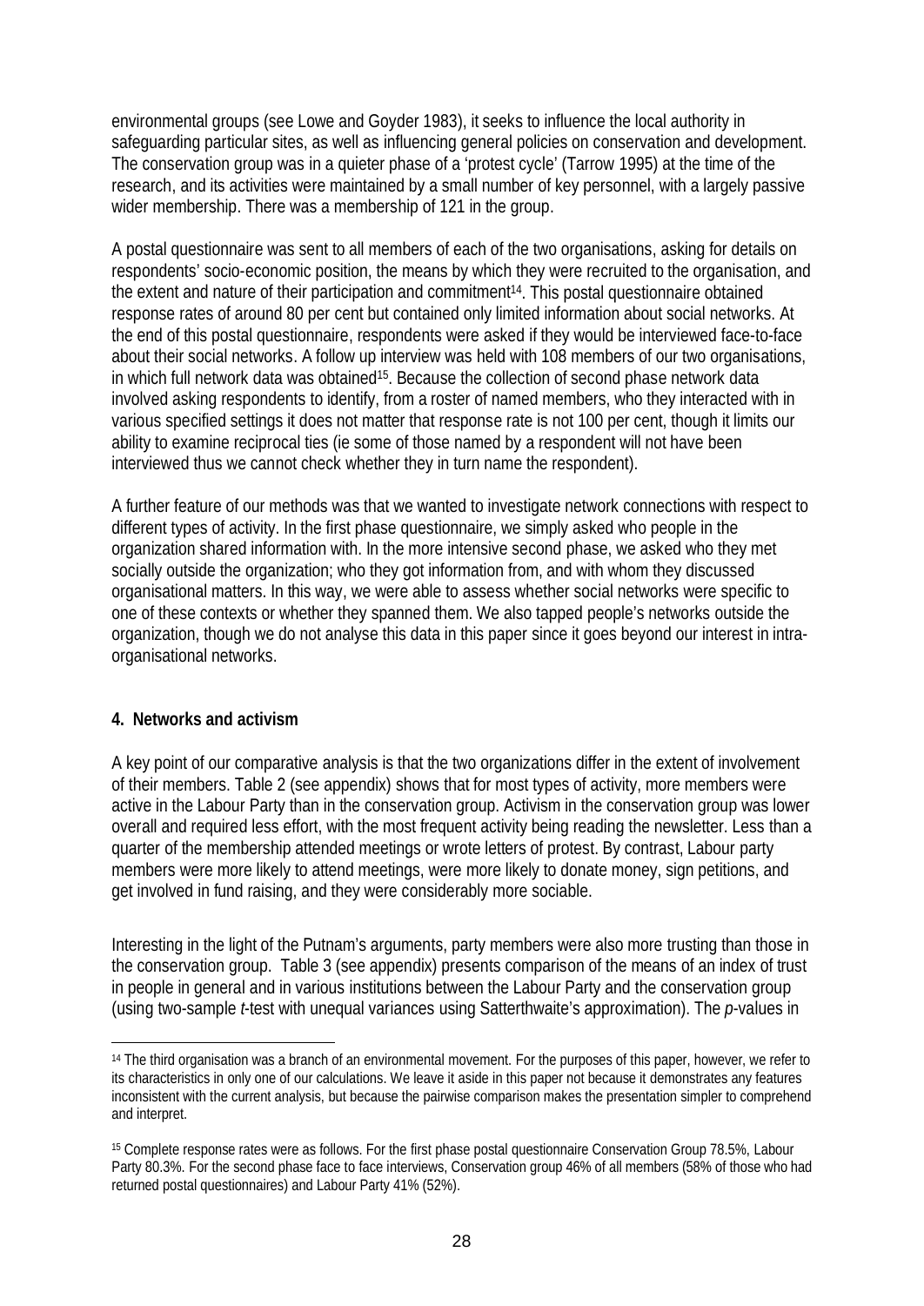environmental groups (see Lowe and Goyder 1983), it seeks to influence the local authority in safeguarding particular sites, as well as influencing general policies on conservation and development. The conservation group was in a quieter phase of a 'protest cycle' (Tarrow 1995) at the time of the research, and its activities were maintained by a small number of key personnel, with a largely passive wider membership. There was a membership of 121 in the group.

A postal questionnaire was sent to all members of each of the two organisations, asking for details on respondents' socio-economic position, the means by which they were recruited to the organisation, and the extent and nature of their participation and commitment[14]. This postal questionnaire obtained response rates of around 80 per cent but contained only limited information about social networks. At the end of this postal questionnaire, respondents were asked if they would be interviewed face-to-face about their social networks. A follow up interview was held with 108 members of our two organisations, in which full network data was obtained[15]. Because the collection of second phase network data involved asking respondents to identify, from a roster of named members, who they interacted with in various specified settings it does not matter that response rate is not 100 per cent, though it limits our ability to examine reciprocal ties (ie some of those named by a respondent will not have been interviewed thus we cannot check whether they in turn name the respondent).

A further feature of our methods was that we wanted to investigate network connections with respect to different types of activity. In the first phase questionnaire, we simply asked who people in the organization shared information with. In the more intensive second phase, we asked who they met socially outside the organization; who they got information from, and with whom they discussed organisational matters. In this way, we were able to assess whether social networks were specific to one of these contexts or whether they spanned them. We also tapped people's networks outside the organization, though we do not analyse this data in this paper since it goes beyond our interest in intra-organisational networks.

## 4. Networks and activism

A key point of our comparative analysis is that the two organizations differ in the extent of involvement of their members. Table 2 (see appendix) shows that for most types of activity, more members were active in the Labour Party than in the conservation group. Activism in the conservation group was lower overall and required less effort, with the most frequent activity being reading the newsletter. Less than a quarter of the membership attended meetings or wrote letters of protest. By contrast, Labour party members were more likely to attend meetings, were more likely to donate money, sign petitions, and get involved in fund raising, and they were considerably more sociable.

Interesting in the light of the Putnam's arguments, party members were also more trusting than those in the conservation group. Table 3 (see appendix) presents comparison of the means of an index of trust in people in general and in various institutions between the Labour Party and the conservation group (using two-sample *t*-test with unequal variances using Satterthwaite's approximation). The *p*-values in

---

[14] The third organisation was a branch of an environmental movement. For the purposes of this paper, however, we refer to its characteristics in only one of our calculations. We leave it aside in this paper not because it demonstrates any features inconsistent with the current analysis, but because the pairwise comparison makes the presentation simpler to comprehend and interpret.

[15] Complete response rates were as follows. For the first phase postal questionnaire Conservation Group 78.5%, Labour Party 80.3%. For the second phase face to face interviews, Conservation group 46% of all members (58% of those who had returned postal questionnaires) and Labour Party 41% (52%).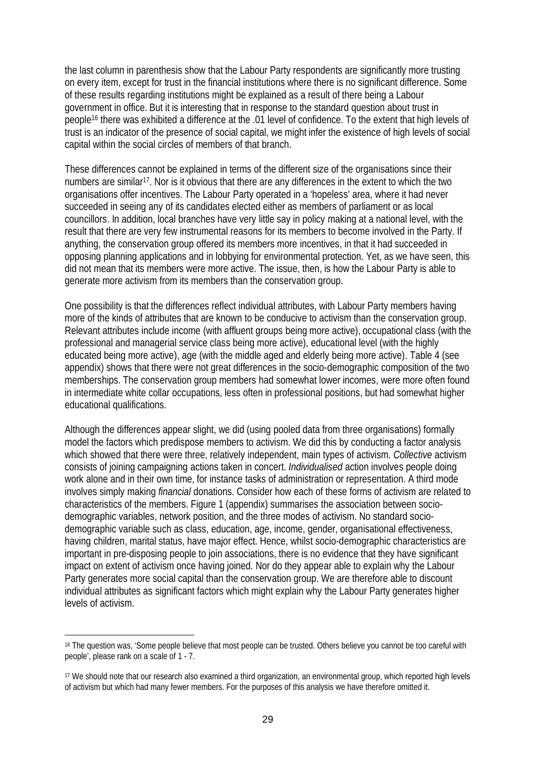the last column in parenthesis show that the Labour Party respondents are significantly more trusting on every item, except for trust in the financial institutions where there is no significant difference. Some of these results regarding institutions might be explained as a result of there being a Labour government in office. But it is interesting that in response to the standard question about trust in people[16] there was exhibited a difference at the .01 level of confidence. To the extent that high levels of trust is an indicator of the presence of social capital, we might infer the existence of high levels of social capital within the social circles of members of that branch.

These differences cannot be explained in terms of the different size of the organisations since their numbers are similar[17]. Nor is it obvious that there are any differences in the extent to which the two organisations offer incentives. The Labour Party operated in a 'hopeless' area, where it had never succeeded in seeing any of its candidates elected either as members of parliament or as local councillors. In addition, local branches have very little say in policy making at a national level, with the result that there are very few instrumental reasons for its members to become involved in the Party. If anything, the conservation group offered its members more incentives, in that it had succeeded in opposing planning applications and in lobbying for environmental protection. Yet, as we have seen, this did not mean that its members were more active. The issue, then, is how the Labour Party is able to generate more activism from its members than the conservation group.

One possibility is that the differences reflect individual attributes, with Labour Party members having more of the kinds of attributes that are known to be conducive to activism than the conservation group. Relevant attributes include income (with affluent groups being more active), occupational class (with the professional and managerial service class being more active), educational level (with the highly educated being more active), age (with the middle aged and elderly being more active). Table 4 (see appendix) shows that there were not great differences in the socio-demographic composition of the two memberships. The conservation group members had somewhat lower incomes, were more often found in intermediate white collar occupations, less often in professional positions, but had somewhat higher educational qualifications.

Although the differences appear slight, we did (using pooled data from three organisations) formally model the factors which predispose members to activism. We did this by conducting a factor analysis which showed that there were three, relatively independent, main types of activism. *Collective* activism consists of joining campaigning actions taken in concert. *Individualised* action involves people doing work alone and in their own time, for instance tasks of administration or representation. A third mode involves simply making *financial* donations. Consider how each of these forms of activism are related to characteristics of the members. Figure 1 (appendix) summarises the association between socio-demographic variables, network position, and the three modes of activism. No standard socio-demographic variable such as class, education, age, income, gender, organisational effectiveness, having children, marital status, have major effect. Hence, whilst socio-demographic characteristics are important in pre-disposing people to join associations, there is no evidence that they have significant impact on extent of activism once having joined. Nor do they appear able to explain why the Labour Party generates more social capital than the conservation group. We are therefore able to discount individual attributes as significant factors which might explain why the Labour Party generates higher levels of activism.

---

[16] The question was, 'Some people believe that most people can be trusted. Others believe you cannot be too careful with people', please rank on a scale of 1 - 7.

[17] We should note that our research also examined a third organization, an environmental group, which reported high levels of activism but which had many fewer members. For the purposes of this analysis we have therefore omitted it.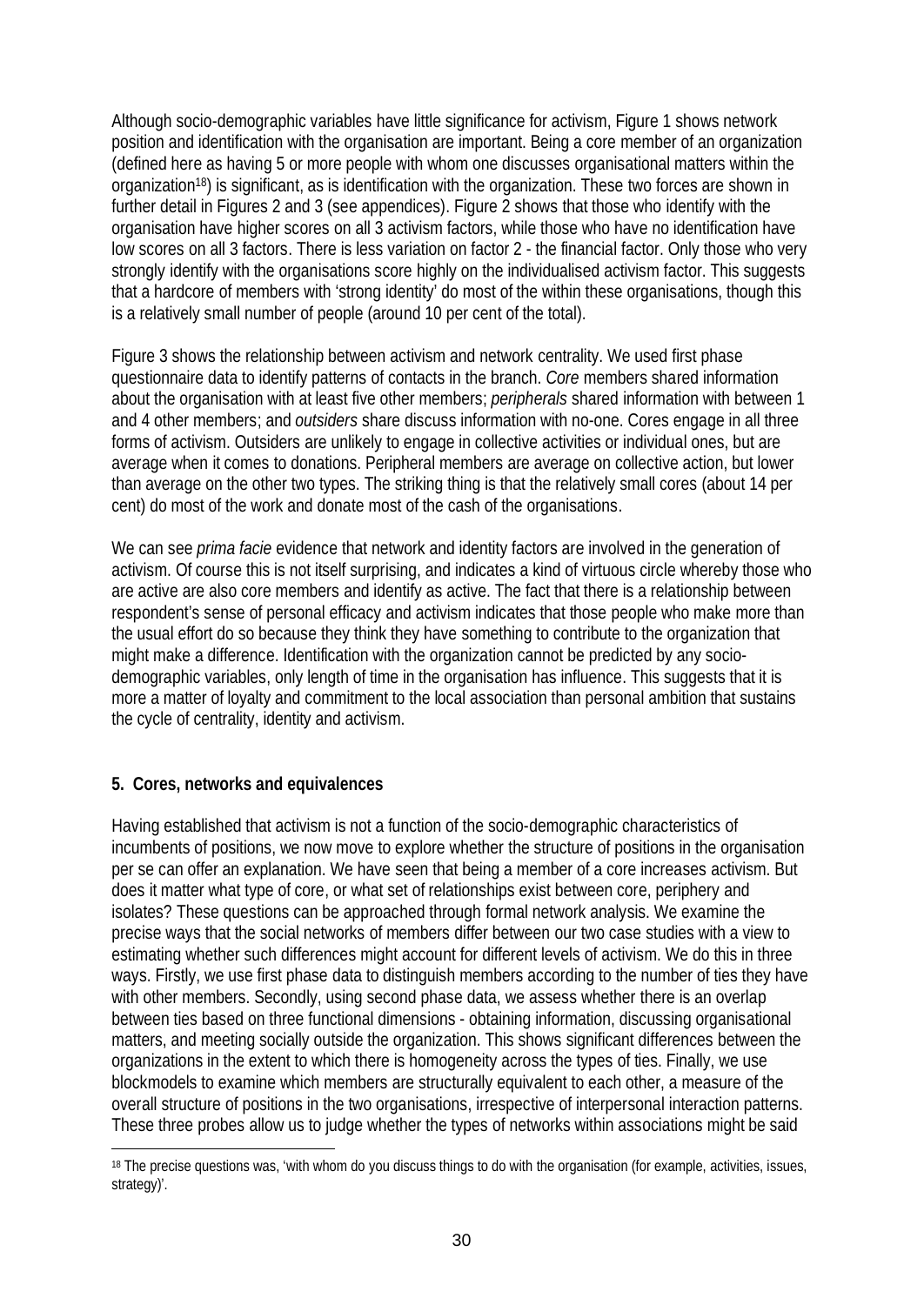Although socio-demographic variables have little significance for activism, Figure 1 shows network position and identification with the organisation are important. Being a core member of an organization (defined here as having 5 or more people with whom one discusses organisational matters within the organization[18]) is significant, as is identification with the organization. These two forces are shown in further detail in Figures 2 and 3 (see appendices). Figure 2 shows that those who identify with the organisation have higher scores on all 3 activism factors, while those who have no identification have low scores on all 3 factors. There is less variation on factor 2 - the financial factor. Only those who very strongly identify with the organisations score highly on the individualised activism factor. This suggests that a hardcore of members with 'strong identity' do most of the within these organisations, though this is a relatively small number of people (around 10 per cent of the total).

Figure 3 shows the relationship between activism and network centrality. We used first phase questionnaire data to identify patterns of contacts in the branch. *Core* members shared information about the organisation with at least five other members; *peripherals* shared information with between 1 and 4 other members; and *outsiders* share discuss information with no-one. Cores engage in all three forms of activism. Outsiders are unlikely to engage in collective activities or individual ones, but are average when it comes to donations. Peripheral members are average on collective action, but lower than average on the other two types. The striking thing is that the relatively small cores (about 14 per cent) do most of the work and donate most of the cash of the organisations.

We can see *prima facie* evidence that network and identity factors are involved in the generation of activism. Of course this is not itself surprising, and indicates a kind of virtuous circle whereby those who are active are also core members and identify as active. The fact that there is a relationship between respondent's sense of personal efficacy and activism indicates that those people who make more than the usual effort do so because they think they have something to contribute to the organization that might make a difference. Identification with the organization cannot be predicted by any socio-demographic variables, only length of time in the organisation has influence. This suggests that it is more a matter of loyalty and commitment to the local association than personal ambition that sustains the cycle of centrality, identity and activism.

## 5. Cores, networks and equivalences

Having established that activism is not a function of the socio-demographic characteristics of incumbents of positions, we now move to explore whether the structure of positions in the organisation per se can offer an explanation. We have seen that being a member of a core increases activism. But does it matter what type of core, or what set of relationships exist between core, periphery and isolates? These questions can be approached through formal network analysis. We examine the precise ways that the social networks of members differ between our two case studies with a view to estimating whether such differences might account for different levels of activism. We do this in three ways. Firstly, we use first phase data to distinguish members according to the number of ties they have with other members. Secondly, using second phase data, we assess whether there is an overlap between ties based on three functional dimensions - obtaining information, discussing organisational matters, and meeting socially outside the organization. This shows significant differences between the organizations in the extent to which there is homogeneity across the types of ties. Finally, we use blockmodels to examine which members are structurally equivalent to each other, a measure of the overall structure of positions in the two organisations, irrespective of interpersonal interaction patterns. These three probes allow us to judge whether the types of networks within associations might be said

[18] The precise questions was, 'with whom do you discuss things to do with the organisation (for example, activities, issues, strategy)'.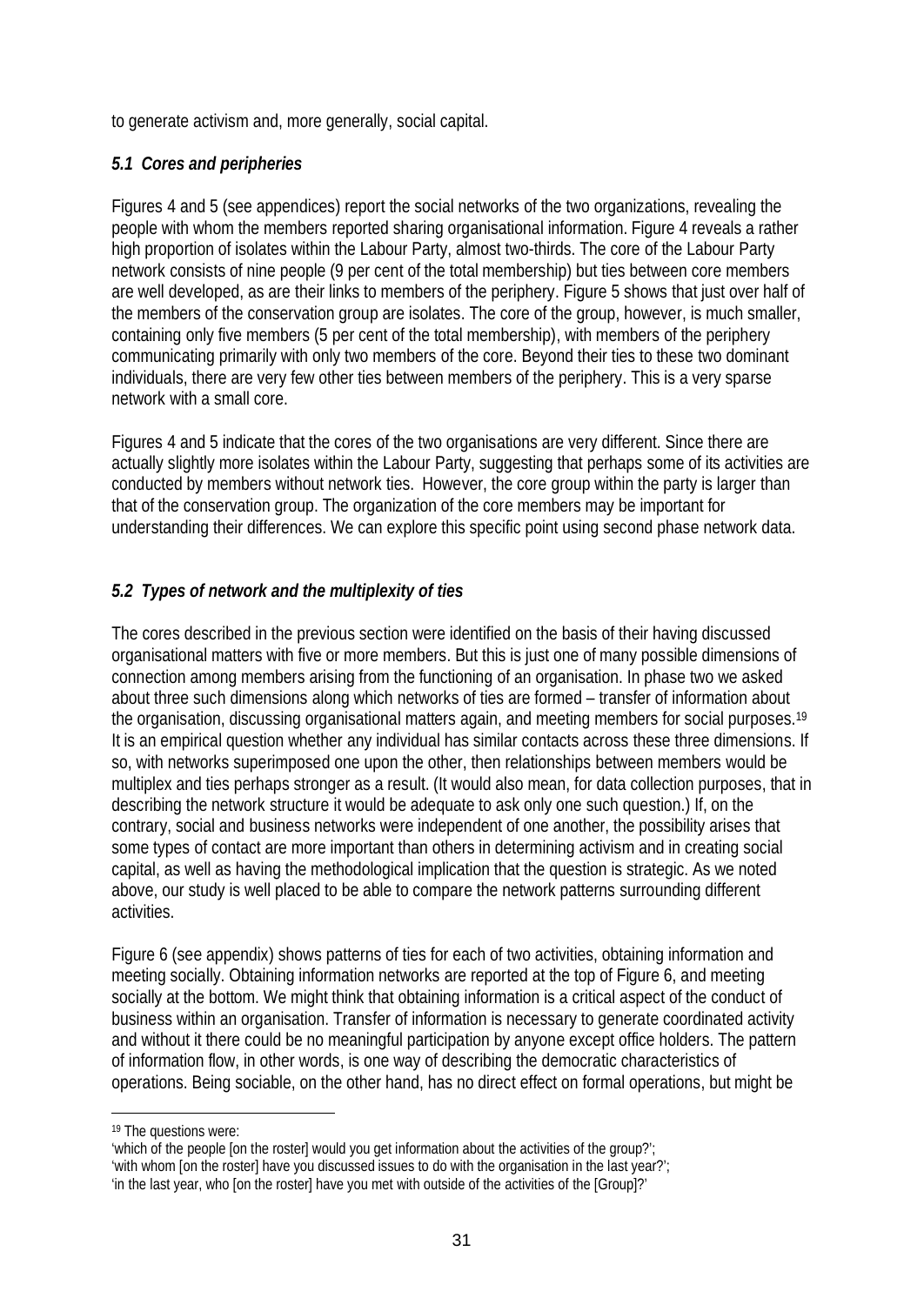to generate activism and, more generally, social capital.

### *5.1 Cores and peripheries*

Figures 4 and 5 (see appendices) report the social networks of the two organizations, revealing the people with whom the members reported sharing organisational information. Figure 4 reveals a rather high proportion of isolates within the Labour Party, almost two-thirds. The core of the Labour Party network consists of nine people (9 per cent of the total membership) but ties between core members are well developed, as are their links to members of the periphery. Figure 5 shows that just over half of the members of the conservation group are isolates. The core of the group, however, is much smaller, containing only five members (5 per cent of the total membership), with members of the periphery communicating primarily with only two members of the core. Beyond their ties to these two dominant individuals, there are very few other ties between members of the periphery. This is a very sparse network with a small core.

Figures 4 and 5 indicate that the cores of the two organisations are very different. Since there are actually slightly more isolates within the Labour Party, suggesting that perhaps some of its activities are conducted by members without network ties. However, the core group within the party is larger than that of the conservation group. The organization of the core members may be important for understanding their differences. We can explore this specific point using second phase network data.

### *5.2 Types of network and the multiplexity of ties*

The cores described in the previous section were identified on the basis of their having discussed organisational matters with five or more members. But this is just one of many possible dimensions of connection among members arising from the functioning of an organisation. In phase two we asked about three such dimensions along which networks of ties are formed – transfer of information about the organisation, discussing organisational matters again, and meeting members for social purposes.[19] It is an empirical question whether any individual has similar contacts across these three dimensions. If so, with networks superimposed one upon the other, then relationships between members would be multiplex and ties perhaps stronger as a result. (It would also mean, for data collection purposes, that in describing the network structure it would be adequate to ask only one such question.) If, on the contrary, social and business networks were independent of one another, the possibility arises that some types of contact are more important than others in determining activism and in creating social capital, as well as having the methodological implication that the question is strategic. As we noted above, our study is well placed to be able to compare the network patterns surrounding different activities.

Figure 6 (see appendix) shows patterns of ties for each of two activities, obtaining information and meeting socially. Obtaining information networks are reported at the top of Figure 6, and meeting socially at the bottom. We might think that obtaining information is a critical aspect of the conduct of business within an organisation. Transfer of information is necessary to generate coordinated activity and without it there could be no meaningful participation by anyone except office holders. The pattern of information flow, in other words, is one way of describing the democratic characteristics of operations. Being sociable, on the other hand, has no direct effect on formal operations, but might be

---

[19] The questions were:
'which of the people [on the roster] would you get information about the activities of the group?';
'with whom [on the roster] have you discussed issues to do with the organisation in the last year?';
'in the last year, who [on the roster] have you met with outside of the activities of the [Group]?'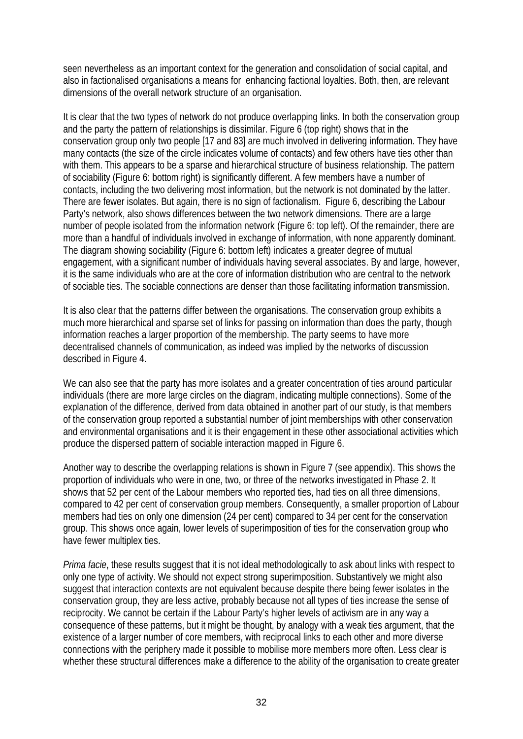seen nevertheless as an important context for the generation and consolidation of social capital, and also in factionalised organisations a means for enhancing factional loyalties. Both, then, are relevant dimensions of the overall network structure of an organisation.

It is clear that the two types of network do not produce overlapping links. In both the conservation group and the party the pattern of relationships is dissimilar. Figure 6 (top right) shows that in the conservation group only two people [17 and 83] are much involved in delivering information. They have many contacts (the size of the circle indicates volume of contacts) and few others have ties other than with them. This appears to be a sparse and hierarchical structure of business relationship. The pattern of sociability (Figure 6: bottom right) is significantly different. A few members have a number of contacts, including the two delivering most information, but the network is not dominated by the latter. There are fewer isolates. But again, there is no sign of factionalism. Figure 6, describing the Labour Party's network, also shows differences between the two network dimensions. There are a large number of people isolated from the information network (Figure 6: top left). Of the remainder, there are more than a handful of individuals involved in exchange of information, with none apparently dominant. The diagram showing sociability (Figure 6: bottom left) indicates a greater degree of mutual engagement, with a significant number of individuals having several associates. By and large, however, it is the same individuals who are at the core of information distribution who are central to the network of sociable ties. The sociable connections are denser than those facilitating information transmission.

It is also clear that the patterns differ between the organisations. The conservation group exhibits a much more hierarchical and sparse set of links for passing on information than does the party, though information reaches a larger proportion of the membership. The party seems to have more decentralised channels of communication, as indeed was implied by the networks of discussion described in Figure 4.

We can also see that the party has more isolates and a greater concentration of ties around particular individuals (there are more large circles on the diagram, indicating multiple connections). Some of the explanation of the difference, derived from data obtained in another part of our study, is that members of the conservation group reported a substantial number of joint memberships with other conservation and environmental organisations and it is their engagement in these other associational activities which produce the dispersed pattern of sociable interaction mapped in Figure 6.

Another way to describe the overlapping relations is shown in Figure 7 (see appendix). This shows the proportion of individuals who were in one, two, or three of the networks investigated in Phase 2. It shows that 52 per cent of the Labour members who reported ties, had ties on all three dimensions, compared to 42 per cent of conservation group members. Consequently, a smaller proportion of Labour members had ties on only one dimension (24 per cent) compared to 34 per cent for the conservation group. This shows once again, lower levels of superimposition of ties for the conservation group who have fewer multiplex ties.

*Prima facie*, these results suggest that it is not ideal methodologically to ask about links with respect to only one type of activity. We should not expect strong superimposition. Substantively we might also suggest that interaction contexts are not equivalent because despite there being fewer isolates in the conservation group, they are less active, probably because not all types of ties increase the sense of reciprocity. We cannot be certain if the Labour Party's higher levels of activism are in any way a consequence of these patterns, but it might be thought, by analogy with a weak ties argument, that the existence of a larger number of core members, with reciprocal links to each other and more diverse connections with the periphery made it possible to mobilise more members more often. Less clear is whether these structural differences make a difference to the ability of the organisation to create greater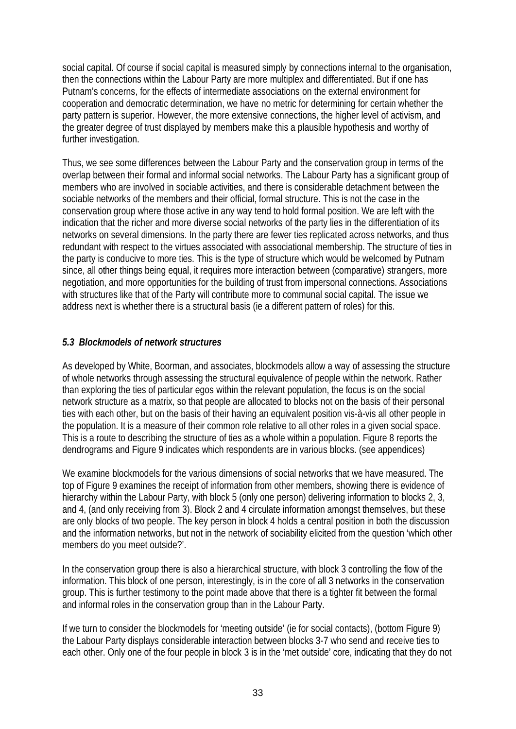social capital. Of course if social capital is measured simply by connections internal to the organisation, then the connections within the Labour Party are more multiplex and differentiated. But if one has Putnam's concerns, for the effects of intermediate associations on the external environment for cooperation and democratic determination, we have no metric for determining for certain whether the party pattern is superior. However, the more extensive connections, the higher level of activism, and the greater degree of trust displayed by members make this a plausible hypothesis and worthy of further investigation.

Thus, we see some differences between the Labour Party and the conservation group in terms of the overlap between their formal and informal social networks. The Labour Party has a significant group of members who are involved in sociable activities, and there is considerable detachment between the sociable networks of the members and their official, formal structure. This is not the case in the conservation group where those active in any way tend to hold formal position. We are left with the indication that the richer and more diverse social networks of the party lies in the differentiation of its networks on several dimensions. In the party there are fewer ties replicated across networks, and thus redundant with respect to the virtues associated with associational membership. The structure of ties in the party is conducive to more ties. This is the type of structure which would be welcomed by Putnam since, all other things being equal, it requires more interaction between (comparative) strangers, more negotiation, and more opportunities for the building of trust from impersonal connections. Associations with structures like that of the Party will contribute more to communal social capital. The issue we address next is whether there is a structural basis (ie a different pattern of roles) for this.

### *5.3 Blockmodels of network structures*

As developed by White, Boorman, and associates, blockmodels allow a way of assessing the structure of whole networks through assessing the structural equivalence of people within the network. Rather than exploring the ties of particular egos within the relevant population, the focus is on the social network structure as a matrix, so that people are allocated to blocks not on the basis of their personal ties with each other, but on the basis of their having an equivalent position vis-à-vis all other people in the population. It is a measure of their common role relative to all other roles in a given social space. This is a route to describing the structure of ties as a whole within a population. Figure 8 reports the dendrograms and Figure 9 indicates which respondents are in various blocks. (see appendices)

We examine blockmodels for the various dimensions of social networks that we have measured. The top of Figure 9 examines the receipt of information from other members, showing there is evidence of hierarchy within the Labour Party, with block 5 (only one person) delivering information to blocks 2, 3, and 4, (and only receiving from 3). Block 2 and 4 circulate information amongst themselves, but these are only blocks of two people. The key person in block 4 holds a central position in both the discussion and the information networks, but not in the network of sociability elicited from the question 'which other members do you meet outside?'.

In the conservation group there is also a hierarchical structure, with block 3 controlling the flow of the information. This block of one person, interestingly, is in the core of all 3 networks in the conservation group. This is further testimony to the point made above that there is a tighter fit between the formal and informal roles in the conservation group than in the Labour Party.

If we turn to consider the blockmodels for 'meeting outside' (ie for social contacts), (bottom Figure 9) the Labour Party displays considerable interaction between blocks 3-7 who send and receive ties to each other. Only one of the four people in block 3 is in the 'met outside' core, indicating that they do not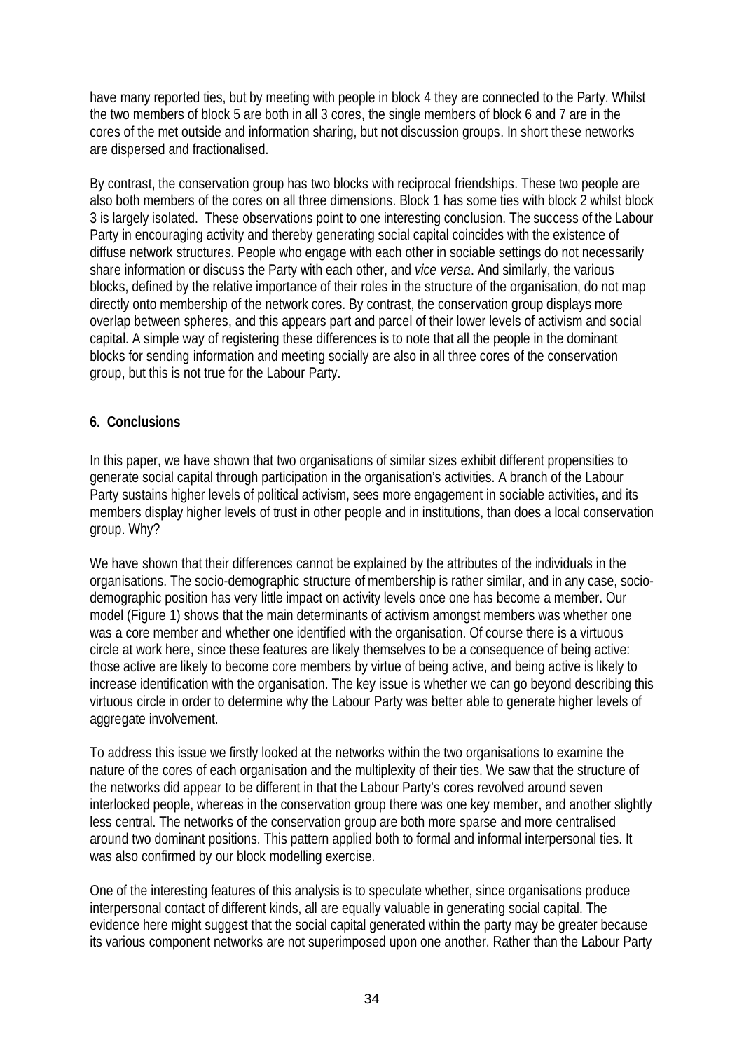have many reported ties, but by meeting with people in block 4 they are connected to the Party. Whilst the two members of block 5 are both in all 3 cores, the single members of block 6 and 7 are in the cores of the met outside and information sharing, but not discussion groups. In short these networks are dispersed and fractionalised.

By contrast, the conservation group has two blocks with reciprocal friendships. These two people are also both members of the cores on all three dimensions. Block 1 has some ties with block 2 whilst block 3 is largely isolated. These observations point to one interesting conclusion. The success of the Labour Party in encouraging activity and thereby generating social capital coincides with the existence of diffuse network structures. People who engage with each other in sociable settings do not necessarily share information or discuss the Party with each other, and *vice versa*. And similarly, the various blocks, defined by the relative importance of their roles in the structure of the organisation, do not map directly onto membership of the network cores. By contrast, the conservation group displays more overlap between spheres, and this appears part and parcel of their lower levels of activism and social capital. A simple way of registering these differences is to note that all the people in the dominant blocks for sending information and meeting socially are also in all three cores of the conservation group, but this is not true for the Labour Party.

## 6. Conclusions

In this paper, we have shown that two organisations of similar sizes exhibit different propensities to generate social capital through participation in the organisation's activities. A branch of the Labour Party sustains higher levels of political activism, sees more engagement in sociable activities, and its members display higher levels of trust in other people and in institutions, than does a local conservation group. Why?

We have shown that their differences cannot be explained by the attributes of the individuals in the organisations. The socio-demographic structure of membership is rather similar, and in any case, socio-demographic position has very little impact on activity levels once one has become a member. Our model (Figure 1) shows that the main determinants of activism amongst members was whether one was a core member and whether one identified with the organisation. Of course there is a virtuous circle at work here, since these features are likely themselves to be a consequence of being active: those active are likely to become core members by virtue of being active, and being active is likely to increase identification with the organisation. The key issue is whether we can go beyond describing this virtuous circle in order to determine why the Labour Party was better able to generate higher levels of aggregate involvement.

To address this issue we firstly looked at the networks within the two organisations to examine the nature of the cores of each organisation and the multiplexity of their ties. We saw that the structure of the networks did appear to be different in that the Labour Party's cores revolved around seven interlocked people, whereas in the conservation group there was one key member, and another slightly less central. The networks of the conservation group are both more sparse and more centralised around two dominant positions. This pattern applied both to formal and informal interpersonal ties. It was also confirmed by our block modelling exercise.

One of the interesting features of this analysis is to speculate whether, since organisations produce interpersonal contact of different kinds, all are equally valuable in generating social capital. The evidence here might suggest that the social capital generated within the party may be greater because its various component networks are not superimposed upon one another. Rather than the Labour Party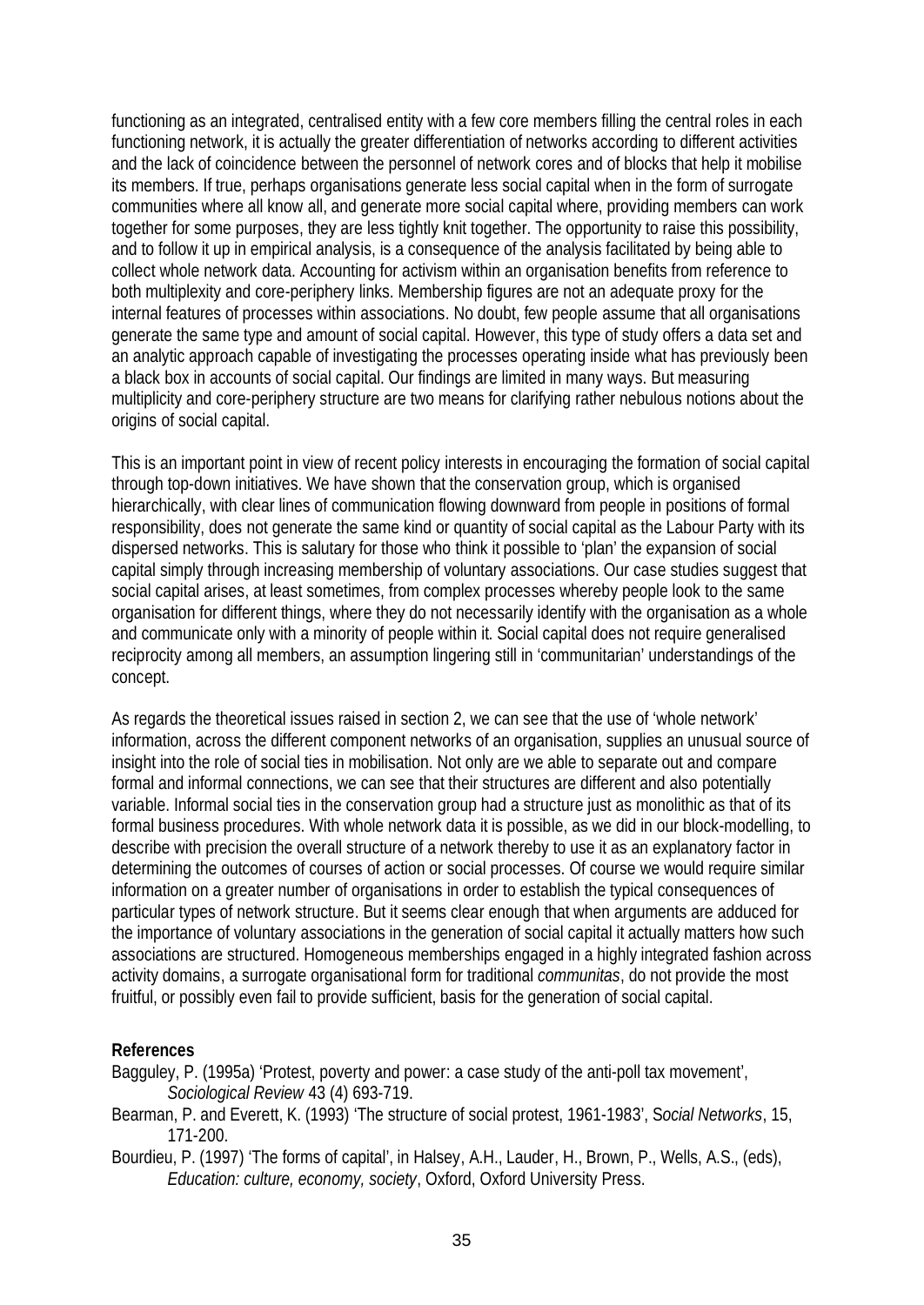functioning as an integrated, centralised entity with a few core members filling the central roles in each functioning network, it is actually the greater differentiation of networks according to different activities and the lack of coincidence between the personnel of network cores and of blocks that help it mobilise its members. If true, perhaps organisations generate less social capital when in the form of surrogate communities where all know all, and generate more social capital where, providing members can work together for some purposes, they are less tightly knit together. The opportunity to raise this possibility, and to follow it up in empirical analysis, is a consequence of the analysis facilitated by being able to collect whole network data. Accounting for activism within an organisation benefits from reference to both multiplexity and core-periphery links. Membership figures are not an adequate proxy for the internal features of processes within associations. No doubt, few people assume that all organisations generate the same type and amount of social capital. However, this type of study offers a data set and an analytic approach capable of investigating the processes operating inside what has previously been a black box in accounts of social capital. Our findings are limited in many ways. But measuring multiplicity and core-periphery structure are two means for clarifying rather nebulous notions about the origins of social capital.

This is an important point in view of recent policy interests in encouraging the formation of social capital through top-down initiatives. We have shown that the conservation group, which is organised hierarchically, with clear lines of communication flowing downward from people in positions of formal responsibility, does not generate the same kind or quantity of social capital as the Labour Party with its dispersed networks. This is salutary for those who think it possible to 'plan' the expansion of social capital simply through increasing membership of voluntary associations. Our case studies suggest that social capital arises, at least sometimes, from complex processes whereby people look to the same organisation for different things, where they do not necessarily identify with the organisation as a whole and communicate only with a minority of people within it. Social capital does not require generalised reciprocity among all members, an assumption lingering still in 'communitarian' understandings of the concept.

As regards the theoretical issues raised in section 2, we can see that the use of 'whole network' information, across the different component networks of an organisation, supplies an unusual source of insight into the role of social ties in mobilisation. Not only are we able to separate out and compare formal and informal connections, we can see that their structures are different and also potentially variable. Informal social ties in the conservation group had a structure just as monolithic as that of its formal business procedures. With whole network data it is possible, as we did in our block-modelling, to describe with precision the overall structure of a network thereby to use it as an explanatory factor in determining the outcomes of courses of action or social processes. Of course we would require similar information on a greater number of organisations in order to establish the typical consequences of particular types of network structure. But it seems clear enough that when arguments are adduced for the importance of voluntary associations in the generation of social capital it actually matters how such associations are structured. Homogeneous memberships engaged in a highly integrated fashion across activity domains, a surrogate organisational form for traditional *communitas*, do not provide the most fruitful, or possibly even fail to provide sufficient, basis for the generation of social capital.

**References**

Bagguley, P. (1995a) 'Protest, poverty and power: a case study of the anti-poll tax movement', *Sociological Review* 43 (4) 693-719.

Bearman, P. and Everett, K. (1993) 'The structure of social protest, 1961-1983', *Social Networks*, 15, 171-200.

Bourdieu, P. (1997) 'The forms of capital', in Halsey, A.H., Lauder, H., Brown, P., Wells, A.S., (eds), *Education: culture, economy, society*, Oxford, Oxford University Press.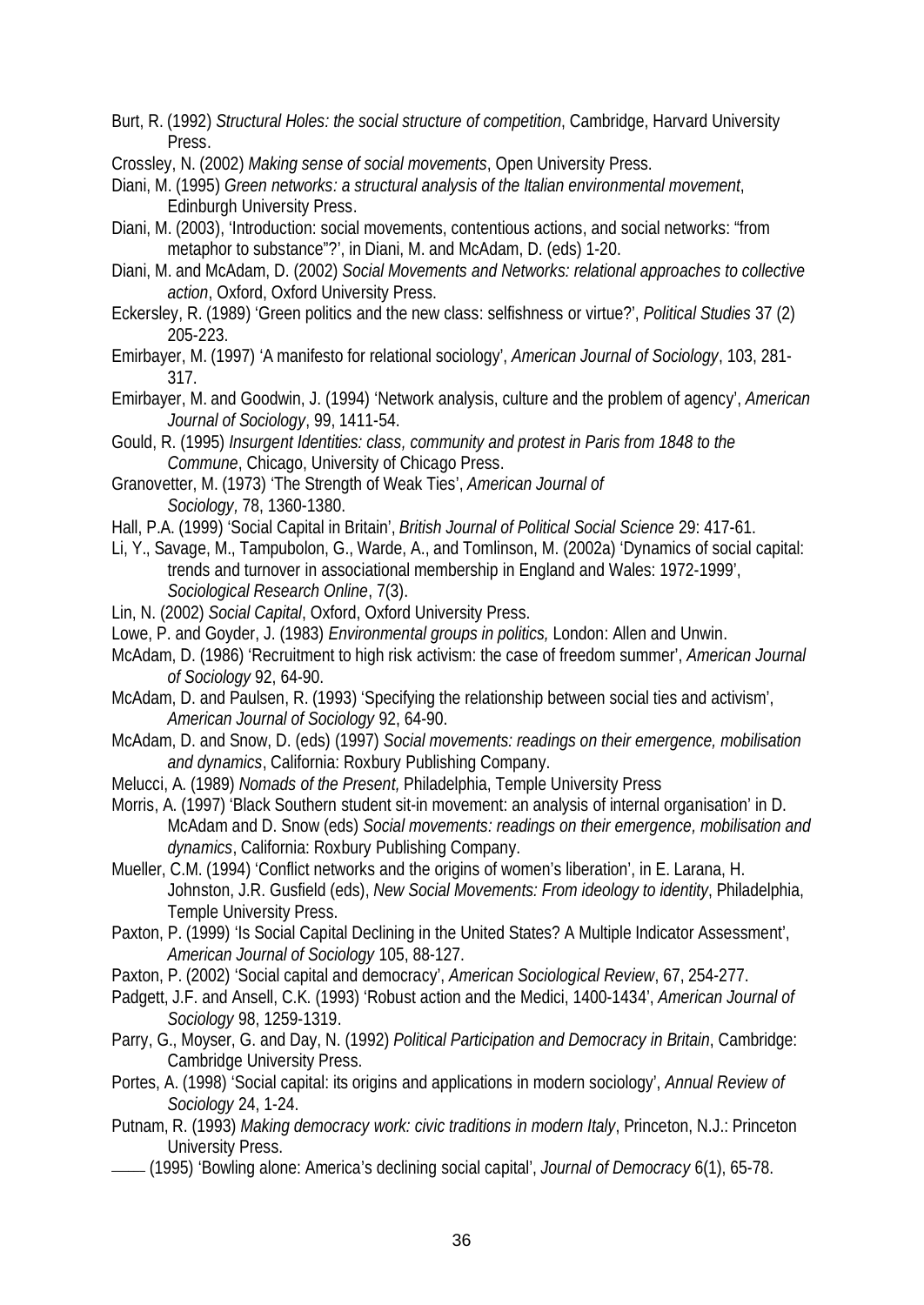Burt, R. (1992) *Structural Holes: the social structure of competition*, Cambridge, Harvard University Press.

Crossley, N. (2002) *Making sense of social movements*, Open University Press.

Diani, M. (1995) *Green networks: a structural analysis of the Italian environmental movement*, Edinburgh University Press.

Diani, M. (2003), 'Introduction: social movements, contentious actions, and social networks: "from metaphor to substance"?', in Diani, M. and McAdam, D. (eds) 1-20.

Diani, M. and McAdam, D. (2002) *Social Movements and Networks: relational approaches to collective action*, Oxford, Oxford University Press.

Eckersley, R. (1989) 'Green politics and the new class: selfishness or virtue?', *Political Studies* 37 (2) 205-223.

Emirbayer, M. (1997) 'A manifesto for relational sociology', *American Journal of Sociology*, 103, 281-317.

Emirbayer, M. and Goodwin, J. (1994) 'Network analysis, culture and the problem of agency', *American Journal of Sociology*, 99, 1411-54.

Gould, R. (1995) *Insurgent Identities: class, community and protest in Paris from 1848 to the Commune*, Chicago, University of Chicago Press.

Granovetter, M. (1973) 'The Strength of Weak Ties', *American Journal of Sociology,* 78, 1360-1380.

Hall, P.A. (1999) 'Social Capital in Britain', *British Journal of Political Social Science* 29: 417-61.

Li, Y., Savage, M., Tampubolon, G., Warde, A., and Tomlinson, M. (2002a) 'Dynamics of social capital: trends and turnover in associational membership in England and Wales: 1972-1999', *Sociological Research Online*, 7(3).

Lin, N. (2002) *Social Capital*, Oxford, Oxford University Press.

Lowe, P. and Goyder, J. (1983) *Environmental groups in politics,* London: Allen and Unwin.

McAdam, D. (1986) 'Recruitment to high risk activism: the case of freedom summer', *American Journal of Sociology* 92, 64-90.

McAdam, D. and Paulsen, R. (1993) 'Specifying the relationship between social ties and activism', *American Journal of Sociology* 92, 64-90.

McAdam, D. and Snow, D. (eds) (1997) *Social movements: readings on their emergence, mobilisation and dynamics*, California: Roxbury Publishing Company.

Melucci, A. (1989) *Nomads of the Present,* Philadelphia, Temple University Press

Morris, A. (1997) 'Black Southern student sit-in movement: an analysis of internal organisation' in D. McAdam and D. Snow (eds) *Social movements: readings on their emergence, mobilisation and dynamics*, California: Roxbury Publishing Company.

Mueller, C.M. (1994) 'Conflict networks and the origins of women's liberation', in E. Larana, H. Johnston, J.R. Gusfield (eds), *New Social Movements: From ideology to identity*, Philadelphia, Temple University Press.

Paxton, P. (1999) 'Is Social Capital Declining in the United States? A Multiple Indicator Assessment', *American Journal of Sociology* 105, 88-127.

Paxton, P. (2002) 'Social capital and democracy', *American Sociological Review*, 67, 254-277.

Padgett, J.F. and Ansell, C.K. (1993) 'Robust action and the Medici, 1400-1434', *American Journal of Sociology* 98, 1259-1319.

Parry, G., Moyser, G. and Day, N. (1992) *Political Participation and Democracy in Britain*, Cambridge: Cambridge University Press.

Portes, A. (1998) 'Social capital: its origins and applications in modern sociology', *Annual Review of Sociology* 24, 1-24.

Putnam, R. (1993) *Making democracy work: civic traditions in modern Italy*, Princeton, N.J.: Princeton University Press.

—— (1995) 'Bowling alone: America's declining social capital', *Journal of Democracy* 6(1), 65-78.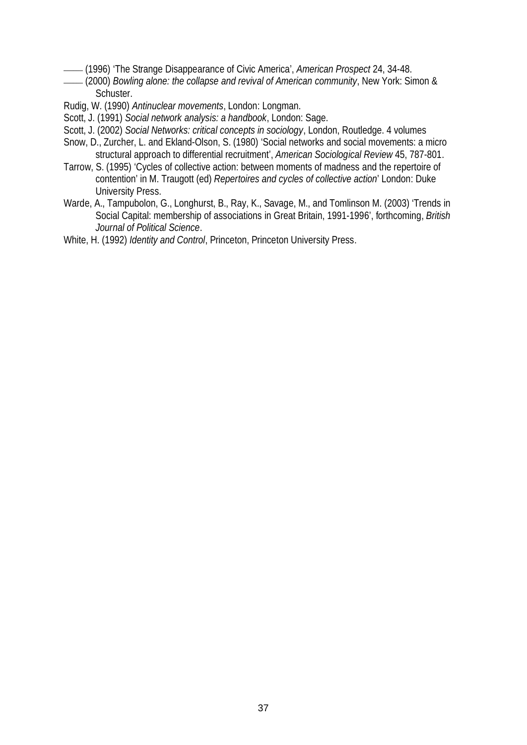—— (1996) 'The Strange Disappearance of Civic America', *American Prospect* 24, 34-48.

—— (2000) *Bowling alone: the collapse and revival of American community*, New York: Simon & Schuster.

Rudig, W. (1990) *Antinuclear movements*, London: Longman.

Scott, J. (1991) *Social network analysis: a handbook*, London: Sage.

Scott, J. (2002) *Social Networks: critical concepts in sociology*, London, Routledge. 4 volumes

Snow, D., Zurcher, L. and Ekland-Olson, S. (1980) 'Social networks and social movements: a micro structural approach to differential recruitment', *American Sociological Review* 45, 787-801.

Tarrow, S. (1995) 'Cycles of collective action: between moments of madness and the repertoire of contention' in M. Traugott (ed) *Repertoires and cycles of collective action*' London: Duke University Press.

Warde, A., Tampubolon, G., Longhurst, B., Ray, K., Savage, M., and Tomlinson M. (2003) 'Trends in Social Capital: membership of associations in Great Britain, 1991-1996', forthcoming, *British Journal of Political Science*.

White, H. (1992) *Identity and Control*, Princeton, Princeton University Press.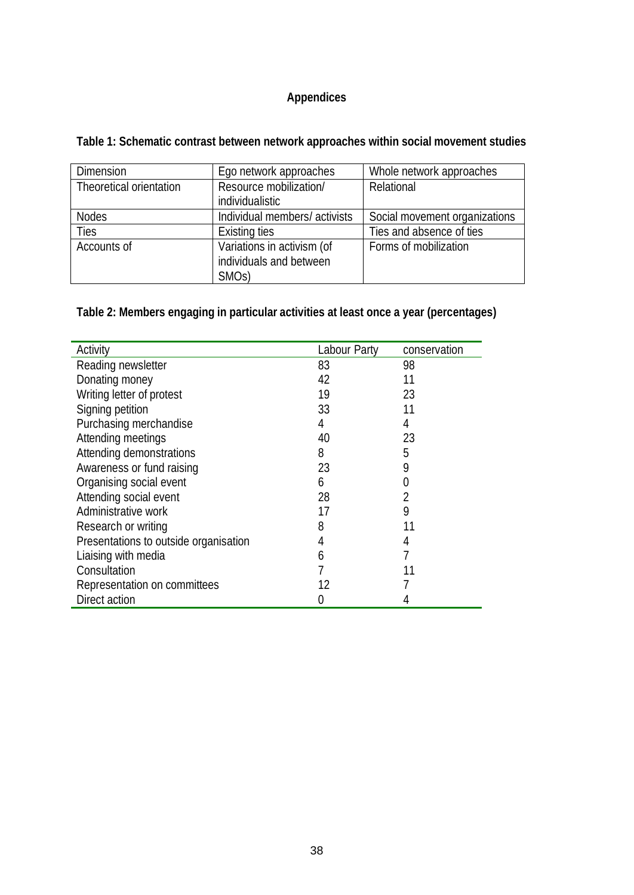# Appendices

**Table 1: Schematic contrast between network approaches within social movement studies**

| Dimension | Ego network approaches | Whole network approaches |
|---|---|---|
| Theoretical orientation | Resource mobilization/ individualistic | Relational |
| Nodes | Individual members/ activists | Social movement organizations |
| Ties | Existing ties | Ties and absence of ties |
| Accounts of | Variations in activism (of individuals and between SMOs) | Forms of mobilization |

**Table 2: Members engaging in particular activities at least once a year (percentages)**

| Activity | Labour Party | conservation |
|---|---|---|
| Reading newsletter | 83 | 98 |
| Donating money | 42 | 11 |
| Writing letter of protest | 19 | 23 |
| Signing petition | 33 | 11 |
| Purchasing merchandise | 4 | 4 |
| Attending meetings | 40 | 23 |
| Attending demonstrations | 8 | 5 |
| Awareness or fund raising | 23 | 9 |
| Organising social event | 6 | 0 |
| Attending social event | 28 | 2 |
| Administrative work | 17 | 9 |
| Research or writing | 8 | 11 |
| Presentations to outside organisation | 4 | 4 |
| Liaising with media | 6 | 7 |
| Consultation | 7 | 11 |
| Representation on committees | 12 | 7 |
| Direct action | 0 | 4 |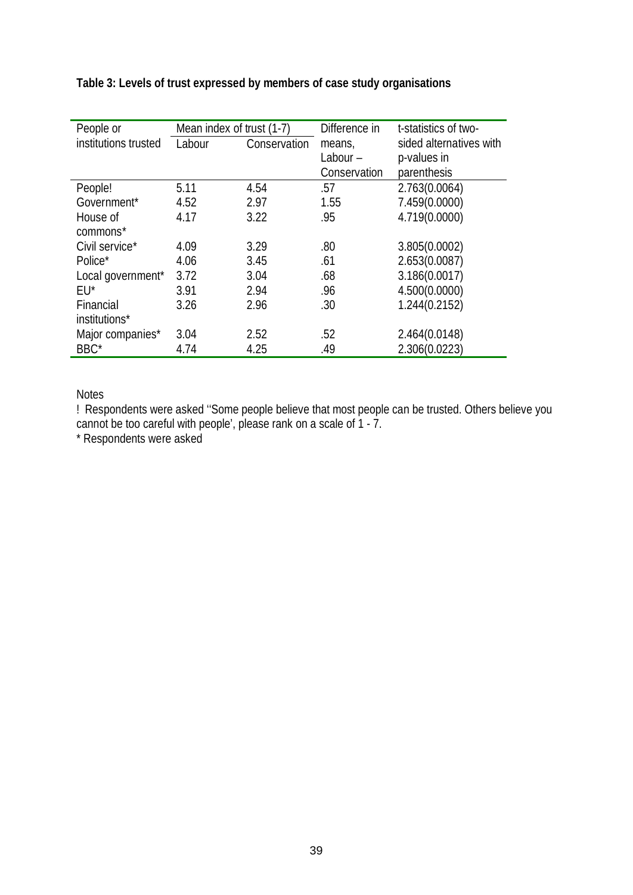**Table 3: Levels of trust expressed by members of case study organisations**

| People or institutions trusted | Mean index of trust (1-7) | | Difference in means, Labour – Conservation | t-statistics of two-sided alternatives with p-values in parenthesis |
|---|---|---|---|---|
| | Labour | Conservation | | |
| People! | 5.11 | 4.54 | .57 | 2.763(0.0064) |
| Government* | 4.52 | 2.97 | 1.55 | 7.459(0.0000) |
| House of commons* | 4.17 | 3.22 | .95 | 4.719(0.0000) |
| Civil service* | 4.09 | 3.29 | .80 | 3.805(0.0002) |
| Police* | 4.06 | 3.45 | .61 | 2.653(0.0087) |
| Local government* | 3.72 | 3.04 | .68 | 3.186(0.0017) |
| EU* | 3.91 | 2.94 | .96 | 4.500(0.0000) |
| Financial institutions* | 3.26 | 2.96 | .30 | 1.244(0.2152) |
| Major companies* | 3.04 | 2.52 | .52 | 2.464(0.0148) |
| BBC* | 4.74 | 4.25 | .49 | 2.306(0.0223) |

Notes

! Respondents were asked ''Some people believe that most people can be trusted. Others believe you cannot be too careful with people', please rank on a scale of 1 - 7.

* Respondents were asked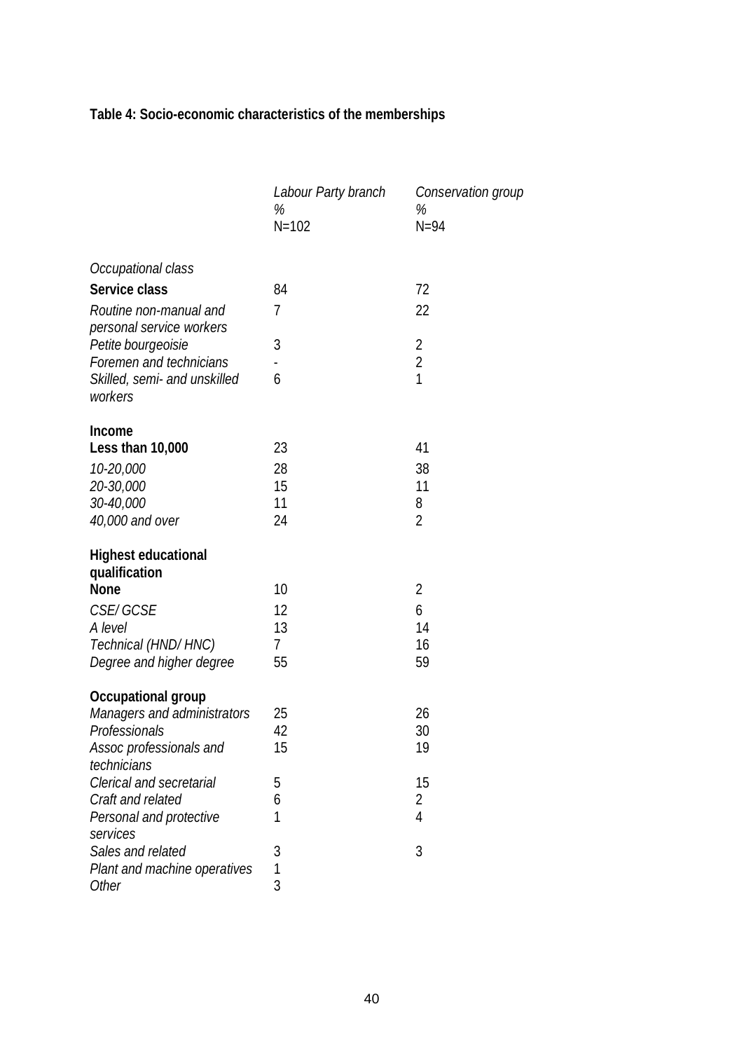**Table 4: Socio-economic characteristics of the memberships**

| | *Labour Party branch* % N=102 | *Conservation group* % N=94 |
|---|---|---|
| *Occupational class* | | |
| **Service class** | 84 | 72 |
| *Routine non-manual and personal service workers* | 7 | 22 |
| *Petite bourgeoisie* | 3 | 2 |
| *Foremen and technicians* | - | 2 |
| *Skilled, semi- and unskilled workers* | 6 | 1 |
| **Income** | | |
| **Less than 10,000** | 23 | 41 |
| *10-20,000* | 28 | 38 |
| *20-30,000* | 15 | 11 |
| *30-40,000* | 11 | 8 |
| *40,000 and over* | 24 | 2 |
| **Highest educational qualification** | | |
| **None** | 10 | 2 |
| *CSE/ GCSE* | 12 | 6 |
| *A level* | 13 | 14 |
| *Technical (HND/ HNC)* | 7 | 16 |
| *Degree and higher degree* | 55 | 59 |
| **Occupational group** | | |
| *Managers and administrators* | 25 | 26 |
| *Professionals* | 42 | 30 |
| *Assoc professionals and technicians* | 15 | 19 |
| *Clerical and secretarial* | 5 | 15 |
| *Craft and related* | 6 | 2 |
| *Personal and protective services* | 1 | 4 |
| *Sales and related* | 3 | 3 |
| *Plant and machine operatives* | 1 | |
| *Other* | 3 | |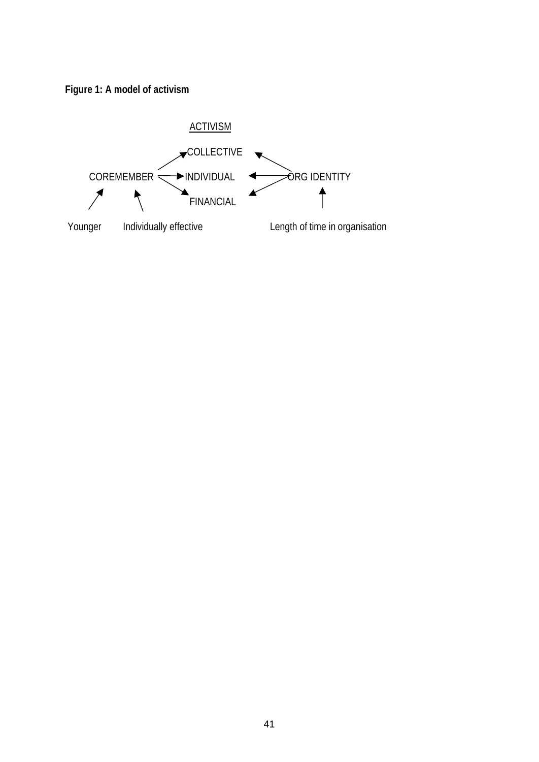**Figure 1: A model of activism**

ACTIVISM

COLLECTIVE

COREMEMBER INDIVIDUAL ORG IDENTITY

FINANCIAL

Younger Individually effective Length of time in organisation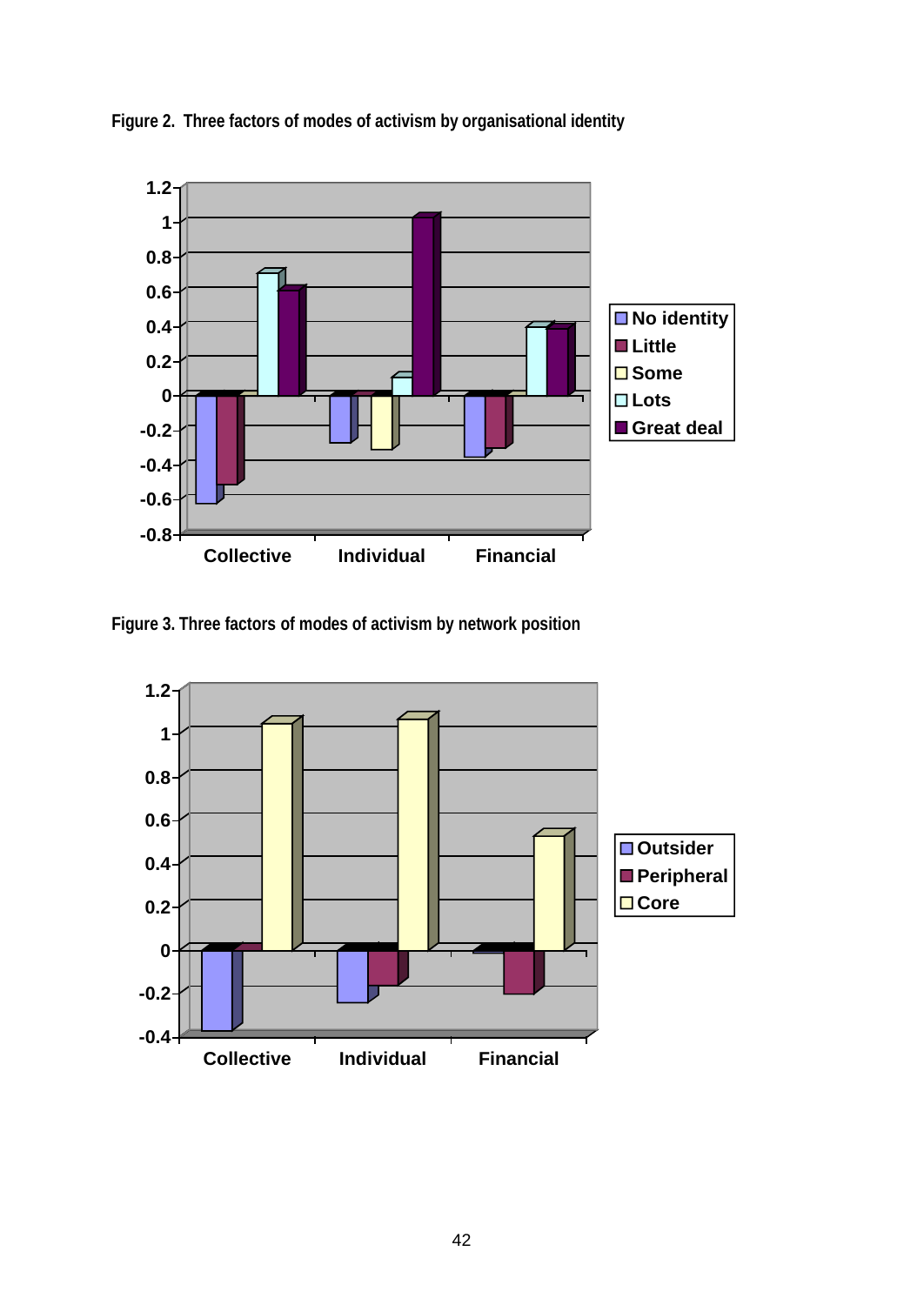**Figure 2. Three factors of modes of activism by organisational identity**

**Figure 3. Three factors of modes of activism by network position**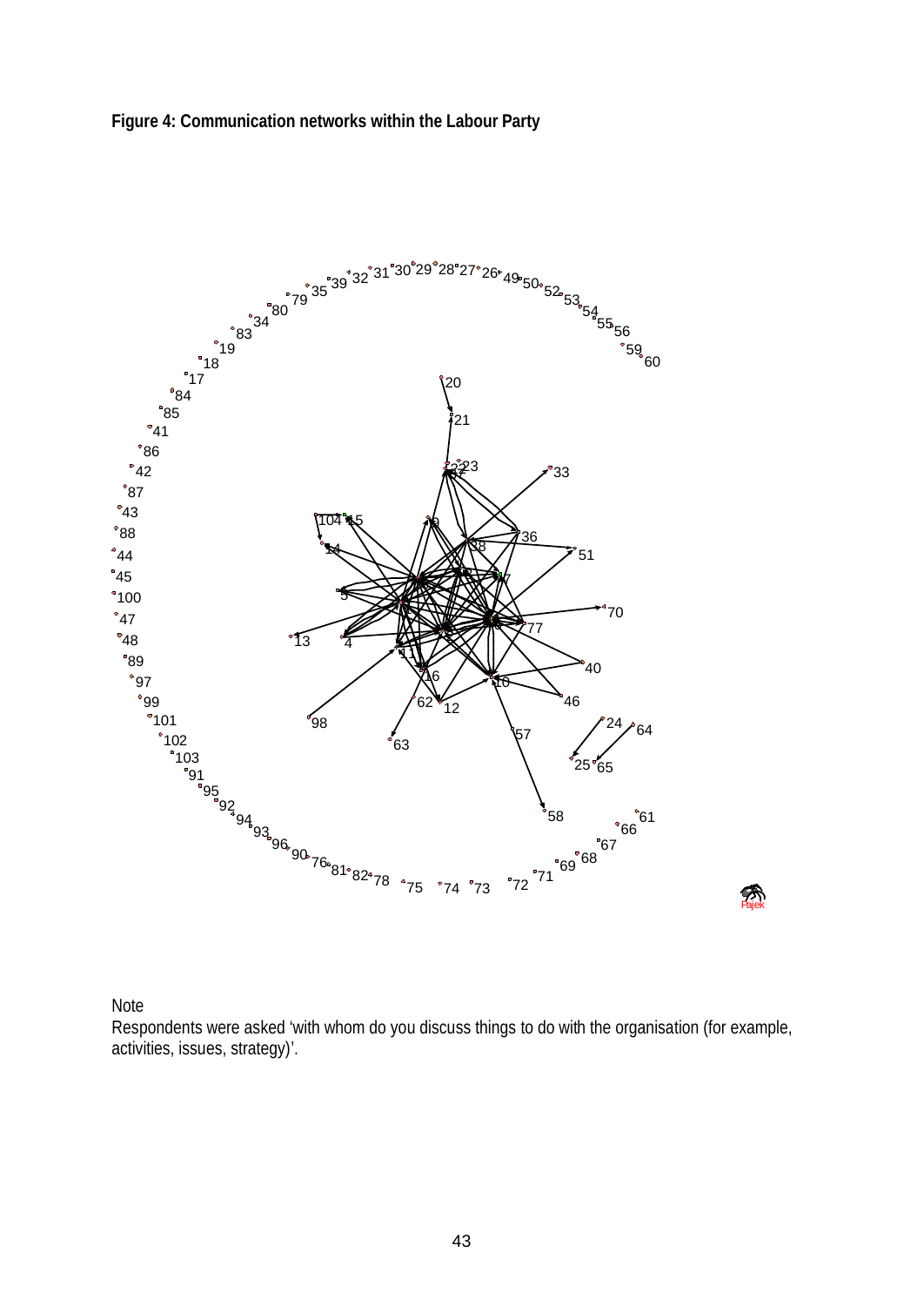**Figure 4: Communication networks within the Labour Party**

Note
Respondents were asked 'with whom do you discuss things to do with the organisation (for example, activities, issues, strategy)'.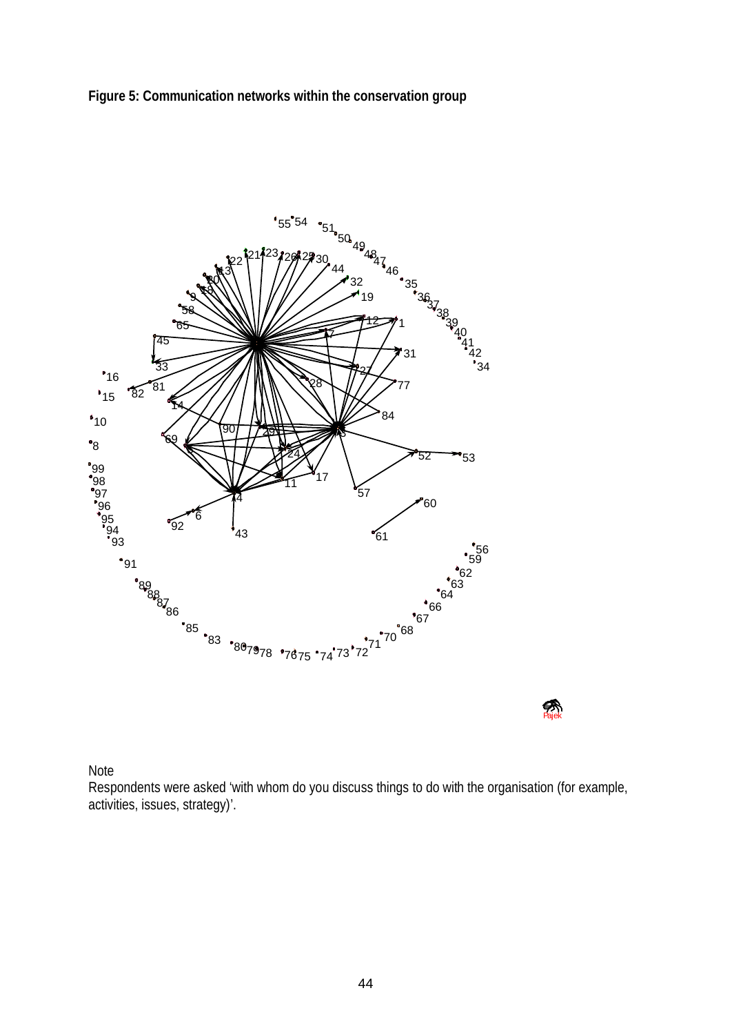**Figure 5: Communication networks within the conservation group**

Note

Respondents were asked 'with whom do you discuss things to do with the organisation (for example, activities, issues, strategy)'.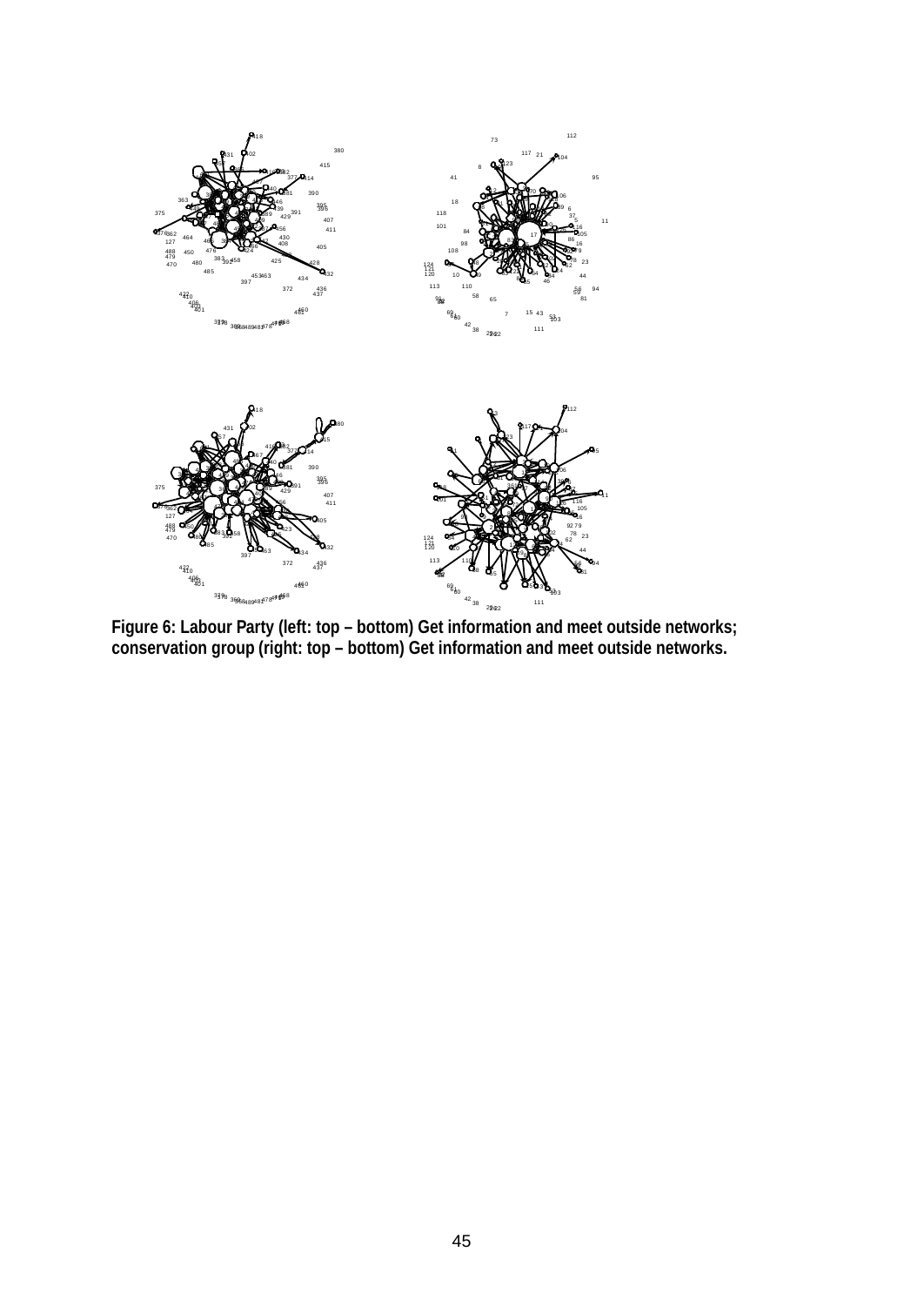**Figure 6: Labour Party (left: top – bottom) Get information and meet outside networks; conservation group (right: top – bottom) Get information and meet outside networks.**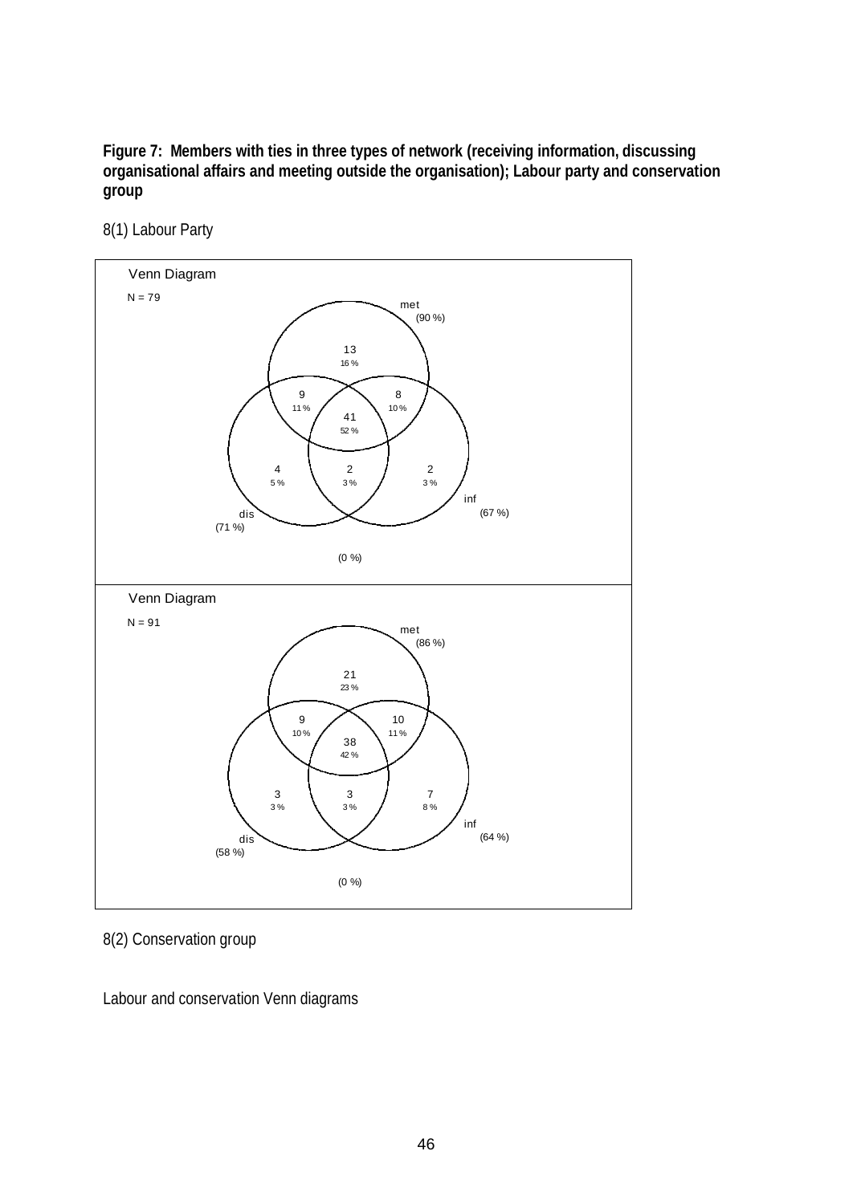**Figure 7: Members with ties in three types of network (receiving information, discussing organisational affairs and meeting outside the organisation); Labour party and conservation group**

8(1) Labour Party

Venn Diagram

N = 79

met (90 %)

13 16 %

9 11 %

8 10 %

41 52 %

4 5 %

2 3 %

2 3 %

inf (67 %)

dis (71 %)

(0 %)

Venn Diagram

N = 91

met (86 %)

21 23 %

9 10 %

10 11 %

38 42 %

3 3 %

3 3 %

7 8 %

inf (64 %)

dis (58 %)

(0 %)

8(2) Conservation group

Labour and conservation Venn diagrams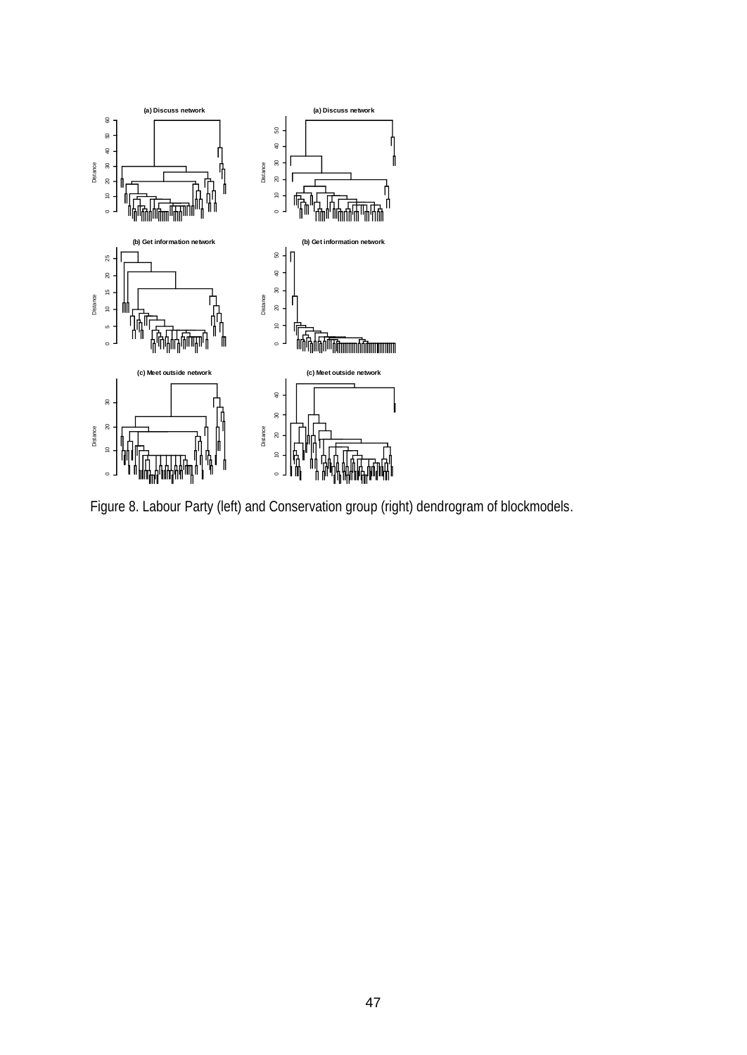Figure 8. Labour Party (left) and Conservation group (right) dendrogram of blockmodels.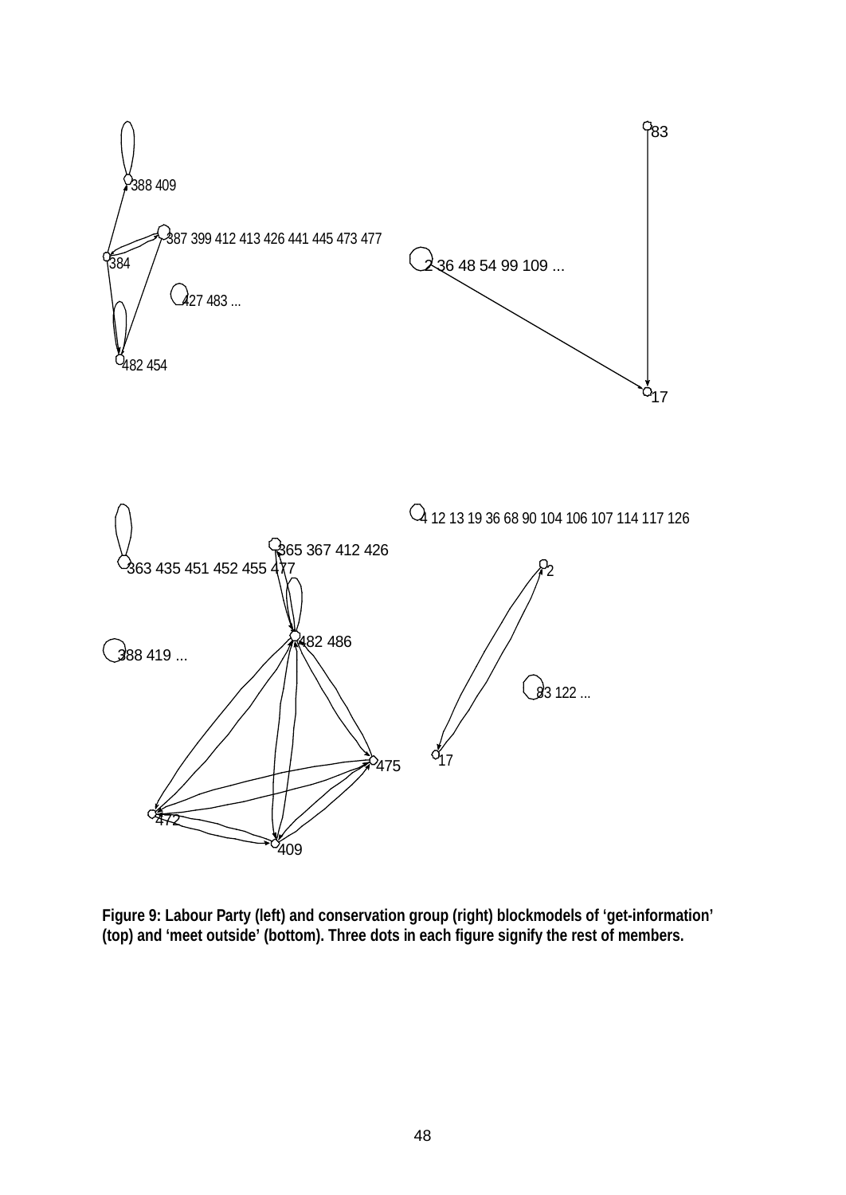388 409

387 399 412 413 426 441 445 473 477

384

427 483 ...

482 454

83

2 36 48 54 99 109 ...

17

363 435 451 452 455 477

365 367 412 426

482 486

388 419 ...

475

472

409

4 12 13 19 36 68 90 104 106 107 114 117 126

2

83 122 ...

17

**Figure 9: Labour Party (left) and conservation group (right) blockmodels of 'get-information' (top) and 'meet outside' (bottom). Three dots in each figure signify the rest of members.**